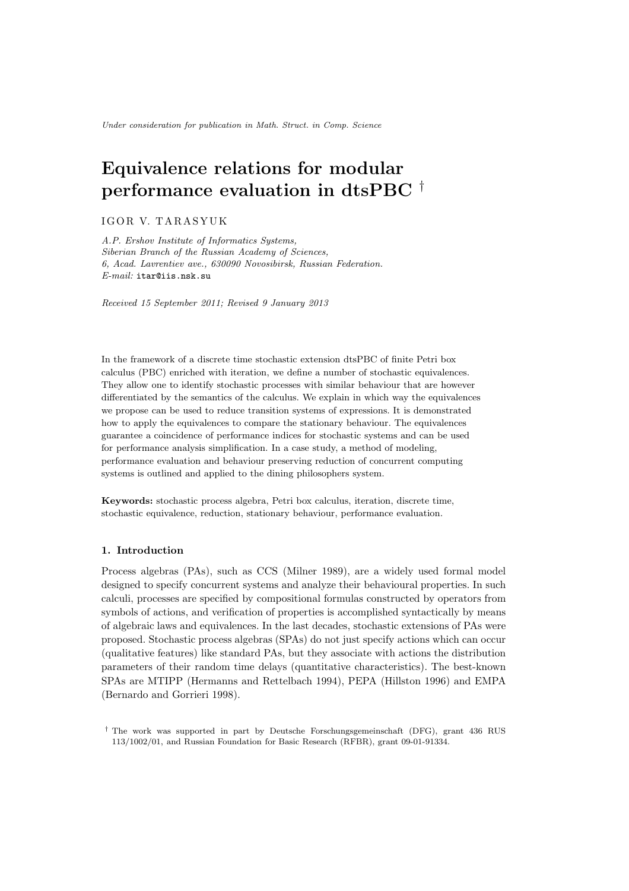*Under consideration for publication in Math. Struct. in Comp. Science*

# Equivalence relations for modular performance evaluation in dtsPBC [†]

IGOR V. TARASYUK

*A.P. Ershov Institute of Informatics Systems,*
*Siberian Branch of the Russian Academy of Sciences,*
*6, Acad. Lavrentiev ave., 630090 Novosibirsk, Russian Federation.*
*E-mail:* itar@iis.nsk.su

*Received 15 September 2011; Revised 9 January 2013*

In the framework of a discrete time stochastic extension dtsPBC of finite Petri box calculus (PBC) enriched with iteration, we define a number of stochastic equivalences. They allow one to identify stochastic processes with similar behaviour that are however differentiated by the semantics of the calculus. We explain in which way the equivalences we propose can be used to reduce transition systems of expressions. It is demonstrated how to apply the equivalences to compare the stationary behaviour. The equivalences guarantee a coincidence of performance indices for stochastic systems and can be used for performance analysis simplification. In a case study, a method of modeling, performance evaluation and behaviour preserving reduction of concurrent computing systems is outlined and applied to the dining philosophers system.

**Keywords:** stochastic process algebra, Petri box calculus, iteration, discrete time, stochastic equivalence, reduction, stationary behaviour, performance evaluation.

## 1. Introduction

Process algebras (PAs), such as CCS (Milner 1989), are a widely used formal model designed to specify concurrent systems and analyze their behavioural properties. In such calculi, processes are specified by compositional formulas constructed by operators from symbols of actions, and verification of properties is accomplished syntactically by means of algebraic laws and equivalences. In the last decades, stochastic extensions of PAs were proposed. Stochastic process algebras (SPAs) do not just specify actions which can occur (qualitative features) like standard PAs, but they associate with actions the distribution parameters of their random time delays (quantitative characteristics). The best-known SPAs are MTIPP (Hermanns and Rettelbach 1994), PEPA (Hillston 1996) and EMPA (Bernardo and Gorrieri 1998).

[†] The work was supported in part by Deutsche Forschungsgemeinschaft (DFG), grant 436 RUS 113/1002/01, and Russian Foundation for Basic Research (RFBR), grant 09-01-91334.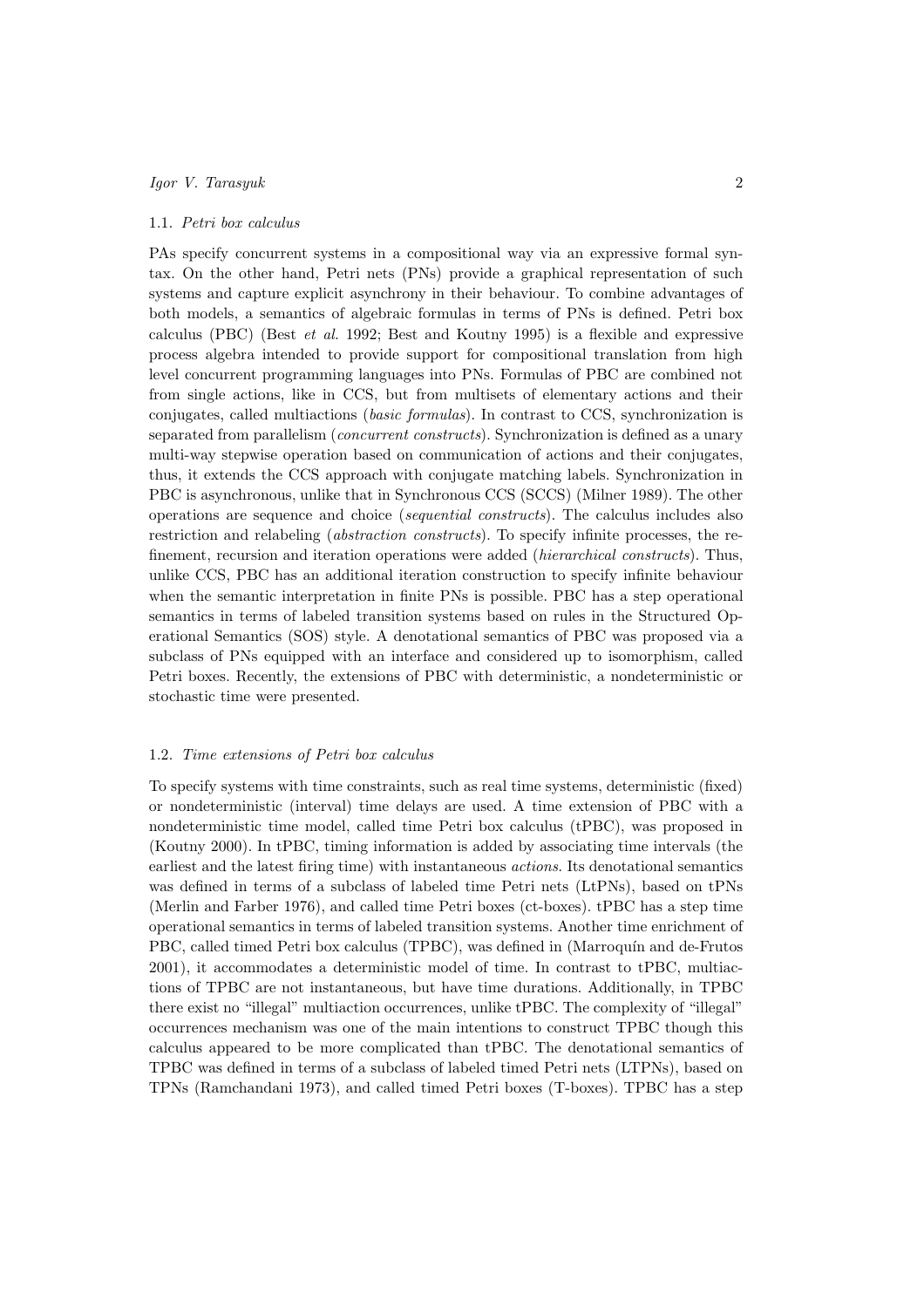### 1.1. *Petri box calculus*

PAs specify concurrent systems in a compositional way via an expressive formal syntax. On the other hand, Petri nets (PNs) provide a graphical representation of such systems and capture explicit asynchrony in their behaviour. To combine advantages of both models, a semantics of algebraic formulas in terms of PNs is defined. Petri box calculus (PBC) (Best *et al.* 1992; Best and Koutny 1995) is a flexible and expressive process algebra intended to provide support for compositional translation from high level concurrent programming languages into PNs. Formulas of PBC are combined not from single actions, like in CCS, but from multisets of elementary actions and their conjugates, called multiactions (*basic formulas*). In contrast to CCS, synchronization is separated from parallelism (*concurrent constructs*). Synchronization is defined as a unary multi-way stepwise operation based on communication of actions and their conjugates, thus, it extends the CCS approach with conjugate matching labels. Synchronization in PBC is asynchronous, unlike that in Synchronous CCS (SCCS) (Milner 1989). The other operations are sequence and choice (*sequential constructs*). The calculus includes also restriction and relabeling (*abstraction constructs*). To specify infinite processes, the refinement, recursion and iteration operations were added (*hierarchical constructs*). Thus, unlike CCS, PBC has an additional iteration construction to specify infinite behaviour when the semantic interpretation in finite PNs is possible. PBC has a step operational semantics in terms of labeled transition systems based on rules in the Structured Operational Semantics (SOS) style. A denotational semantics of PBC was proposed via a subclass of PNs equipped with an interface and considered up to isomorphism, called Petri boxes. Recently, the extensions of PBC with deterministic, a nondeterministic or stochastic time were presented.

### 1.2. *Time extensions of Petri box calculus*

To specify systems with time constraints, such as real time systems, deterministic (fixed) or nondeterministic (interval) time delays are used. A time extension of PBC with a nondeterministic time model, called time Petri box calculus (tPBC), was proposed in (Koutny 2000). In tPBC, timing information is added by associating time intervals (the earliest and the latest firing time) with instantaneous *actions*. Its denotational semantics was defined in terms of a subclass of labeled time Petri nets (LtPNs), based on tPNs (Merlin and Farber 1976), and called time Petri boxes (ct-boxes). tPBC has a step time operational semantics in terms of labeled transition systems. Another time enrichment of PBC, called timed Petri box calculus (TPBC), was defined in (Marroquín and de-Frutos 2001), it accommodates a deterministic model of time. In contrast to tPBC, multiactions of TPBC are not instantaneous, but have time durations. Additionally, in TPBC there exist no "illegal" multiaction occurrences, unlike tPBC. The complexity of "illegal" occurrences mechanism was one of the main intentions to construct TPBC though this calculus appeared to be more complicated than tPBC. The denotational semantics of TPBC was defined in terms of a subclass of labeled timed Petri nets (LTPNs), based on TPNs (Ramchandani 1973), and called timed Petri boxes (T-boxes). TPBC has a step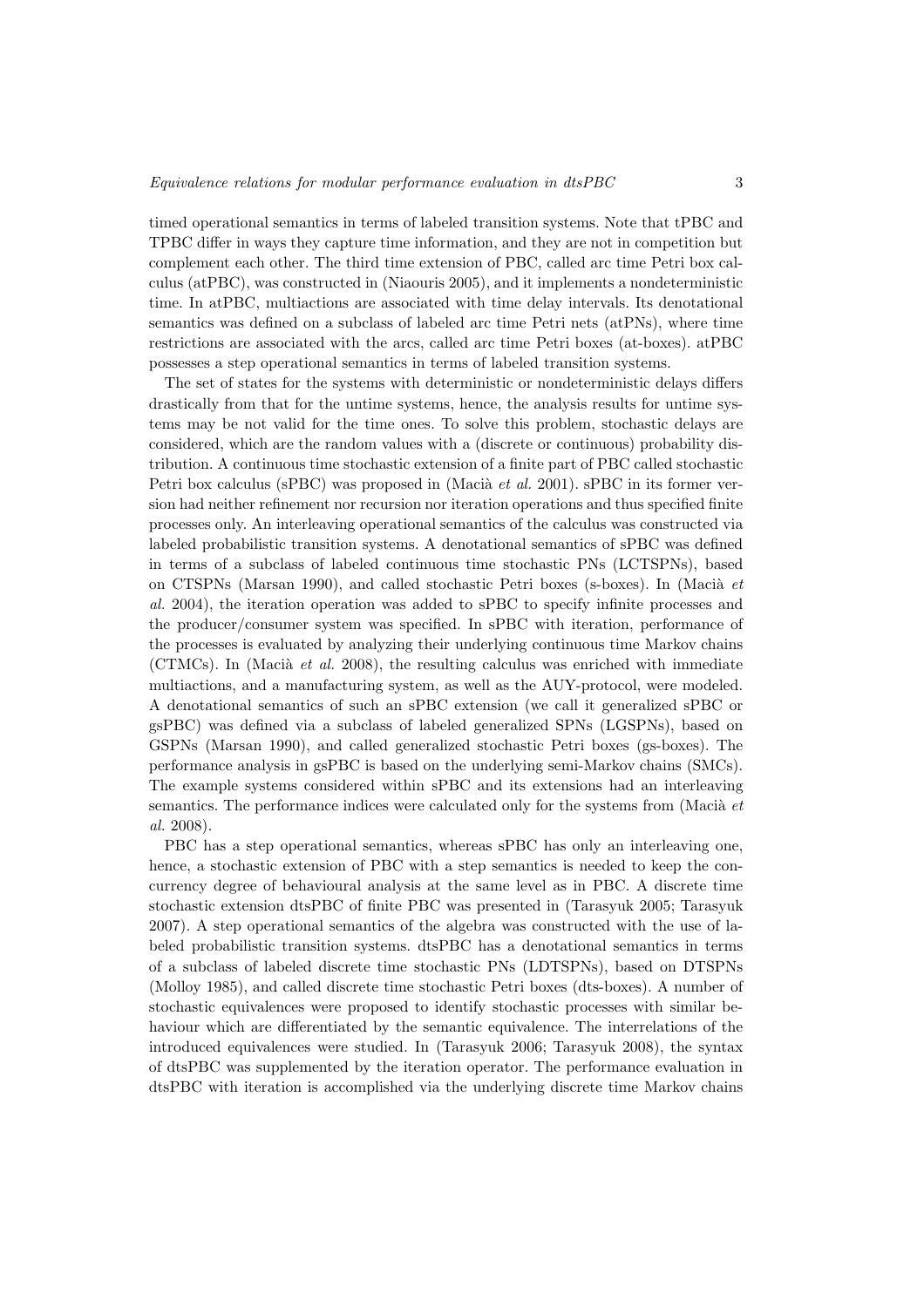timed operational semantics in terms of labeled transition systems. Note that tPBC and TPBC differ in ways they capture time information, and they are not in competition but complement each other. The third time extension of PBC, called arc time Petri box calculus (atPBC), was constructed in (Niaouris 2005), and it implements a nondeterministic time. In atPBC, multiactions are associated with time delay intervals. Its denotational semantics was defined on a subclass of labeled arc time Petri nets (atPNs), where time restrictions are associated with the arcs, called arc time Petri boxes (at-boxes). atPBC possesses a step operational semantics in terms of labeled transition systems.

The set of states for the systems with deterministic or nondeterministic delays differs drastically from that for the untime systems, hence, the analysis results for untime systems may be not valid for the time ones. To solve this problem, stochastic delays are considered, which are the random values with a (discrete or continuous) probability distribution. A continuous time stochastic extension of a finite part of PBC called stochastic Petri box calculus (sPBC) was proposed in (Macià *et al.* 2001). sPBC in its former version had neither refinement nor recursion nor iteration operations and thus specified finite processes only. An interleaving operational semantics of the calculus was constructed via labeled probabilistic transition systems. A denotational semantics of sPBC was defined in terms of a subclass of labeled continuous time stochastic PNs (LCTSPNs), based on CTSPNs (Marsan 1990), and called stochastic Petri boxes (s-boxes). In (Macià *et al.* 2004), the iteration operation was added to sPBC to specify infinite processes and the producer/consumer system was specified. In sPBC with iteration, performance of the processes is evaluated by analyzing their underlying continuous time Markov chains (CTMCs). In (Macià *et al.* 2008), the resulting calculus was enriched with immediate multiactions, and a manufacturing system, as well as the AUY-protocol, were modeled. A denotational semantics of such an sPBC extension (we call it generalized sPBC or gsPBC) was defined via a subclass of labeled generalized SPNs (LGSPNs), based on GSPNs (Marsan 1990), and called generalized stochastic Petri boxes (gs-boxes). The performance analysis in gsPBC is based on the underlying semi-Markov chains (SMCs). The example systems considered within sPBC and its extensions had an interleaving semantics. The performance indices were calculated only for the systems from (Macià *et al.* 2008).

PBC has a step operational semantics, whereas sPBC has only an interleaving one, hence, a stochastic extension of PBC with a step semantics is needed to keep the concurrency degree of behavioural analysis at the same level as in PBC. A discrete time stochastic extension dtsPBC of finite PBC was presented in (Tarasyuk 2005; Tarasyuk 2007). A step operational semantics of the algebra was constructed with the use of labeled probabilistic transition systems. dtsPBC has a denotational semantics in terms of a subclass of labeled discrete time stochastic PNs (LDTSPNs), based on DTSPNs (Molloy 1985), and called discrete time stochastic Petri boxes (dts-boxes). A number of stochastic equivalences were proposed to identify stochastic processes with similar behaviour which are differentiated by the semantic equivalence. The interrelations of the introduced equivalences were studied. In (Tarasyuk 2006; Tarasyuk 2008), the syntax of dtsPBC was supplemented by the iteration operator. The performance evaluation in dtsPBC with iteration is accomplished via the underlying discrete time Markov chains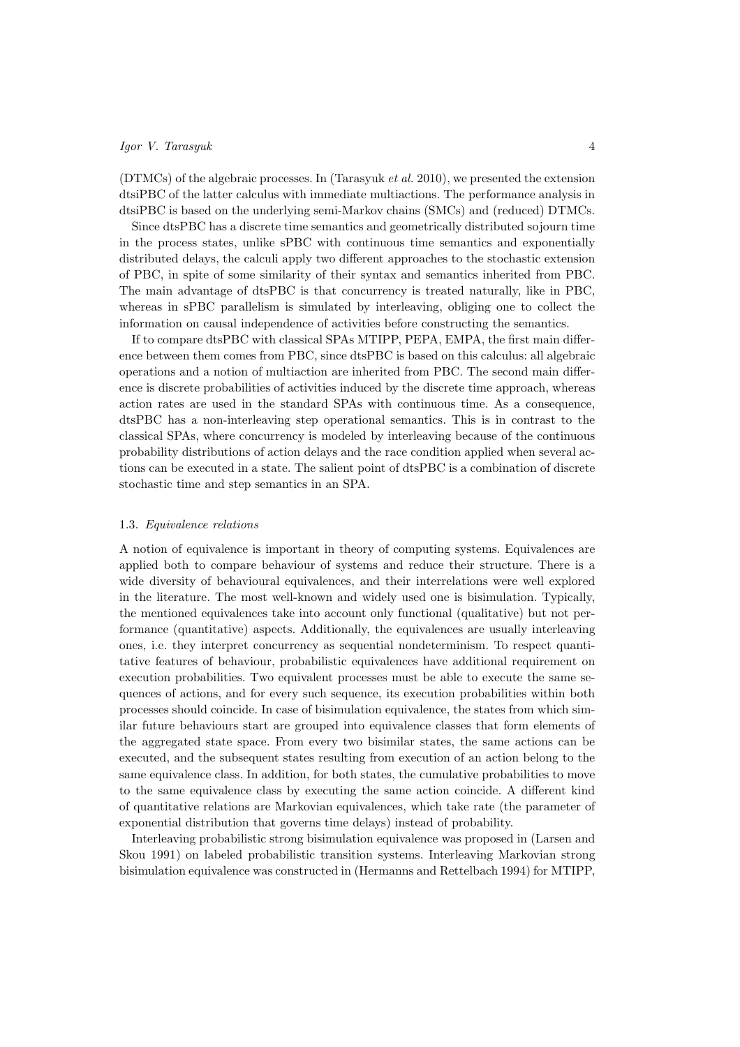(DTMCs) of the algebraic processes. In (Tarasyuk *et al.* 2010), we presented the extension dtsiPBC of the latter calculus with immediate multiactions. The performance analysis in dtsiPBC is based on the underlying semi-Markov chains (SMCs) and (reduced) DTMCs.

Since dtsPBC has a discrete time semantics and geometrically distributed sojourn time in the process states, unlike sPBC with continuous time semantics and exponentially distributed delays, the calculi apply two different approaches to the stochastic extension of PBC, in spite of some similarity of their syntax and semantics inherited from PBC. The main advantage of dtsPBC is that concurrency is treated naturally, like in PBC, whereas in sPBC parallelism is simulated by interleaving, obliging one to collect the information on causal independence of activities before constructing the semantics.

If to compare dtsPBC with classical SPAs MTIPP, PEPA, EMPA, the first main difference between them comes from PBC, since dtsPBC is based on this calculus: all algebraic operations and a notion of multiaction are inherited from PBC. The second main difference is discrete probabilities of activities induced by the discrete time approach, whereas action rates are used in the standard SPAs with continuous time. As a consequence, dtsPBC has a non-interleaving step operational semantics. This is in contrast to the classical SPAs, where concurrency is modeled by interleaving because of the continuous probability distributions of action delays and the race condition applied when several actions can be executed in a state. The salient point of dtsPBC is a combination of discrete stochastic time and step semantics in an SPA.

### 1.3. *Equivalence relations*

A notion of equivalence is important in theory of computing systems. Equivalences are applied both to compare behaviour of systems and reduce their structure. There is a wide diversity of behavioural equivalences, and their interrelations were well explored in the literature. The most well-known and widely used one is bisimulation. Typically, the mentioned equivalences take into account only functional (qualitative) but not performance (quantitative) aspects. Additionally, the equivalences are usually interleaving ones, i.e. they interpret concurrency as sequential nondeterminism. To respect quantitative features of behaviour, probabilistic equivalences have additional requirement on execution probabilities. Two equivalent processes must be able to execute the same sequences of actions, and for every such sequence, its execution probabilities within both processes should coincide. In case of bisimulation equivalence, the states from which similar future behaviours start are grouped into equivalence classes that form elements of the aggregated state space. From every two bisimilar states, the same actions can be executed, and the subsequent states resulting from execution of an action belong to the same equivalence class. In addition, for both states, the cumulative probabilities to move to the same equivalence class by executing the same action coincide. A different kind of quantitative relations are Markovian equivalences, which take rate (the parameter of exponential distribution that governs time delays) instead of probability.

Interleaving probabilistic strong bisimulation equivalence was proposed in (Larsen and Skou 1991) on labeled probabilistic transition systems. Interleaving Markovian strong bisimulation equivalence was constructed in (Hermanns and Rettelbach 1994) for MTIPP,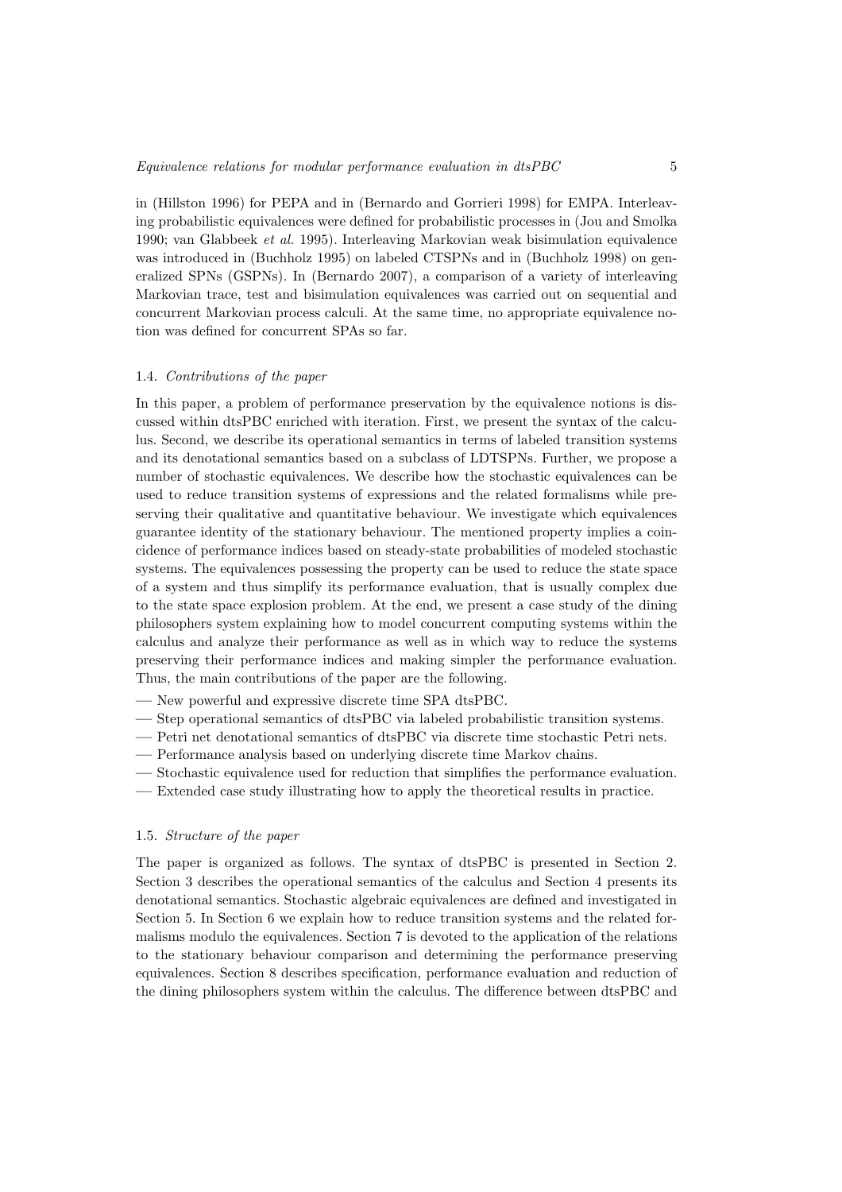in (Hillston 1996) for PEPA and in (Bernardo and Gorrieri 1998) for EMPA. Interleaving probabilistic equivalences were defined for probabilistic processes in (Jou and Smolka 1990; van Glabbeek *et al.* 1995). Interleaving Markovian weak bisimulation equivalence was introduced in (Buchholz 1995) on labeled CTSPNs and in (Buchholz 1998) on generalized SPNs (GSPNs). In (Bernardo 2007), a comparison of a variety of interleaving Markovian trace, test and bisimulation equivalences was carried out on sequential and concurrent Markovian process calculi. At the same time, no appropriate equivalence notion was defined for concurrent SPAs so far.

### 1.4. *Contributions of the paper*

In this paper, a problem of performance preservation by the equivalence notions is discussed within dtsPBC enriched with iteration. First, we present the syntax of the calculus. Second, we describe its operational semantics in terms of labeled transition systems and its denotational semantics based on a subclass of LDTSPNs. Further, we propose a number of stochastic equivalences. We describe how the stochastic equivalences can be used to reduce transition systems of expressions and the related formalisms while preserving their qualitative and quantitative behaviour. We investigate which equivalences guarantee identity of the stationary behaviour. The mentioned property implies a coincidence of performance indices based on steady-state probabilities of modeled stochastic systems. The equivalences possessing the property can be used to reduce the state space of a system and thus simplify its performance evaluation, that is usually complex due to the state space explosion problem. At the end, we present a case study of the dining philosophers system explaining how to model concurrent computing systems within the calculus and analyze their performance as well as in which way to reduce the systems preserving their performance indices and making simpler the performance evaluation. Thus, the main contributions of the paper are the following.

- New powerful and expressive discrete time SPA dtsPBC.
- Step operational semantics of dtsPBC via labeled probabilistic transition systems.
- Petri net denotational semantics of dtsPBC via discrete time stochastic Petri nets.
- Performance analysis based on underlying discrete time Markov chains.
- Stochastic equivalence used for reduction that simplifies the performance evaluation.
- Extended case study illustrating how to apply the theoretical results in practice.

### 1.5. *Structure of the paper*

The paper is organized as follows. The syntax of dtsPBC is presented in Section 2. Section 3 describes the operational semantics of the calculus and Section 4 presents its denotational semantics. Stochastic algebraic equivalences are defined and investigated in Section 5. In Section 6 we explain how to reduce transition systems and the related formalisms modulo the equivalences. Section 7 is devoted to the application of the relations to the stationary behaviour comparison and determining the performance preserving equivalences. Section 8 describes specification, performance evaluation and reduction of the dining philosophers system within the calculus. The difference between dtsPBC and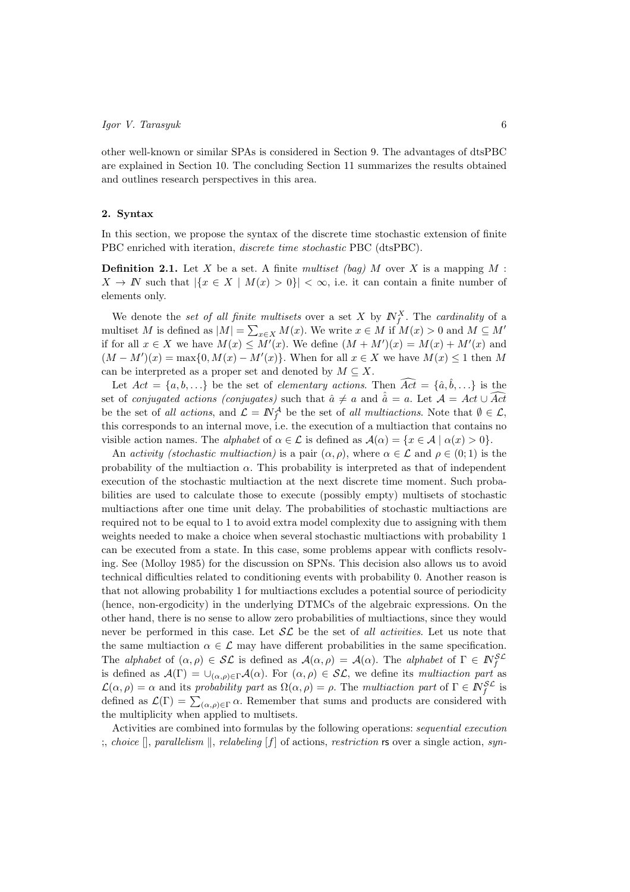other well-known or similar SPAs is considered in Section 9. The advantages of dtsPBC are explained in Section 10. The concluding Section 11 summarizes the results obtained and outlines research perspectives in this area.

## 2. Syntax

In this section, we propose the syntax of the discrete time stochastic extension of finite PBC enriched with iteration, *discrete time stochastic* PBC (dtsPBC).

**Definition 2.1.** Let $X$ be a set. A finite *multiset (bag)* $M$ over $X$ is a mapping $M : X \to I\!N$ such that $|\{x \in X \mid M(x) > 0\}| < \infty$, i.e. it can contain a finite number of elements only.

We denote the *set of all finite multisets* over a set $X$ by $I\!N_f^X$. The *cardinality* of a multiset $M$ is defined as $|M| = \sum_{x \in X} M(x)$. We write $x \in M$ if $M(x) > 0$ and $M \subseteq M'$ if for all $x \in X$ we have $M(x) \leq M'(x)$. We define $(M + M')(x) = M(x) + M'(x)$ and $(M - M')(x) = \max\{0, M(x) - M'(x)\}$. When for all $x \in X$ we have $M(x) \leq 1$ then $M$ can be interpreted as a proper set and denoted by $M \subseteq X$.

Let $Act = \{a, b, \ldots\}$ be the set of *elementary actions*. Then $\widehat{Act} = \{\hat{a}, \hat{b}, \ldots\}$ is the set of *conjugated actions (conjugates)* such that $\hat{a} \neq a$ and $\hat{\hat{a}} = a$. Let $\mathcal{A} = Act \cup \widehat{Act}$ be the set of *all actions*, and $\mathcal{L} = I\!N_f^{\mathcal{A}}$ be the set of *all multiactions*. Note that $\emptyset \in \mathcal{L}$, this corresponds to an internal move, i.e. the execution of a multiaction that contains no visible action names. The *alphabet* of $\alpha \in \mathcal{L}$ is defined as $\mathcal{A}(\alpha) = \{x \in \mathcal{A} \mid \alpha(x) > 0\}$.

An *activity (stochastic multiaction)* is a pair $(\alpha, \rho)$, where $\alpha \in \mathcal{L}$ and $\rho \in (0; 1)$ is the probability of the multiaction $\alpha$. This probability is interpreted as that of independent execution of the stochastic multiaction at the next discrete time moment. Such probabilities are used to calculate those to execute (possibly empty) multisets of stochastic multiactions after one time unit delay. The probabilities of stochastic multiactions are required not to be equal to 1 to avoid extra model complexity due to assigning with them weights needed to make a choice when several stochastic multiactions with probability 1 can be executed from a state. In this case, some problems appear with conflicts resolving. See (Molloy 1985) for the discussion on SPNs. This decision also allows us to avoid technical difficulties related to conditioning events with probability 0. Another reason is that not allowing probability 1 for multiactions excludes a potential source of periodicity (hence, non-ergodicity) in the underlying DTMCs of the algebraic expressions. On the other hand, there is no sense to allow zero probabilities of multiactions, since they would never be performed in this case. Let $\mathcal{SL}$ be the set of *all activities*. Let us note that the same multiaction $\alpha \in \mathcal{L}$ may have different probabilities in the same specification. The *alphabet* of $(\alpha, \rho) \in \mathcal{SL}$ is defined as $\mathcal{A}(\alpha, \rho) = \mathcal{A}(\alpha)$. The *alphabet* of $\Gamma \in I\!N_f^{\mathcal{SL}}$ is defined as $\mathcal{A}(\Gamma) = \cup_{(\alpha,\rho) \in \Gamma} \mathcal{A}(\alpha)$. For $(\alpha, \rho) \in \mathcal{SL}$, we define its *multiaction part* as $\mathcal{L}(\alpha, \rho) = \alpha$ and its *probability part* as $\Omega(\alpha, \rho) = \rho$. The *multiaction part* of $\Gamma \in I\!N_f^{\mathcal{SL}}$ is defined as $\mathcal{L}(\Gamma) = \sum_{(\alpha,\rho) \in \Gamma} \alpha$. Remember that sums and products are considered with the multiplicity when applied to multisets.

Activities are combined into formulas by the following operations: *sequential execution* ;, *choice* $[]$, *parallelism* $\|$, *relabeling* $[f]$ of actions, *restriction* $\mathsf{rs}$ over a single action, *syn-*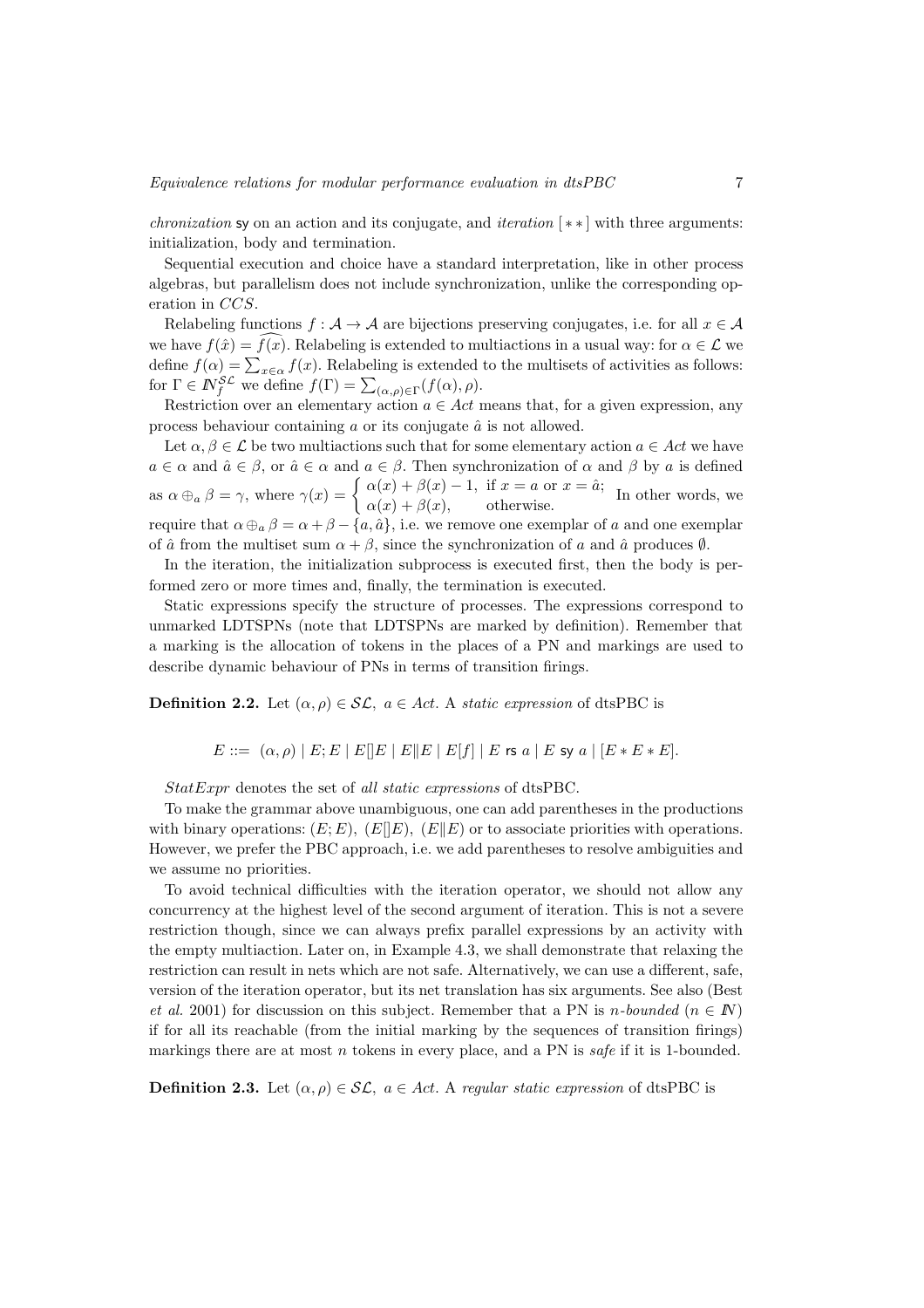*chronization* sy on an action and its conjugate, and *iteration* $[**]$ with three arguments: initialization, body and termination.

Sequential execution and choice have a standard interpretation, like in other process algebras, but parallelism does not include synchronization, unlike the corresponding operation in *CCS*.

Relabeling functions $f : \mathcal{A} \to \mathcal{A}$ are bijections preserving conjugates, i.e. for all $x \in \mathcal{A}$ we have $f(\hat{x}) = \widehat{f(x)}$. Relabeling is extended to multiactions in a usual way: for $\alpha \in \mathcal{L}$ we define $f(\alpha) = \sum_{x \in \alpha} f(x)$. Relabeling is extended to the multisets of activities as follows: for $\Gamma \in I\!N_f^{\mathcal{SL}}$ we define $f(\Gamma) = \sum_{(\alpha,\rho)\in\Gamma}(f(\alpha), \rho)$.

Restriction over an elementary action $a \in Act$ means that, for a given expression, any process behaviour containing $a$ or its conjugate $\hat{a}$ is not allowed.

Let $\alpha, \beta \in \mathcal{L}$ be two multiactions such that for some elementary action $a \in Act$ we have $a \in \alpha$ and $\hat{a} \in \beta$, or $\hat{a} \in \alpha$ and $a \in \beta$. Then synchronization of $\alpha$ and $\beta$ by $a$ is defined as $\alpha \oplus_a \beta = \gamma$, where $\gamma(x) = \begin{cases} \alpha(x) + \beta(x) - 1, & \text{if } x = a \text{ or } x = \hat{a}; \\ \alpha(x) + \beta(x), & \text{otherwise.} \end{cases}$ In other words, we require that $\alpha \oplus_a \beta = \alpha + \beta - \{a, \hat{a}\}$, i.e. we remove one exemplar of $a$ and one exemplar of $\hat{a}$ from the multiset sum $\alpha + \beta$, since the synchronization of $a$ and $\hat{a}$ produces $\emptyset$.

In the iteration, the initialization subprocess is executed first, then the body is performed zero or more times and, finally, the termination is executed.

Static expressions specify the structure of processes. The expressions correspond to unmarked LDTSPNs (note that LDTSPNs are marked by definition). Remember that a marking is the allocation of tokens in the places of a PN and markings are used to describe dynamic behaviour of PNs in terms of transition firings.

**Definition 2.2.** Let $(\alpha, \rho) \in \mathcal{SL},\ a \in Act$. A *static expression* of dtsPBC is

$$E ::= \ (\alpha, \rho) \mid E; E \mid E[]E \mid E\|E \mid E[f] \mid E \text{ rs } a \mid E \text{ sy } a \mid [E * E * E].$$

*StatExpr* denotes the set of *all static expressions* of dtsPBC.

To make the grammar above unambiguous, one can add parentheses in the productions with binary operations: $(E; E)$, $(E[]E)$, $(E\|E)$ or to associate priorities with operations. However, we prefer the PBC approach, i.e. we add parentheses to resolve ambiguities and we assume no priorities.

To avoid technical difficulties with the iteration operator, we should not allow any concurrency at the highest level of the second argument of iteration. This is not a severe restriction though, since we can always prefix parallel expressions by an activity with the empty multiaction. Later on, in Example 4.3, we shall demonstrate that relaxing the restriction can result in nets which are not safe. Alternatively, we can use a different, safe, version of the iteration operator, but its net translation has six arguments. See also (Best *et al.* 2001) for discussion on this subject. Remember that a PN is $n$-*bounded* ($n \in I\!N$) if for all its reachable (from the initial marking by the sequences of transition firings) markings there are at most $n$ tokens in every place, and a PN is *safe* if it is 1-bounded.

**Definition 2.3.** Let $(\alpha, \rho) \in \mathcal{SL},\ a \in Act$. A *regular static expression* of dtsPBC is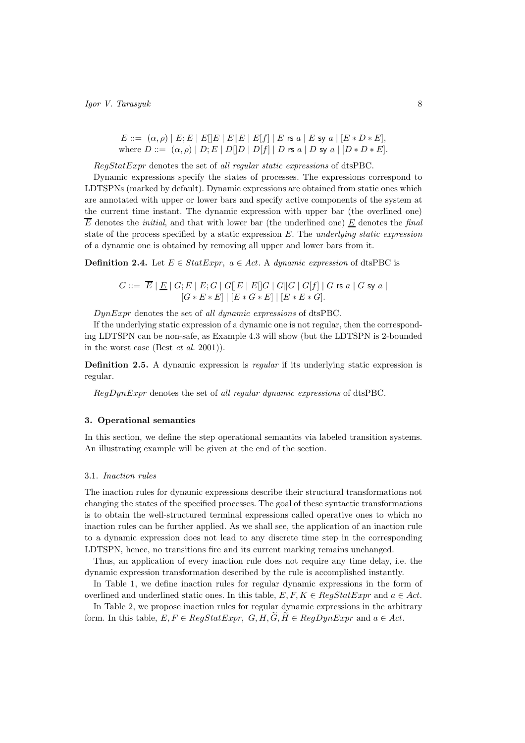$$E ::= \ (\alpha,\rho) \mid E;E \mid E[]E \mid E\|E \mid E[f] \mid E \ \mathsf{rs}\ a \mid E \ \mathsf{sy}\ a \mid [E * D * E],$$
$$\text{where } D ::= \ (\alpha,\rho) \mid D;E \mid D[]D \mid D[f] \mid D \ \mathsf{rs}\ a \mid D \ \mathsf{sy}\ a \mid [D * D * E].$$

*RegStatExpr* denotes the set of *all regular static expressions* of dtsPBC.

Dynamic expressions specify the states of processes. The expressions correspond to LDTSPNs (marked by default). Dynamic expressions are obtained from static ones which are annotated with upper or lower bars and specify active components of the system at the current time instant. The dynamic expression with upper bar (the overlined one) $\overline{E}$ denotes the *initial*, and that with lower bar (the underlined one) $\underline{E}$ denotes the *final* state of the process specified by a static expression $E$. The *underlying static expression* of a dynamic one is obtained by removing all upper and lower bars from it.

**Definition 2.4.** Let $E \in StatExpr,\ a \in Act$. A *dynamic expression* of dtsPBC is

$$G ::= \ \overline{E} \mid \underline{E} \mid G;E \mid E;G \mid G[]E \mid E[]G \mid G\|G \mid G[f] \mid G \ \mathsf{rs}\ a \mid G \ \mathsf{sy}\ a \mid$$
$$[G * E * E] \mid [E * G * E] \mid [E * E * G].$$

*DynExpr* denotes the set of *all dynamic expressions* of dtsPBC.

If the underlying static expression of a dynamic one is not regular, then the corresponding LDTSPN can be non-safe, as Example 4.3 will show (but the LDTSPN is 2-bounded in the worst case (Best *et al.* 2001)).

**Definition 2.5.** A dynamic expression is *regular* if its underlying static expression is regular.

*RegDynExpr* denotes the set of *all regular dynamic expressions* of dtsPBC.

## 3. Operational semantics

In this section, we define the step operational semantics via labeled transition systems. An illustrating example will be given at the end of the section.

### 3.1. *Inaction rules*

The inaction rules for dynamic expressions describe their structural transformations not changing the states of the specified processes. The goal of these syntactic transformations is to obtain the well-structured terminal expressions called operative ones to which no inaction rules can be further applied. As we shall see, the application of an inaction rule to a dynamic expression does not lead to any discrete time step in the corresponding LDTSPN, hence, no transitions fire and its current marking remains unchanged.

Thus, an application of every inaction rule does not require any time delay, i.e. the dynamic expression transformation described by the rule is accomplished instantly.

In Table 1, we define inaction rules for regular dynamic expressions in the form of overlined and underlined static ones. In this table, $E, F, K \in RegStatExpr$ and $a \in Act$.

In Table 2, we propose inaction rules for regular dynamic expressions in the arbitrary form. In this table, $E, F \in RegStatExpr,\ G, H, \widetilde{G}, \widetilde{H} \in RegDynExpr$ and $a \in Act$.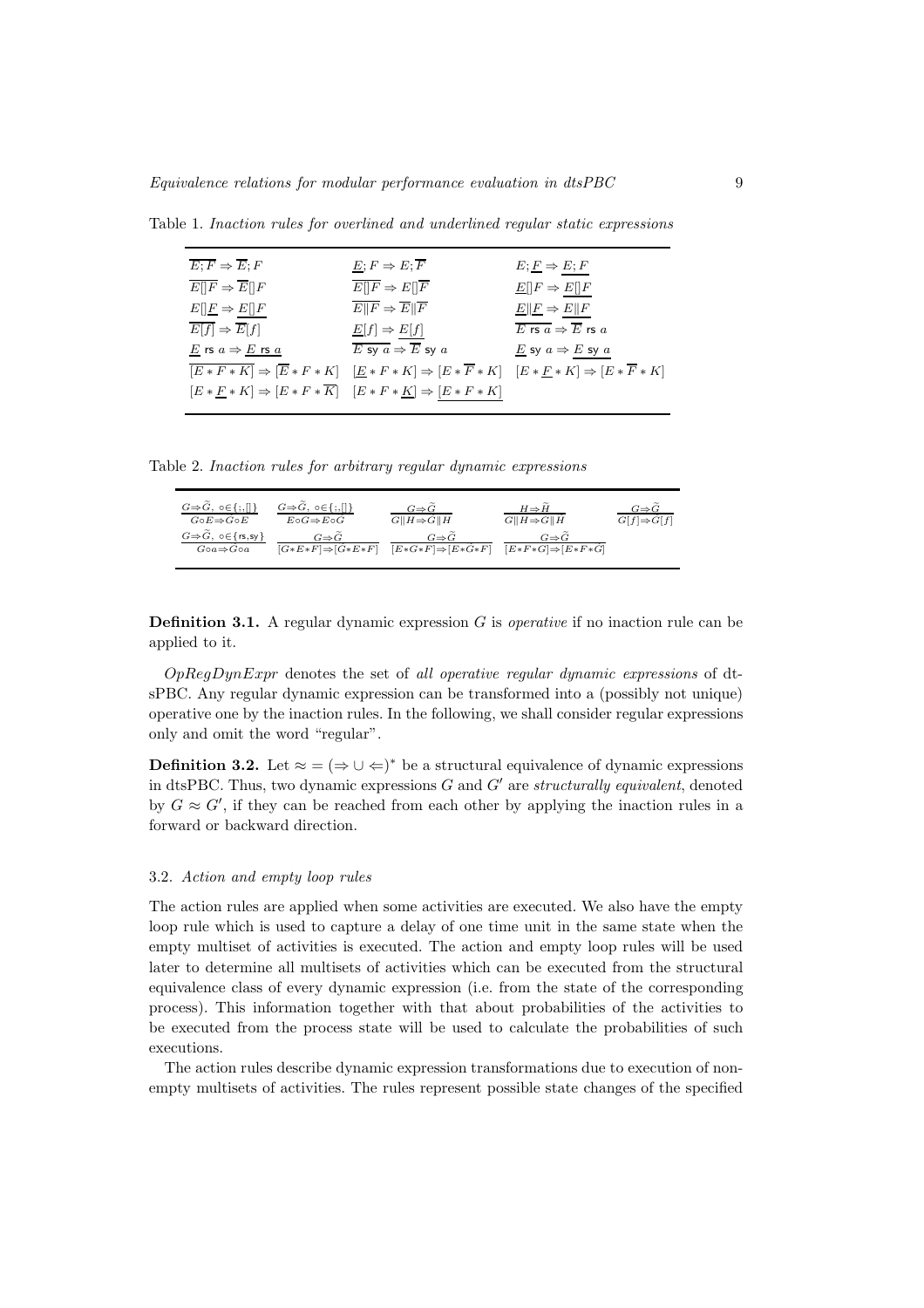Table 1. *Inaction rules for overlined and underlined regular static expressions*

| | | |
|---|---|---|
| $\overline{E;F} \Rightarrow \overline{E};F$ | $\underline{E};F \Rightarrow E;\overline{F}$ | $E;\underline{F} \Rightarrow \underline{E;F}$ |
| $\overline{E[]F} \Rightarrow \overline{E}[]F$ | $\overline{E[]F} \Rightarrow E[]\overline{F}$ | $\underline{E}[]F \Rightarrow \underline{E[]F}$ |
| $E[]\underline{F} \Rightarrow \underline{E[]F}$ | $\overline{E\|F} \Rightarrow \overline{E}\|\overline{F}$ | $\underline{E}\|\underline{F} \Rightarrow \underline{E\|F}$ |
| $\overline{E[f]} \Rightarrow \overline{E}[f]$ | $\underline{E}[f] \Rightarrow \underline{E[f]}$ | $\overline{E \text{ rs } a} \Rightarrow \overline{E} \text{ rs } a$ |
| $\underline{E} \text{ rs } a \Rightarrow \underline{E \text{ rs } a}$ | $\overline{E \text{ sy } a} \Rightarrow \overline{E} \text{ sy } a$ | $\underline{E} \text{ sy } a \Rightarrow \underline{E \text{ sy } a}$ |
| $\overline{[E*F*K]} \Rightarrow [\overline{E}*F*K]$ | $[\underline{E}*F*K] \Rightarrow [E*\overline{F}*K]$ | $[E*\underline{F}*K] \Rightarrow [E*\overline{F}*K]$ |
| $[E*\underline{F}*K] \Rightarrow [E*F*\overline{K}]$ | $[E*F*\underline{K}] \Rightarrow \underline{[E*F*K]}$ | |

Table 2. *Inaction rules for arbitrary regular dynamic expressions*

| | | | | |
|---|---|---|---|---|
| $\dfrac{G\Rightarrow\widetilde{G},\ \circ\in\{;,[]\}}{G\circ E\Rightarrow\widetilde{G}\circ E}$ | $\dfrac{G\Rightarrow\widetilde{G},\ \circ\in\{;,[]\}}{E\circ G\Rightarrow E\circ\widetilde{G}}$ | $\dfrac{G\Rightarrow\widetilde{G}}{G\|H\Rightarrow\widetilde{G}\|H}$ | $\dfrac{H\Rightarrow\widetilde{H}}{G\|H\Rightarrow G\|\widetilde{H}}$ | $\dfrac{G\Rightarrow\widetilde{G}}{G[f]\Rightarrow\widetilde{G}[f]}$ |
| $\dfrac{G\Rightarrow\widetilde{G},\ \circ\in\{\text{rs},\text{sy}\}}{G\circ a\Rightarrow\widetilde{G}\circ a}$ | $\dfrac{G\Rightarrow\widetilde{G}}{[G*E*F]\Rightarrow[\widetilde{G}*E*F]}$ | $\dfrac{G\Rightarrow\widetilde{G}}{[E*G*F]\Rightarrow[E*\widetilde{G}*F]}$ | $\dfrac{G\Rightarrow\widetilde{G}}{[E*F*G]\Rightarrow[E*F*\widetilde{G}]}$ | |

**Definition 3.1.** A regular dynamic expression $G$ is *operative* if no inaction rule can be applied to it.

*OpRegDynExpr* denotes the set of *all operative regular dynamic expressions* of dtsPBC. Any regular dynamic expression can be transformed into a (possibly not unique) operative one by the inaction rules. In the following, we shall consider regular expressions only and omit the word "regular".

**Definition 3.2.** Let $\approx = (\Rightarrow \cup \Leftarrow)^*$ be a structural equivalence of dynamic expressions in dtsPBC. Thus, two dynamic expressions $G$ and $G'$ are *structurally equivalent*, denoted by $G \approx G'$, if they can be reached from each other by applying the inaction rules in a forward or backward direction.

### 3.2. *Action and empty loop rules*

The action rules are applied when some activities are executed. We also have the empty loop rule which is used to capture a delay of one time unit in the same state when the empty multiset of activities is executed. The action and empty loop rules will be used later to determine all multisets of activities which can be executed from the structural equivalence class of every dynamic expression (i.e. from the state of the corresponding process). This information together with that about probabilities of the activities to be executed from the process state will be used to calculate the probabilities of such executions.

The action rules describe dynamic expression transformations due to execution of non-empty multisets of activities. The rules represent possible state changes of the specified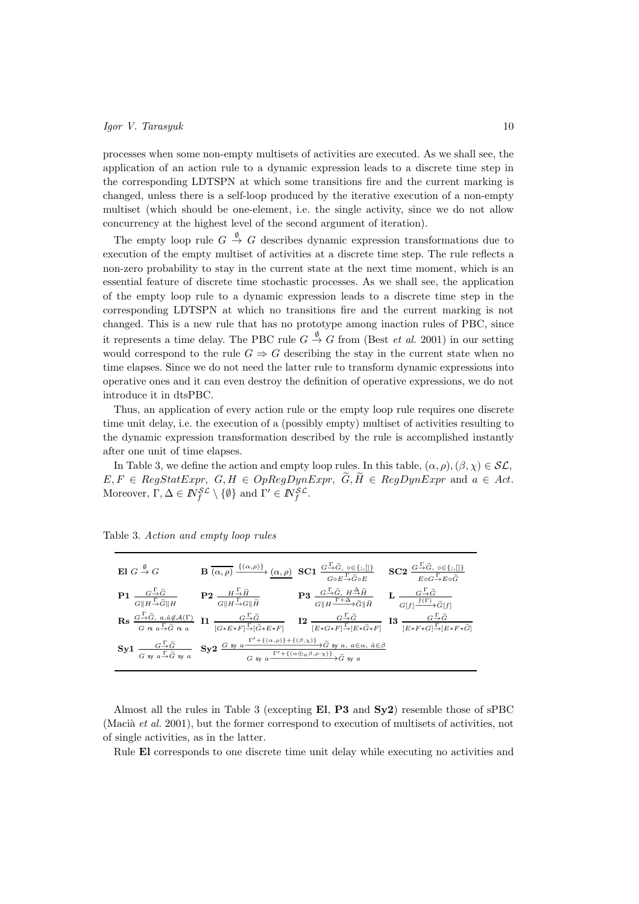processes when some non-empty multisets of activities are executed. As we shall see, the application of an action rule to a dynamic expression leads to a discrete time step in the corresponding LDTSPN at which some transitions fire and the current marking is changed, unless there is a self-loop produced by the iterative execution of a non-empty multiset (which should be one-element, i.e. the single activity, since we do not allow concurrency at the highest level of the second argument of iteration).

The empty loop rule $G \stackrel{\emptyset}{\to} G$ describes dynamic expression transformations due to execution of the empty multiset of activities at a discrete time step. The rule reflects a non-zero probability to stay in the current state at the next time moment, which is an essential feature of discrete time stochastic processes. As we shall see, the application of the empty loop rule to a dynamic expression leads to a discrete time step in the corresponding LDTSPN at which no transitions fire and the current marking is not changed. This is a new rule that has no prototype among inaction rules of PBC, since it represents a time delay. The PBC rule $G \stackrel{\emptyset}{\to} G$ from (Best *et al.* 2001) in our setting would correspond to the rule $G \Rightarrow G$ describing the stay in the current state when no time elapses. Since we do not need the latter rule to transform dynamic expressions into operative ones and it can even destroy the definition of operative expressions, we do not introduce it in dtsPBC.

Thus, an application of every action rule or the empty loop rule requires one discrete time unit delay, i.e. the execution of a (possibly empty) multiset of activities resulting to the dynamic expression transformation described by the rule is accomplished instantly after one unit of time elapses.

In Table 3, we define the action and empty loop rules. In this table, $(\alpha, \rho), (\beta, \chi) \in \mathcal{SL}$, $E, F \in RegStatExpr$, $G, H \in OpRegDynExpr$, $\widetilde{G}, \widetilde{H} \in RegDynExpr$ and $a \in Act$. Moreover, $\Gamma, \Delta \in I\!N_f^{\mathcal{SL}} \setminus \{\emptyset\}$ and $\Gamma' \in I\!N_f^{\mathcal{SL}}$.

Table 3. *Action and empty loop rules*

| | | | |
|---|---|---|---|
| **El** $G \stackrel{\emptyset}{\to} G$ | **B** $\overline{(\alpha,\rho)} \xrightarrow{\{(\alpha,\rho)\}} \underline{(\alpha,\rho)}$ | **SC1** $\dfrac{G \stackrel{\Gamma}{\to} \widetilde{G},\ \circ \in \{;, []\}}{G \circ E \stackrel{\Gamma}{\to} \widetilde{G} \circ E}$ | **SC2** $\dfrac{G \stackrel{\Gamma}{\to} \widetilde{G},\ \circ \in \{;, []\}}{E \circ G \stackrel{\Gamma}{\to} E \circ \widetilde{G}}$ |
| **P1** $\dfrac{G \stackrel{\Gamma}{\to} \widetilde{G}}{G \| H \stackrel{\Gamma}{\to} \widetilde{G} \| H}$ | **P2** $\dfrac{H \stackrel{\Gamma}{\to} \widetilde{H}}{G \| H \stackrel{\Gamma}{\to} G \| \widetilde{H}}$ | **P3** $\dfrac{G \stackrel{\Gamma}{\to} \widetilde{G},\ H \stackrel{\Delta}{\to} \widetilde{H}}{G \| H \xrightarrow{\Gamma + \Delta} \widetilde{G} \| \widetilde{H}}$ | **L** $\dfrac{G \stackrel{\Gamma}{\to} \widetilde{G}}{G[f] \xrightarrow{f(\Gamma)} \widetilde{G}[f]}$ |
| **Rs** $\dfrac{G \stackrel{\Gamma}{\to} \widetilde{G},\ a, \hat{a} \notin \mathcal{A}(\Gamma)}{G \text{ rs } a \stackrel{\Gamma}{\to} \widetilde{G} \text{ rs } a}$ | **I1** $\dfrac{G \stackrel{\Gamma}{\to} \widetilde{G}}{[G * E * F] \stackrel{\Gamma}{\to} [\widetilde{G} * E * F]}$ | **I2** $\dfrac{G \stackrel{\Gamma}{\to} \widetilde{G}}{[E * G * F] \stackrel{\Gamma}{\to} [E * \widetilde{G} * F]}$ | **I3** $\dfrac{G \stackrel{\Gamma}{\to} \widetilde{G}}{[E * F * G] \stackrel{\Gamma}{\to} [E * F * \widetilde{G}]}$ |
| **Sy1** $\dfrac{G \stackrel{\Gamma}{\to} \widetilde{G}}{G \text{ sy } a \stackrel{\Gamma}{\to} \widetilde{G} \text{ sy } a}$ | **Sy2** $\dfrac{G \text{ sy } a \xrightarrow{\Gamma' + \{(\alpha,\rho)\} + \{(\beta,\chi)\}} \widetilde{G} \text{ sy } a,\ a \in \alpha,\ \hat{a} \in \beta}{G \text{ sy } a \xrightarrow{\Gamma' + \{(\alpha \oplus_a \beta, \rho \cdot \chi)\}} \widetilde{G} \text{ sy } a}$ | | |

Almost all the rules in Table 3 (excepting **El**, **P3** and **Sy2**) resemble those of sPBC (Macià *et al.* 2001), but the former correspond to execution of multisets of activities, not of single activities, as in the latter.

Rule **El** corresponds to one discrete time unit delay while executing no activities and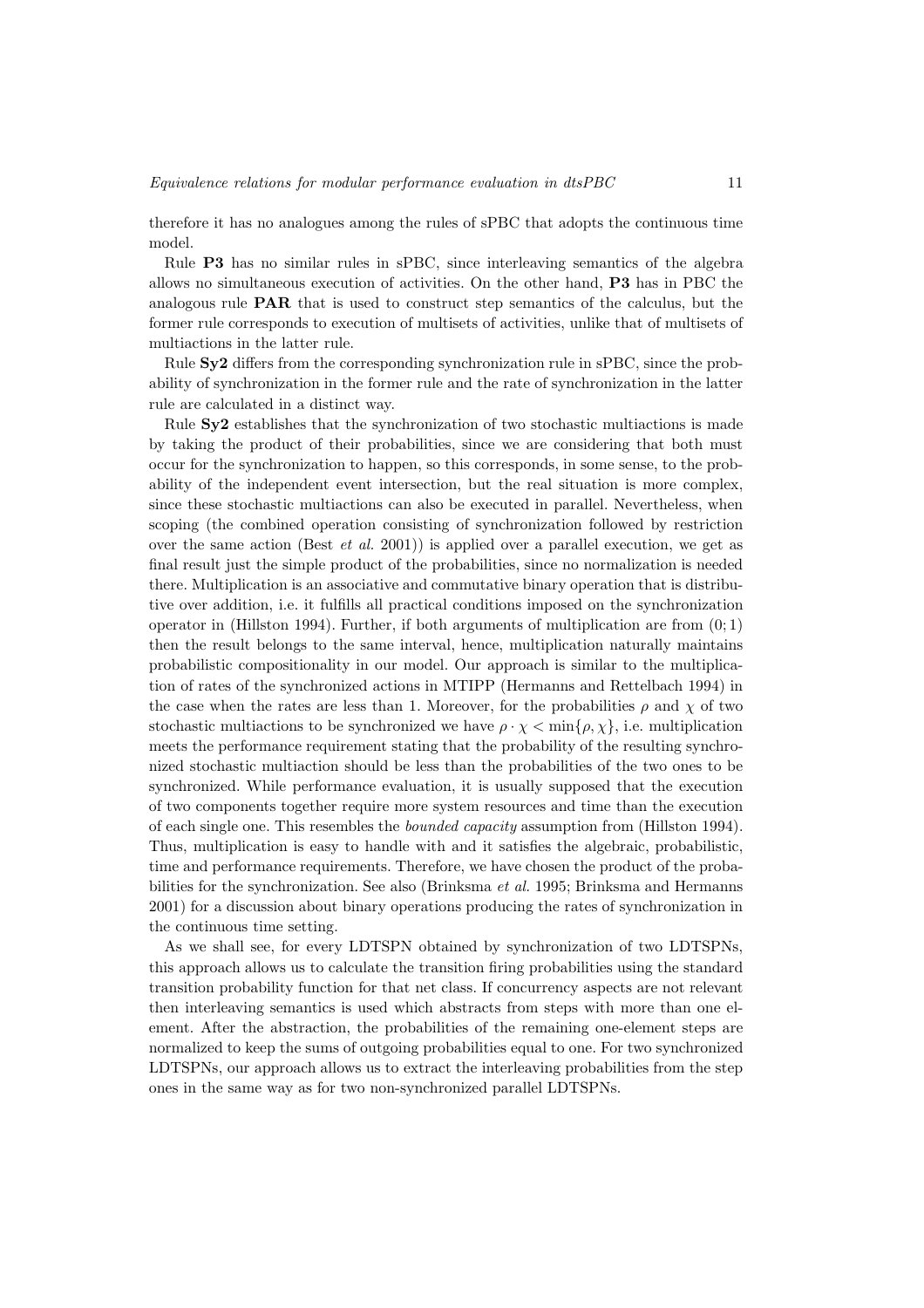therefore it has no analogues among the rules of sPBC that adopts the continuous time model.

Rule **P3** has no similar rules in sPBC, since interleaving semantics of the algebra allows no simultaneous execution of activities. On the other hand, **P3** has in PBC the analogous rule **PAR** that is used to construct step semantics of the calculus, but the former rule corresponds to execution of multisets of activities, unlike that of multisets of multiactions in the latter rule.

Rule **Sy2** differs from the corresponding synchronization rule in sPBC, since the probability of synchronization in the former rule and the rate of synchronization in the latter rule are calculated in a distinct way.

Rule **Sy2** establishes that the synchronization of two stochastic multiactions is made by taking the product of their probabilities, since we are considering that both must occur for the synchronization to happen, so this corresponds, in some sense, to the probability of the independent event intersection, but the real situation is more complex, since these stochastic multiactions can also be executed in parallel. Nevertheless, when scoping (the combined operation consisting of synchronization followed by restriction over the same action (Best *et al.* 2001)) is applied over a parallel execution, we get as final result just the simple product of the probabilities, since no normalization is needed there. Multiplication is an associative and commutative binary operation that is distributive over addition, i.e. it fulfills all practical conditions imposed on the synchronization operator in (Hillston 1994). Further, if both arguments of multiplication are from $(0; 1)$ then the result belongs to the same interval, hence, multiplication naturally maintains probabilistic compositionality in our model. Our approach is similar to the multiplication of rates of the synchronized actions in MTIPP (Hermanns and Rettelbach 1994) in the case when the rates are less than 1. Moreover, for the probabilities $\rho$ and $\chi$ of two stochastic multiactions to be synchronized we have $\rho \cdot \chi < \min\{\rho, \chi\}$, i.e. multiplication meets the performance requirement stating that the probability of the resulting synchronized stochastic multiaction should be less than the probabilities of the two ones to be synchronized. While performance evaluation, it is usually supposed that the execution of two components together require more system resources and time than the execution of each single one. This resembles the *bounded capacity* assumption from (Hillston 1994). Thus, multiplication is easy to handle with and it satisfies the algebraic, probabilistic, time and performance requirements. Therefore, we have chosen the product of the probabilities for the synchronization. See also (Brinksma *et al.* 1995; Brinksma and Hermanns 2001) for a discussion about binary operations producing the rates of synchronization in the continuous time setting.

As we shall see, for every LDTSPN obtained by synchronization of two LDTSPNs, this approach allows us to calculate the transition firing probabilities using the standard transition probability function for that net class. If concurrency aspects are not relevant then interleaving semantics is used which abstracts from steps with more than one element. After the abstraction, the probabilities of the remaining one-element steps are normalized to keep the sums of outgoing probabilities equal to one. For two synchronized LDTSPNs, our approach allows us to extract the interleaving probabilities from the step ones in the same way as for two non-synchronized parallel LDTSPNs.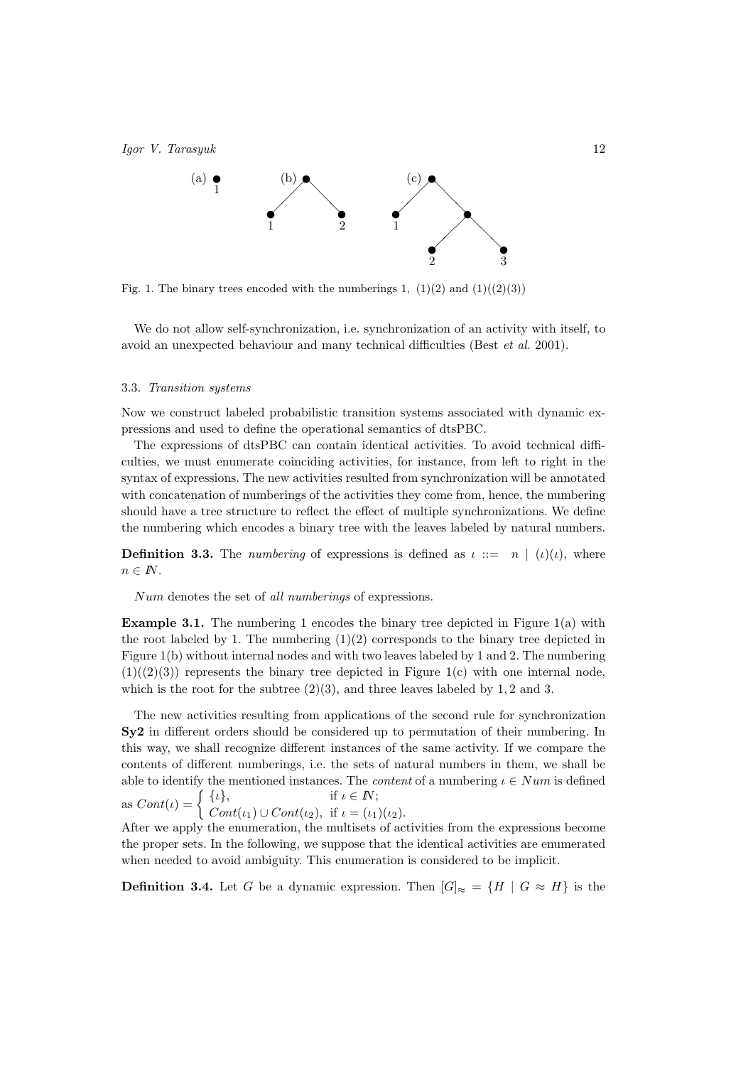Fig. 1. The binary trees encoded with the numberings 1, (1)(2) and (1)((2)(3))

We do not allow self-synchronization, i.e. synchronization of an activity with itself, to avoid an unexpected behaviour and many technical difficulties (Best *et al.* 2001).

### 3.3. *Transition systems*

Now we construct labeled probabilistic transition systems associated with dynamic expressions and used to define the operational semantics of dtsPBC.

The expressions of dtsPBC can contain identical activities. To avoid technical difficulties, we must enumerate coinciding activities, for instance, from left to right in the syntax of expressions. The new activities resulted from synchronization will be annotated with concatenation of numberings of the activities they come from, hence, the numbering should have a tree structure to reflect the effect of multiple synchronizations. We define the numbering which encodes a binary tree with the leaves labeled by natural numbers.

**Definition 3.3.** The *numbering* of expressions is defined as $\iota ::= \; n \mid (\iota)(\iota)$, where $n \in \mathbb{N}$.

$Num$ denotes the set of *all numberings* of expressions.

**Example 3.1.** The numbering 1 encodes the binary tree depicted in Figure 1(a) with the root labeled by 1. The numbering (1)(2) corresponds to the binary tree depicted in Figure 1(b) without internal nodes and with two leaves labeled by 1 and 2. The numbering (1)((2)(3)) represents the binary tree depicted in Figure 1(c) with one internal node, which is the root for the subtree (2)(3), and three leaves labeled by $1, 2$ and 3.

The new activities resulting from applications of the second rule for synchronization **Sy2** in different orders should be considered up to permutation of their numbering. In this way, we shall recognize different instances of the same activity. If we compare the contents of different numberings, i.e. the sets of natural numbers in them, we shall be able to identify the mentioned instances. The *content* of a numbering $\iota \in Num$ is defined as $Cont(\iota) = \begin{cases} \{\iota\}, & \text{if } \iota \in \mathbb{N}; \\ Cont(\iota_1) \cup Cont(\iota_2), & \text{if } \iota = (\iota_1)(\iota_2). \end{cases}$

After we apply the enumeration, the multisets of activities from the expressions become the proper sets. In the following, we suppose that the identical activities are enumerated when needed to avoid ambiguity. This enumeration is considered to be implicit.

**Definition 3.4.** Let $G$ be a dynamic expression. Then $[G]_{\approx} = \{H \mid G \approx H\}$ is the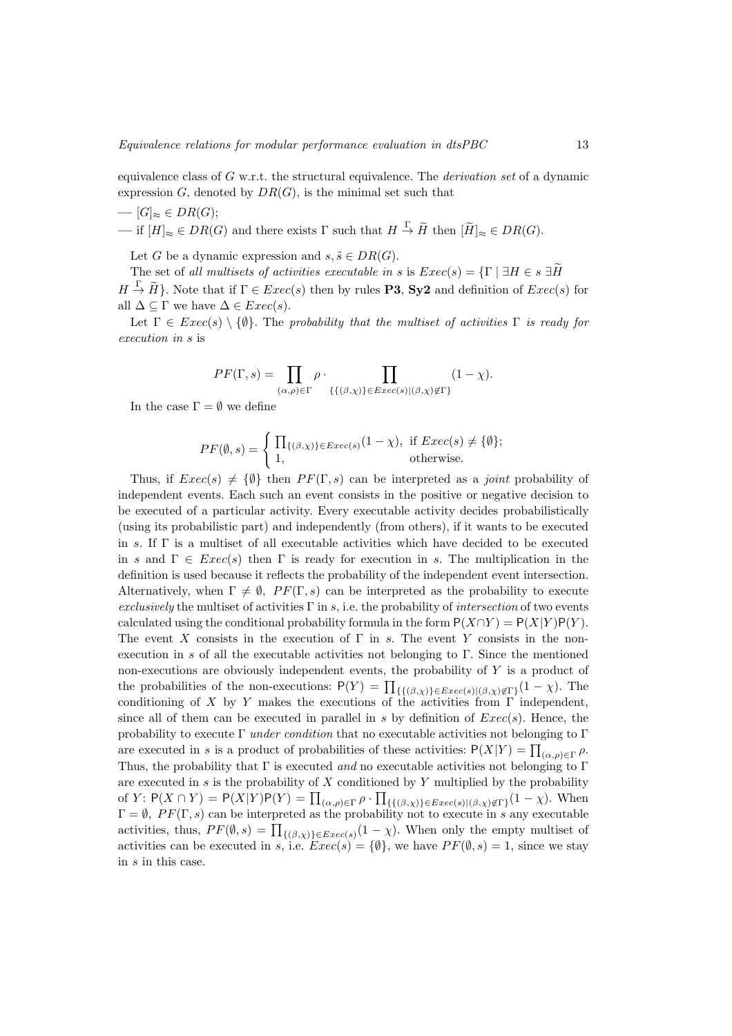equivalence class of $G$ w.r.t. the structural equivalence. The *derivation set* of a dynamic expression $G$, denoted by $DR(G)$, is the minimal set such that

— $[G]_\approx \in DR(G)$;
— if $[H]_\approx \in DR(G)$ and there exists $\Gamma$ such that $H \xrightarrow{\Gamma} \widetilde{H}$ then $[\widetilde{H}]_\approx \in DR(G)$.

Let $G$ be a dynamic expression and $s, \tilde{s} \in DR(G)$.

The set of *all multisets of activities executable in* $s$ is $Exec(s) = \{\Gamma \mid \exists H \in s\ \exists \widetilde{H}\ H \xrightarrow{\Gamma} \widetilde{H}\}$. Note that if $\Gamma \in Exec(s)$ then by rules **P3**, **Sy2** and definition of $Exec(s)$ for all $\Delta \subseteq \Gamma$ we have $\Delta \in Exec(s)$.

Let $\Gamma \in Exec(s) \setminus \{\emptyset\}$. The *probability that the multiset of activities* $\Gamma$ *is ready for execution in* $s$ is

$$PF(\Gamma, s) = \prod_{(\alpha,\rho)\in\Gamma} \rho \cdot \prod_{\{\{(\beta,\chi)\}\in Exec(s) \mid (\beta,\chi)\notin\Gamma\}} (1-\chi).$$

In the case $\Gamma = \emptyset$ we define

$$PF(\emptyset, s) = \begin{cases} \prod_{\{(\beta,\chi)\}\in Exec(s)} (1-\chi), & \text{if } Exec(s) \neq \{\emptyset\}; \\ 1, & \text{otherwise.} \end{cases}$$

Thus, if $Exec(s) \neq \{\emptyset\}$ then $PF(\Gamma, s)$ can be interpreted as a *joint* probability of independent events. Each such an event consists in the positive or negative decision to be executed of a particular activity. Every executable activity decides probabilistically (using its probabilistic part) and independently (from others), if it wants to be executed in $s$. If $\Gamma$ is a multiset of all executable activities which have decided to be executed in $s$ and $\Gamma \in Exec(s)$ then $\Gamma$ is ready for execution in $s$. The multiplication in the definition is used because it reflects the probability of the independent event intersection. Alternatively, when $\Gamma \neq \emptyset$, $PF(\Gamma, s)$ can be interpreted as the probability to execute *exclusively* the multiset of activities $\Gamma$ in $s$, i.e. the probability of *intersection* of two events calculated using the conditional probability formula in the form $\mathsf{P}(X \cap Y) = \mathsf{P}(X|Y)\mathsf{P}(Y)$. The event $X$ consists in the execution of $\Gamma$ in $s$. The event $Y$ consists in the non-execution in $s$ of all the executable activities not belonging to $\Gamma$. Since the mentioned non-executions are obviously independent events, the probability of $Y$ is a product of the probabilities of the non-executions: $\mathsf{P}(Y) = \prod_{\{\{(\beta,\chi)\}\in Exec(s) \mid (\beta,\chi)\notin\Gamma\}} (1-\chi)$. The conditioning of $X$ by $Y$ makes the executions of the activities from $\Gamma$ independent, since all of them can be executed in parallel in $s$ by definition of $Exec(s)$. Hence, the probability to execute $\Gamma$ *under condition* that no executable activities not belonging to $\Gamma$ are executed in $s$ is a product of probabilities of these activities: $\mathsf{P}(X|Y) = \prod_{(\alpha,\rho)\in\Gamma} \rho$. Thus, the probability that $\Gamma$ is executed *and* no executable activities not belonging to $\Gamma$ are executed in $s$ is the probability of $X$ conditioned by $Y$ multiplied by the probability of $Y$: $\mathsf{P}(X \cap Y) = \mathsf{P}(X|Y)\mathsf{P}(Y) = \prod_{(\alpha,\rho)\in\Gamma} \rho \cdot \prod_{\{\{(\beta,\chi)\}\in Exec(s) \mid (\beta,\chi)\notin\Gamma\}} (1-\chi)$. When $\Gamma = \emptyset$, $PF(\Gamma, s)$ can be interpreted as the probability not to execute in $s$ any executable activities, thus, $PF(\emptyset, s) = \prod_{\{(\beta,\chi)\}\in Exec(s)} (1-\chi)$. When only the empty multiset of activities can be executed in $s$, i.e. $Exec(s) = \{\emptyset\}$, we have $PF(\emptyset, s) = 1$, since we stay in $s$ in this case.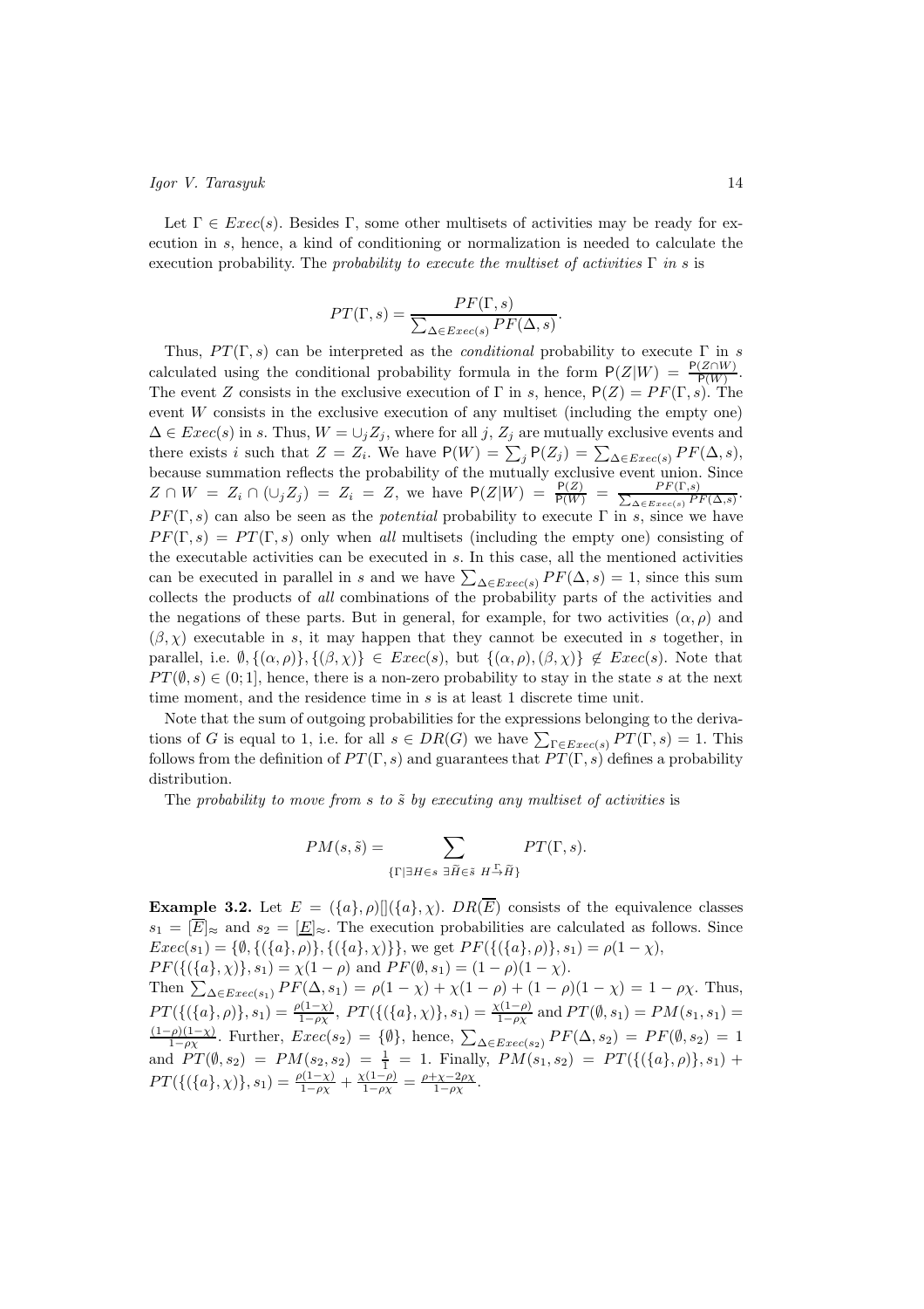Let $\Gamma \in Exec(s)$. Besides $\Gamma$, some other multisets of activities may be ready for execution in $s$, hence, a kind of conditioning or normalization is needed to calculate the execution probability. The *probability to execute the multiset of activities* $\Gamma$ *in* $s$ is

$$PT(\Gamma, s) = \frac{PF(\Gamma, s)}{\sum_{\Delta \in Exec(s)} PF(\Delta, s)}.$$

Thus, $PT(\Gamma, s)$ can be interpreted as the *conditional* probability to execute $\Gamma$ in $s$ calculated using the conditional probability formula in the form $\mathsf{P}(Z|W) = \frac{\mathsf{P}(Z\cap W)}{\mathsf{P}(W)}$. The event $Z$ consists in the exclusive execution of $\Gamma$ in $s$, hence, $\mathsf{P}(Z) = PF(\Gamma, s)$. The event $W$ consists in the exclusive execution of any multiset (including the empty one) $\Delta \in Exec(s)$ in $s$. Thus, $W = \cup_j Z_j$, where for all $j$, $Z_j$ are mutually exclusive events and there exists $i$ such that $Z = Z_i$. We have $\mathsf{P}(W) = \sum_j \mathsf{P}(Z_j) = \sum_{\Delta \in Exec(s)} PF(\Delta, s)$, because summation reflects the probability of the mutually exclusive event union. Since $Z \cap W = Z_i \cap (\cup_j Z_j) = Z_i = Z$, we have $\mathsf{P}(Z|W) = \frac{\mathsf{P}(Z)}{\mathsf{P}(W)} = \frac{PF(\Gamma,s)}{\sum_{\Delta \in Exec(s)} PF(\Delta,s)}$. $PF(\Gamma, s)$ can also be seen as the *potential* probability to execute $\Gamma$ in $s$, since we have $PF(\Gamma, s) = PT(\Gamma, s)$ only when *all* multisets (including the empty one) consisting of the executable activities can be executed in $s$. In this case, all the mentioned activities can be executed in parallel in $s$ and we have $\sum_{\Delta \in Exec(s)} PF(\Delta, s) = 1$, since this sum collects the products of *all* combinations of the probability parts of the activities and the negations of these parts. But in general, for example, for two activities $(\alpha, \rho)$ and $(\beta, \chi)$ executable in $s$, it may happen that they cannot be executed in $s$ together, in parallel, i.e. $\emptyset, \{(\alpha, \rho)\}, \{(\beta, \chi)\} \in Exec(s)$, but $\{(\alpha, \rho), (\beta, \chi)\} \notin Exec(s)$. Note that $PT(\emptyset, s) \in (0; 1]$, hence, there is a non-zero probability to stay in the state $s$ at the next time moment, and the residence time in $s$ is at least 1 discrete time unit.

Note that the sum of outgoing probabilities for the expressions belonging to the derivations of $G$ is equal to 1, i.e. for all $s \in DR(G)$ we have $\sum_{\Gamma \in Exec(s)} PT(\Gamma, s) = 1$. This follows from the definition of $PT(\Gamma, s)$ and guarantees that $PT(\Gamma, s)$ defines a probability distribution.

The *probability to move from* $s$ *to* $\tilde{s}$ *by executing any multiset of activities* is

$$PM(s, \tilde{s}) = \sum_{\{\Gamma | \exists H \in s \ \exists \widetilde{H} \in \tilde{s} \ H \xrightarrow{\Gamma} \widetilde{H}\}} PT(\Gamma, s).$$

**Example 3.2.** Let $E = (\{a\}, \rho)[](\{a\}, \chi)$. $DR(\overline{E})$ consists of the equivalence classes $s_1 = [\overline{E}]_\approx$ and $s_2 = [\underline{E}]_\approx$. The execution probabilities are calculated as follows. Since $Exec(s_1) = \{\emptyset, \{(\{a\}, \rho)\}, \{(\{a\}, \chi)\}\}$, we get $PF(\{(\{a\}, \rho)\}, s_1) = \rho(1 - \chi)$, $PF(\{(\{a\}, \chi)\}, s_1) = \chi(1 - \rho)$ and $PF(\emptyset, s_1) = (1 - \rho)(1 - \chi)$.
Then $\sum_{\Delta \in Exec(s_1)} PF(\Delta, s_1) = \rho(1 - \chi) + \chi(1 - \rho) + (1 - \rho)(1 - \chi) = 1 - \rho\chi$. Thus, $PT(\{(\{a\}, \rho)\}, s_1) = \frac{\rho(1-\chi)}{1-\rho\chi}$, $PT(\{(\{a\}, \chi)\}, s_1) = \frac{\chi(1-\rho)}{1-\rho\chi}$ and $PT(\emptyset, s_1) = PM(s_1, s_1) = \frac{(1-\rho)(1-\chi)}{1-\rho\chi}$. Further, $Exec(s_2) = \{\emptyset\}$, hence, $\sum_{\Delta \in Exec(s_2)} PF(\Delta, s_2) = PF(\emptyset, s_2) = 1$ and $PT(\emptyset, s_2) = PM(s_2, s_2) = \frac{1}{1} = 1$. Finally, $PM(s_1, s_2) = PT(\{(\{a\}, \rho)\}, s_1) + PT(\{(\{a\}, \chi)\}, s_1) = \frac{\rho(1-\chi)}{1-\rho\chi} + \frac{\chi(1-\rho)}{1-\rho\chi} = \frac{\rho+\chi-2\rho\chi}{1-\rho\chi}$.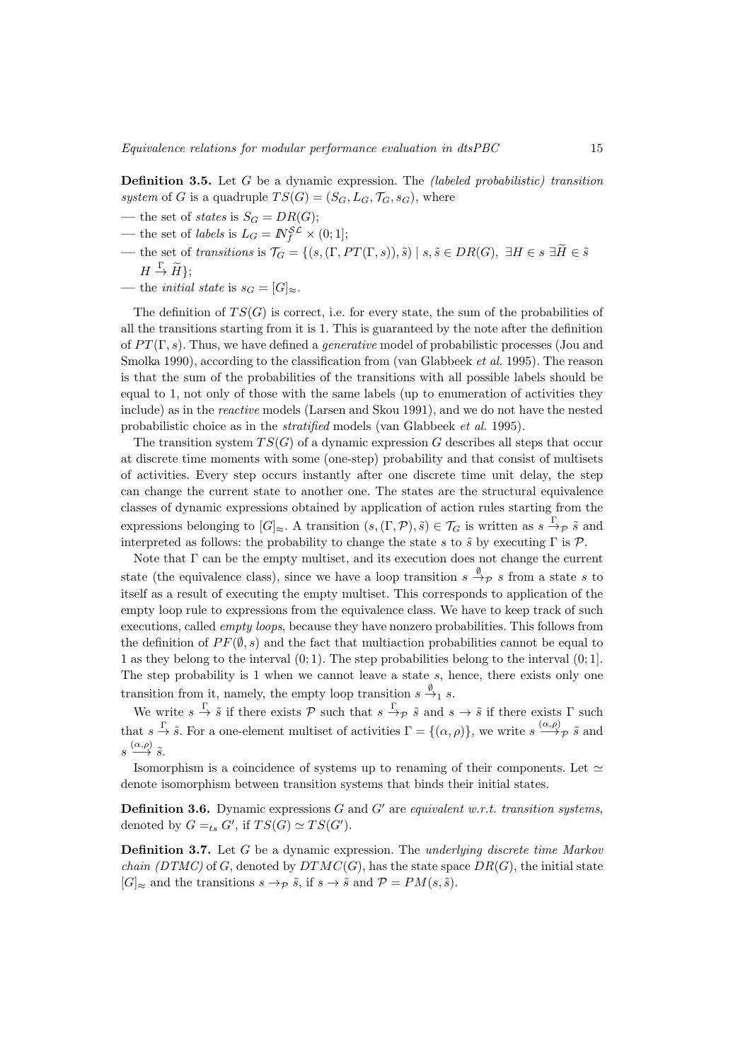**Definition 3.5.** Let $G$ be a dynamic expression. The *(labeled probabilistic) transition system* of $G$ is a quadruple $TS(G) = (S_G, L_G, \mathcal{T}_G, s_G)$, where

— the set of *states* is $S_G = DR(G)$;

— the set of *labels* is $L_G = I\!N_f^{\mathcal{SL}} \times (0;1]$;

— the set of *transitions* is $\mathcal{T}_G = \{(s, (\Gamma, PT(\Gamma, s)), \tilde{s}) \mid s, \tilde{s} \in DR(G),\ \exists H \in s\ \exists \widetilde{H} \in \tilde{s}\ H \stackrel{\Gamma}{\rightarrow} \widetilde{H}\}$;

— the *initial state* is $s_G = [G]_\approx$.

The definition of $TS(G)$ is correct, i.e. for every state, the sum of the probabilities of all the transitions starting from it is 1. This is guaranteed by the note after the definition of $PT(\Gamma, s)$. Thus, we have defined a *generative* model of probabilistic processes (Jou and Smolka 1990), according to the classification from (van Glabbeek *et al.* 1995). The reason is that the sum of the probabilities of the transitions with all possible labels should be equal to 1, not only of those with the same labels (up to enumeration of activities they include) as in the *reactive* models (Larsen and Skou 1991), and we do not have the nested probabilistic choice as in the *stratified* models (van Glabbeek *et al.* 1995).

The transition system $TS(G)$ of a dynamic expression $G$ describes all steps that occur at discrete time moments with some (one-step) probability and that consist of multisets of activities. Every step occurs instantly after one discrete time unit delay, the step can change the current state to another one. The states are the structural equivalence classes of dynamic expressions obtained by application of action rules starting from the expressions belonging to $[G]_\approx$. A transition $(s, (\Gamma, \mathcal{P}), \tilde{s}) \in \mathcal{T}_G$ is written as $s \stackrel{\Gamma}{\rightarrow}_{\mathcal{P}} \tilde{s}$ and interpreted as follows: the probability to change the state $s$ to $\tilde{s}$ by executing $\Gamma$ is $\mathcal{P}$.

Note that $\Gamma$ can be the empty multiset, and its execution does not change the current state (the equivalence class), since we have a loop transition $s \stackrel{\emptyset}{\rightarrow}_{\mathcal{P}} s$ from a state $s$ to itself as a result of executing the empty multiset. This corresponds to application of the empty loop rule to expressions from the equivalence class. We have to keep track of such executions, called *empty loops*, because they have nonzero probabilities. This follows from the definition of $PF(\emptyset, s)$ and the fact that multiaction probabilities cannot be equal to 1 as they belong to the interval $(0;1)$. The step probabilities belong to the interval $(0;1]$. The step probability is 1 when we cannot leave a state $s$, hence, there exists only one transition from it, namely, the empty loop transition $s \stackrel{\emptyset}{\rightarrow}_1 s$.

We write $s \stackrel{\Gamma}{\rightarrow} \tilde{s}$ if there exists $\mathcal{P}$ such that $s \stackrel{\Gamma}{\rightarrow}_{\mathcal{P}} \tilde{s}$ and $s \rightarrow \tilde{s}$ if there exists $\Gamma$ such that $s \stackrel{\Gamma}{\rightarrow} \tilde{s}$. For a one-element multiset of activities $\Gamma = \{(\alpha, \rho)\}$, we write $s \stackrel{(\alpha,\rho)}{\longrightarrow}_{\mathcal{P}} \tilde{s}$ and $s \stackrel{(\alpha,\rho)}{\longrightarrow} \tilde{s}$.

Isomorphism is a coincidence of systems up to renaming of their components. Let $\simeq$ denote isomorphism between transition systems that binds their initial states.

**Definition 3.6.** Dynamic expressions $G$ and $G'$ are *equivalent w.r.t. transition systems*, denoted by $G =_{ts} G'$, if $TS(G) \simeq TS(G')$.

**Definition 3.7.** Let $G$ be a dynamic expression. The *underlying discrete time Markov chain (DTMC)* of $G$, denoted by $DTMC(G)$, has the state space $DR(G)$, the initial state $[G]_\approx$ and the transitions $s \rightarrow_{\mathcal{P}} \tilde{s}$, if $s \rightarrow \tilde{s}$ and $\mathcal{P} = PM(s, \tilde{s})$.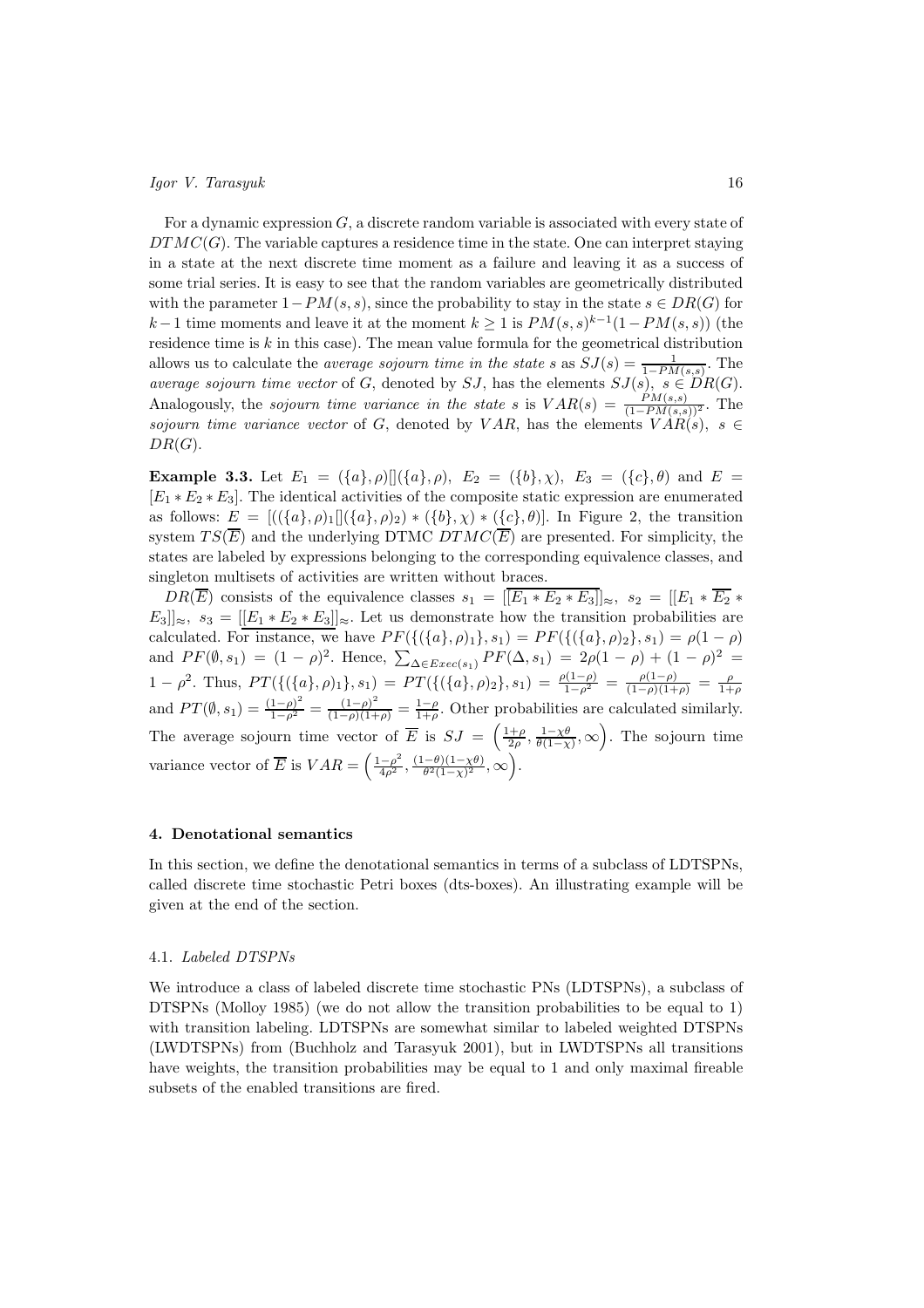For a dynamic expression $G$, a discrete random variable is associated with every state of $DTMC(G)$. The variable captures a residence time in the state. One can interpret staying in a state at the next discrete time moment as a failure and leaving it as a success of some trial series. It is easy to see that the random variables are geometrically distributed with the parameter $1-PM(s,s)$, since the probability to stay in the state $s \in DR(G)$ for $k-1$ time moments and leave it at the moment $k \geq 1$ is $PM(s,s)^{k-1}(1-PM(s,s))$ (the residence time is $k$ in this case). The mean value formula for the geometrical distribution allows us to calculate the *average sojourn time in the state* $s$ as $SJ(s) = \frac{1}{1-PM(s,s)}$. The *average sojourn time vector* of $G$, denoted by $SJ$, has the elements $SJ(s),\ s \in DR(G)$. Analogously, the *sojourn time variance in the state* $s$ is $VAR(s) = \frac{PM(s,s)}{(1-PM(s,s))^2}$. The *sojourn time variance vector* of $G$, denoted by $VAR$, has the elements $VAR(s),\ s \in DR(G)$.

**Example 3.3.** Let $E_1 = (\{a\},\rho)[](\{a\},\rho),\ E_2 = (\{b\},\chi),\ E_3 = (\{c\},\theta)$ and $E = [E_1 * E_2 * E_3]$. The identical activities of the composite static expression are enumerated as follows: $E = [((\{a\},\rho)_1[](\{a\},\rho)_2) * (\{b\},\chi) * (\{c\},\theta)]$. In Figure 2, the transition system $TS(\overline{E})$ and the underlying DTMC $DTMC(\overline{E})$ are presented. For simplicity, the states are labeled by expressions belonging to the corresponding equivalence classes, and singleton multisets of activities are written without braces.

$DR(\overline{E})$ consists of the equivalence classes $s_1 = [\overline{[E_1 * E_2 * E_3]}]_\approx,\ s_2 = [[E_1 * \overline{E_2} * E_3]]_\approx,\ s_3 = [[E_1 * E_2 * \underline{E_3}]]_\approx$. Let us demonstrate how the transition probabilities are calculated. For instance, we have $PF(\{(\{a\},\rho)_1\},s_1) = PF(\{(\{a\},\rho)_2\},s_1) = \rho(1-\rho)$ and $PF(\emptyset,s_1) = (1-\rho)^2$. Hence, $\sum_{\Delta \in Exec(s_1)} PF(\Delta,s_1) = 2\rho(1-\rho) + (1-\rho)^2 = 1-\rho^2$. Thus, $PT(\{(\{a\},\rho)_1\},s_1) = PT(\{(\{a\},\rho)_2\},s_1) = \frac{\rho(1-\rho)}{1-\rho^2} = \frac{\rho(1-\rho)}{(1-\rho)(1+\rho)} = \frac{\rho}{1+\rho}$ and $PT(\emptyset,s_1) = \frac{(1-\rho)^2}{1-\rho^2} = \frac{(1-\rho)^2}{(1-\rho)(1+\rho)} = \frac{1-\rho}{1+\rho}$. Other probabilities are calculated similarly. The average sojourn time vector of $\overline{E}$ is $SJ = \left(\frac{1+\rho}{2\rho}, \frac{1-\chi\theta}{\theta(1-\chi)}, \infty\right)$. The sojourn time variance vector of $\overline{E}$ is $VAR = \left(\frac{1-\rho^2}{4\rho^2}, \frac{(1-\theta)(1-\chi\theta)}{\theta^2(1-\chi)^2}, \infty\right)$.

## 4. Denotational semantics

In this section, we define the denotational semantics in terms of a subclass of LDTSPNs, called discrete time stochastic Petri boxes (dts-boxes). An illustrating example will be given at the end of the section.

### 4.1. *Labeled DTSPNs*

We introduce a class of labeled discrete time stochastic PNs (LDTSPNs), a subclass of DTSPNs (Molloy 1985) (we do not allow the transition probabilities to be equal to 1) with transition labeling. LDTSPNs are somewhat similar to labeled weighted DTSPNs (LWDTSPNs) from (Buchholz and Tarasyuk 2001), but in LWDTSPNs all transitions have weights, the transition probabilities may be equal to 1 and only maximal fireable subsets of the enabled transitions are fired.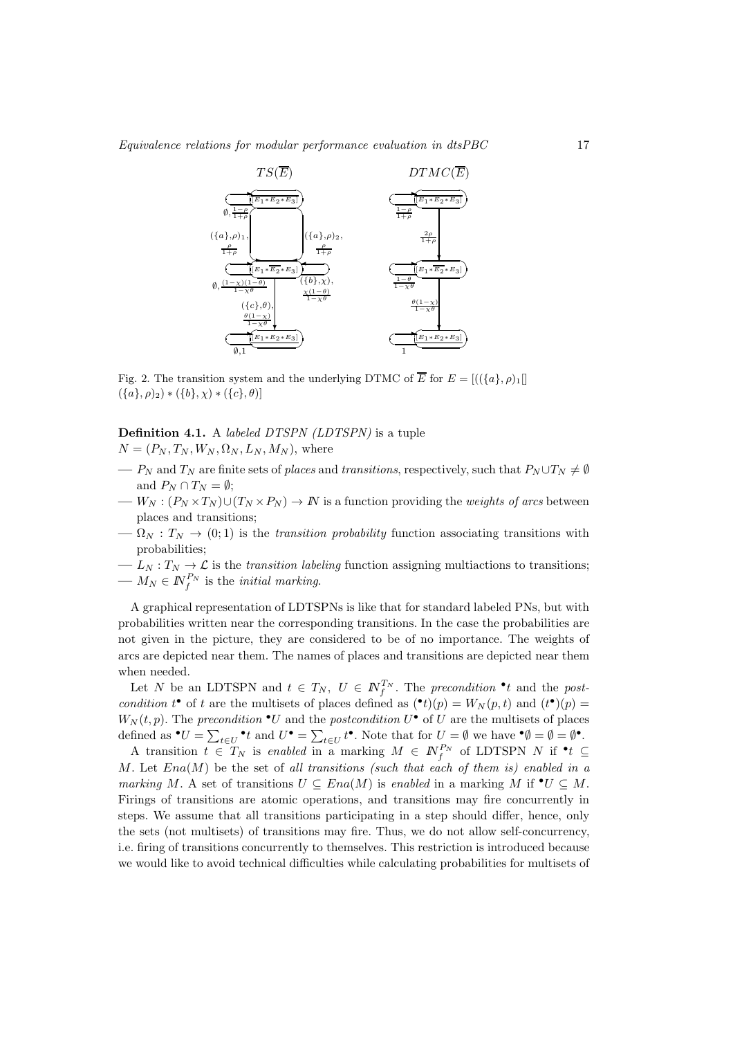Fig. 2. The transition system and the underlying DTMC of $\overline{E}$ for $E = [((\{a\},\rho)_1[] (\{a\},\rho)_2) * (\{b\},\chi) * (\{c\},\theta)]$

**Definition 4.1.** A *labeled DTSPN (LDTSPN)* is a tuple $N = (P_N, T_N, W_N, \Omega_N, L_N, M_N)$, where

- $P_N$ and $T_N$ are finite sets of *places* and *transitions*, respectively, such that $P_N \cup T_N \neq \emptyset$ and $P_N \cap T_N = \emptyset$;
- $W_N : (P_N \times T_N) \cup (T_N \times P_N) \to I\!N$ is a function providing the *weights of arcs* between places and transitions;
- $\Omega_N : T_N \to (0;1)$ is the *transition probability* function associating transitions with probabilities;
- $L_N : T_N \to \mathcal{L}$ is the *transition labeling* function assigning multiactions to transitions;
- $M_N \in I\!N_f^{P_N}$ is the *initial marking*.

A graphical representation of LDTSPNs is like that for standard labeled PNs, but with probabilities written near the corresponding transitions. In the case the probabilities are not given in the picture, they are considered to be of no importance. The weights of arcs are depicted near them. The names of places and transitions are depicted near them when needed.

Let $N$ be an LDTSPN and $t \in T_N$, $U \in I\!N_f^{T_N}$. The *precondition* ${}^\bullet t$ and the *postcondition* $t^\bullet$ of $t$ are the multisets of places defined as $({}^\bullet t)(p) = W_N(p,t)$ and $(t^\bullet)(p) = W_N(t,p)$. The *precondition* ${}^\bullet U$ and the *postcondition* $U^\bullet$ of $U$ are the multisets of places defined as ${}^\bullet U = \sum_{t \in U} {}^\bullet t$ and $U^\bullet = \sum_{t \in U} t^\bullet$. Note that for $U = \emptyset$ we have ${}^\bullet\emptyset = \emptyset = \emptyset^\bullet$.

A transition $t \in T_N$ is *enabled* in a marking $M \in I\!N_f^{P_N}$ of LDTSPN $N$ if ${}^\bullet t \subseteq M$. Let $Ena(M)$ be the set of *all transitions (such that each of them is) enabled in a marking* $M$. A set of transitions $U \subseteq Ena(M)$ is *enabled* in a marking $M$ if ${}^\bullet U \subseteq M$. Firings of transitions are atomic operations, and transitions may fire concurrently in steps. We assume that all transitions participating in a step should differ, hence, only the sets (not multisets) of transitions may fire. Thus, we do not allow self-concurrency, i.e. firing of transitions concurrently to themselves. This restriction is introduced because we would like to avoid technical difficulties while calculating probabilities for multisets of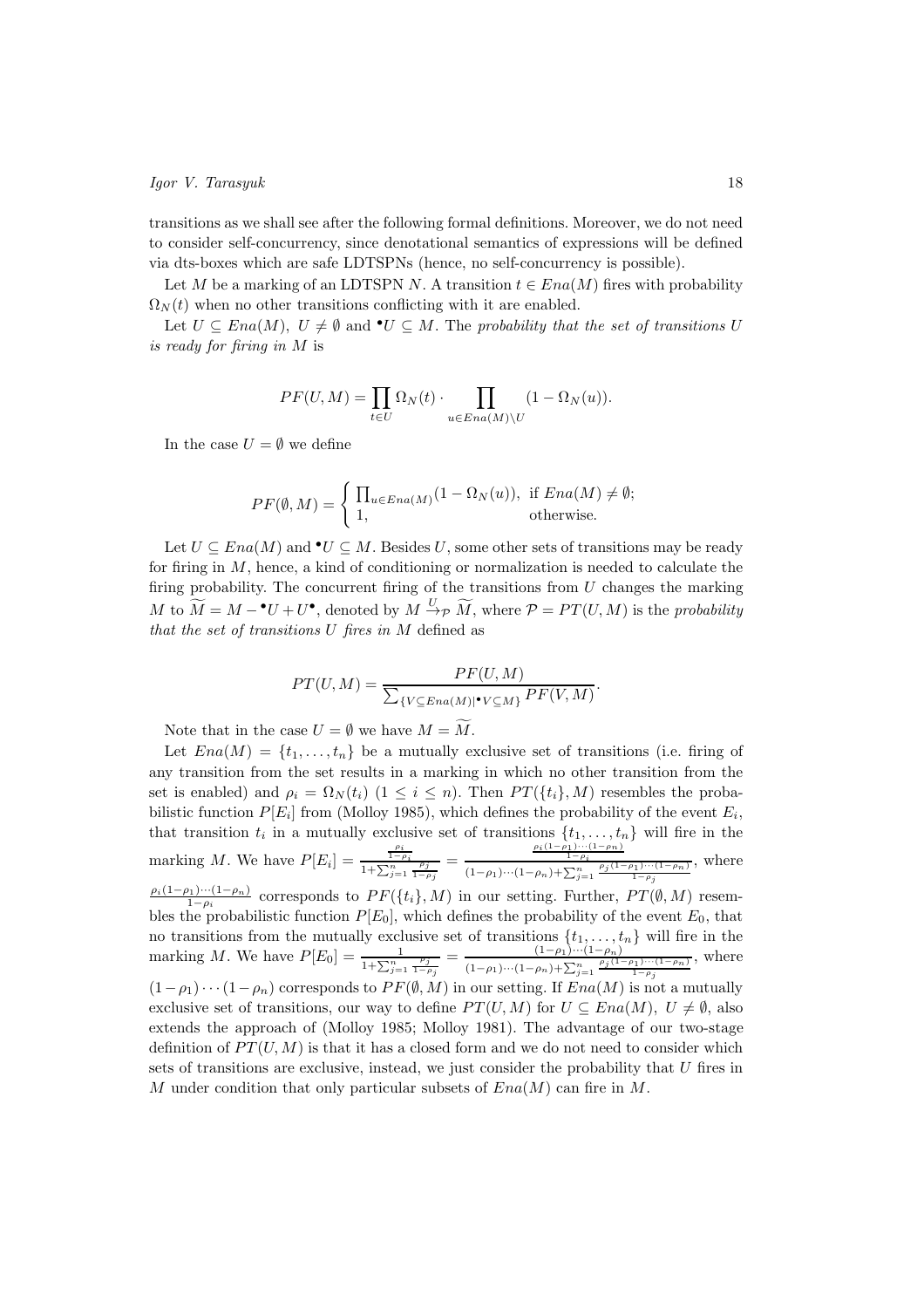transitions as we shall see after the following formal definitions. Moreover, we do not need to consider self-concurrency, since denotational semantics of expressions will be defined via dts-boxes which are safe LDTSPNs (hence, no self-concurrency is possible).

Let $M$ be a marking of an LDTSPN $N$. A transition $t \in Ena(M)$ fires with probability $\Omega_N(t)$ when no other transitions conflicting with it are enabled.

Let $U \subseteq Ena(M)$, $U \neq \emptyset$ and ${}^\bullet U \subseteq M$. The *probability that the set of transitions $U$ is ready for firing in $M$* is

$$PF(U, M) = \prod_{t \in U} \Omega_N(t) \cdot \prod_{u \in Ena(M) \setminus U} (1 - \Omega_N(u)).$$

In the case $U = \emptyset$ we define

$$PF(\emptyset, M) = \begin{cases} \prod_{u \in Ena(M)} (1 - \Omega_N(u)), & \text{if } Ena(M) \neq \emptyset; \\ 1, & \text{otherwise.} \end{cases}$$

Let $U \subseteq Ena(M)$ and ${}^\bullet U \subseteq M$. Besides $U$, some other sets of transitions may be ready for firing in $M$, hence, a kind of conditioning or normalization is needed to calculate the firing probability. The concurrent firing of the transitions from $U$ changes the marking $M$ to $\widetilde{M} = M - {}^\bullet U + U^\bullet$, denoted by $M \stackrel{U}{\rightarrow}_{\mathcal{P}} \widetilde{M}$, where $\mathcal{P} = PT(U, M)$ is the *probability that the set of transitions $U$ fires in $M$* defined as

$$PT(U, M) = \frac{PF(U, M)}{\sum_{\{V \subseteq Ena(M) \mid {}^\bullet V \subseteq M\}} PF(V, M)}.$$

Note that in the case $U = \emptyset$ we have $M = \widetilde{M}$.

Let $Ena(M) = \{t_1, \ldots, t_n\}$ be a mutually exclusive set of transitions (i.e. firing of any transition from the set results in a marking in which no other transition from the set is enabled) and $\rho_i = \Omega_N(t_i)$ $(1 \leq i \leq n)$. Then $PT(\{t_i\}, M)$ resembles the probabilistic function $P[E_i]$ from (Molloy 1985), which defines the probability of the event $E_i$, that transition $t_i$ in a mutually exclusive set of transitions $\{t_1, \ldots, t_n\}$ will fire in the marking $M$. We have $P[E_i] = \frac{\frac{\rho_i}{1-\rho_i}}{1+\sum_{j=1}^n \frac{\rho_j}{1-\rho_j}} = \frac{\frac{\rho_i(1-\rho_1)\cdots(1-\rho_n)}{1-\rho_i}}{(1-\rho_1)\cdots(1-\rho_n)+\sum_{j=1}^n \frac{\rho_j(1-\rho_1)\cdots(1-\rho_n)}{1-\rho_j}}$, where $\frac{\rho_i(1-\rho_1)\cdots(1-\rho_n)}{1-\rho_i}$ corresponds to $PF(\{t_i\}, M)$ in our setting. Further, $PT(\emptyset, M)$ resembles the probabilistic function $P[E_0]$, which defines the probability of the event $E_0$, that no transitions from the mutually exclusive set of transitions $\{t_1, \ldots, t_n\}$ will fire in the marking $M$. We have $P[E_0] = \frac{1}{1+\sum_{j=1}^n \frac{\rho_j}{1-\rho_j}} = \frac{(1-\rho_1)\cdots(1-\rho_n)}{(1-\rho_1)\cdots(1-\rho_n)+\sum_{j=1}^n \frac{\rho_j(1-\rho_1)\cdots(1-\rho_n)}{1-\rho_j}}$, where $(1-\rho_1)\cdots(1-\rho_n)$ corresponds to $PF(\emptyset, M)$ in our setting. If $Ena(M)$ is not a mutually exclusive set of transitions, our way to define $PT(U, M)$ for $U \subseteq Ena(M)$, $U \neq \emptyset$, also extends the approach of (Molloy 1985; Molloy 1981). The advantage of our two-stage definition of $PT(U, M)$ is that it has a closed form and we do not need to consider which sets of transitions are exclusive, instead, we just consider the probability that $U$ fires in $M$ under condition that only particular subsets of $Ena(M)$ can fire in $M$.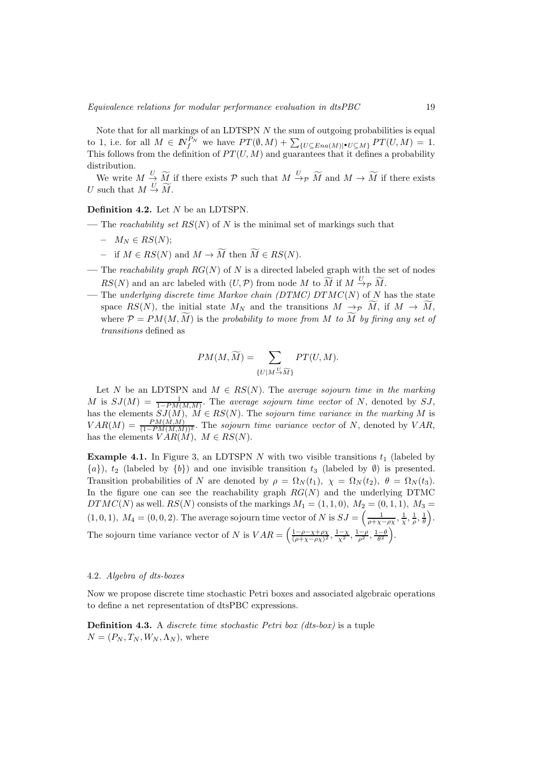Note that for all markings of an LDTSPN $N$ the sum of outgoing probabilities is equal to 1, i.e. for all $M \in I\!N_f^{P_N}$ we have $PT(\emptyset, M) + \sum_{\{U \subseteq Ena(M) | \bullet U \subseteq M\}} PT(U, M) = 1$. This follows from the definition of $PT(U, M)$ and guarantees that it defines a probability distribution.

We write $M \xrightarrow{U} \widetilde{M}$ if there exists $\mathcal{P}$ such that $M \xrightarrow{U}_{\mathcal{P}} \widetilde{M}$ and $M \to \widetilde{M}$ if there exists $U$ such that $M \xrightarrow{U} \widetilde{M}$.

**Definition 4.2.** Let $N$ be an LDTSPN.

- The *reachability set* $RS(N)$ of $N$ is the minimal set of markings such that
  - $M_N \in RS(N)$;
  - if $M \in RS(N)$ and $M \to \widetilde{M}$ then $\widetilde{M} \in RS(N)$.
- The *reachability graph* $RG(N)$ of $N$ is a directed labeled graph with the set of nodes $RS(N)$ and an arc labeled with $(U, \mathcal{P})$ from node $M$ to $\widetilde{M}$ if $M \xrightarrow{U}_{\mathcal{P}} \widetilde{M}$.
- The *underlying discrete time Markov chain (DTMC)* $DTMC(N)$ of $N$ has the state space $RS(N)$, the initial state $M_N$ and the transitions $M \to_{\mathcal{P}} \widetilde{M}$, if $M \to \widetilde{M}$, where $\mathcal{P} = PM(M, \widetilde{M})$ is the *probability to move from* $M$ *to* $\widetilde{M}$ *by firing any set of transitions* defined as

$$PM(M, \widetilde{M}) = \sum_{\{U | M \xrightarrow{U} \widetilde{M}\}} PT(U, M).$$

Let $N$ be an LDTSPN and $M \in RS(N)$. The *average sojourn time in the marking* $M$ is $SJ(M) = \frac{1}{1 - PM(M,M)}$. The *average sojourn time vector* of $N$, denoted by $SJ$, has the elements $SJ(M)$, $M \in RS(N)$. The *sojourn time variance in the marking* $M$ is $VAR(M) = \frac{PM(M,M)}{(1-PM(M,M))^2}$. The *sojourn time variance vector* of $N$, denoted by $VAR$, has the elements $VAR(M)$, $M \in RS(N)$.

**Example 4.1.** In Figure 3, an LDTSPN $N$ with two visible transitions $t_1$ (labeled by $\{a\}$), $t_2$ (labeled by $\{b\}$) and one invisible transition $t_3$ (labeled by $\emptyset$) is presented. Transition probabilities of $N$ are denoted by $\rho = \Omega_N(t_1)$, $\chi = \Omega_N(t_2)$, $\theta = \Omega_N(t_3)$. In the figure one can see the reachability graph $RG(N)$ and the underlying DTMC $DTMC(N)$ as well. $RS(N)$ consists of the markings $M_1 = (1, 1, 0)$, $M_2 = (0, 1, 1)$, $M_3 = (1, 0, 1)$, $M_4 = (0, 0, 2)$. The average sojourn time vector of $N$ is $SJ = \left(\frac{1}{\rho + \chi - \rho\chi}, \frac{1}{\chi}, \frac{1}{\rho}, \frac{1}{\theta}\right)$. The sojourn time variance vector of $N$ is $VAR = \left(\frac{1 - \rho - \chi + \rho\chi}{(\rho + \chi - \rho\chi)^2}, \frac{1-\chi}{\chi^2}, \frac{1-\rho}{\rho^2}, \frac{1-\theta}{\theta^2}\right)$.

### 4.2. *Algebra of dts-boxes*

Now we propose discrete time stochastic Petri boxes and associated algebraic operations to define a net representation of dtsPBC expressions.

**Definition 4.3.** A *discrete time stochastic Petri box (dts-box)* is a tuple $N = (P_N, T_N, W_N, \Lambda_N)$, where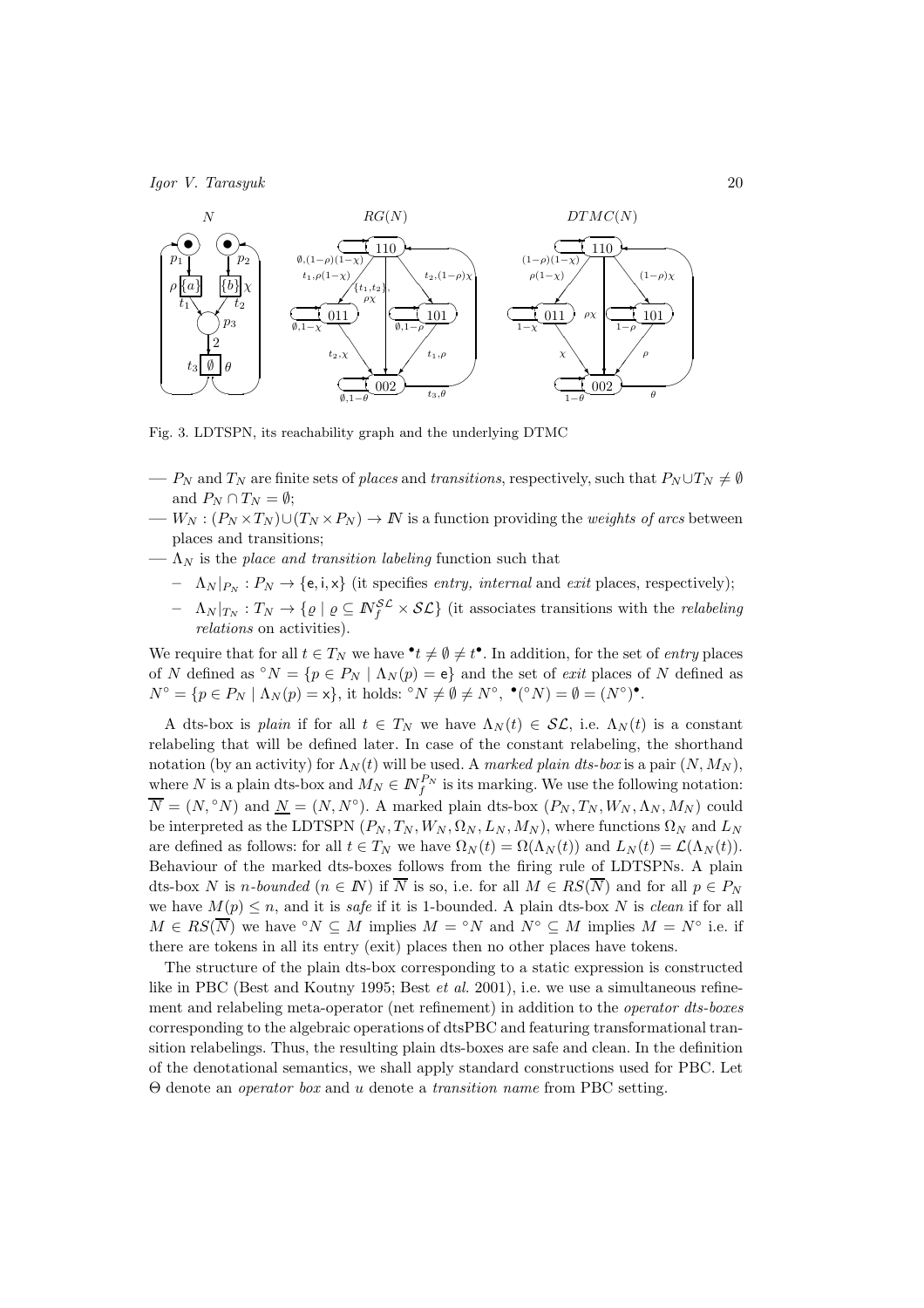Fig. 3. LDTSPN, its reachability graph and the underlying DTMC

- $P_N$ and $T_N$ are finite sets of *places* and *transitions*, respectively, such that $P_N \cup T_N \neq \emptyset$ and $P_N \cap T_N = \emptyset$;
- $W_N : (P_N \times T_N) \cup (T_N \times P_N) \to I\!N$ is a function providing the *weights of arcs* between places and transitions;
- $\Lambda_N$ is the *place and transition labeling* function such that
  - $\Lambda_N|_{P_N} : P_N \to \{\mathsf{e}, \mathsf{i}, \mathsf{x}\}$ (it specifies *entry, internal* and *exit* places, respectively);
  - $\Lambda_N|_{T_N} : T_N \to \{\varrho \mid \varrho \subseteq I\!N_f^{\mathcal{SL}} \times \mathcal{SL}\}$ (it associates transitions with the *relabeling relations* on activities).

We require that for all $t \in T_N$ we have ${}^\bullet t \neq \emptyset \neq t^\bullet$. In addition, for the set of *entry* places of $N$ defined as ${}^\circ N = \{p \in P_N \mid \Lambda_N(p) = \mathsf{e}\}$ and the set of *exit* places of $N$ defined as $N^\circ = \{p \in P_N \mid \Lambda_N(p) = \mathsf{x}\}$, it holds: ${}^\circ N \neq \emptyset \neq N^\circ$, ${}^\bullet({}^\circ N) = \emptyset = (N^\circ)^\bullet$.

A dts-box is *plain* if for all $t \in T_N$ we have $\Lambda_N(t) \in \mathcal{SL}$, i.e. $\Lambda_N(t)$ is a constant relabeling that will be defined later. In case of the constant relabeling, the shorthand notation (by an activity) for $\Lambda_N(t)$ will be used. A *marked plain dts-box* is a pair $(N, M_N)$, where $N$ is a plain dts-box and $M_N \in I\!N_f^{P_N}$ is its marking. We use the following notation: $\overline{N} = (N, {}^\circ N)$ and $\underline{N} = (N, N^\circ)$. A marked plain dts-box $(P_N, T_N, W_N, \Lambda_N, M_N)$ could be interpreted as the LDTSPN $(P_N, T_N, W_N, \Omega_N, L_N, M_N)$, where functions $\Omega_N$ and $L_N$ are defined as follows: for all $t \in T_N$ we have $\Omega_N(t) = \Omega(\Lambda_N(t))$ and $L_N(t) = \mathcal{L}(\Lambda_N(t))$. Behaviour of the marked dts-boxes follows from the firing rule of LDTSPNs. A plain dts-box $N$ is *n-bounded* ($n \in I\!N$) if $\overline{N}$ is so, i.e. for all $M \in RS(\overline{N})$ and for all $p \in P_N$ we have $M(p) \leq n$, and it is *safe* if it is 1-bounded. A plain dts-box $N$ is *clean* if for all $M \in RS(\overline{N})$ we have ${}^\circ N \subseteq M$ implies $M = {}^\circ N$ and $N^\circ \subseteq M$ implies $M = N^\circ$ i.e. if there are tokens in all its entry (exit) places then no other places have tokens.

The structure of the plain dts-box corresponding to a static expression is constructed like in PBC (Best and Koutny 1995; Best *et al.* 2001), i.e. we use a simultaneous refinement and relabeling meta-operator (net refinement) in addition to the *operator dts-boxes* corresponding to the algebraic operations of dtsPBC and featuring transformational transition relabelings. Thus, the resulting plain dts-boxes are safe and clean. In the definition of the denotational semantics, we shall apply standard constructions used for PBC. Let $\Theta$ denote an *operator box* and $u$ denote a *transition name* from PBC setting.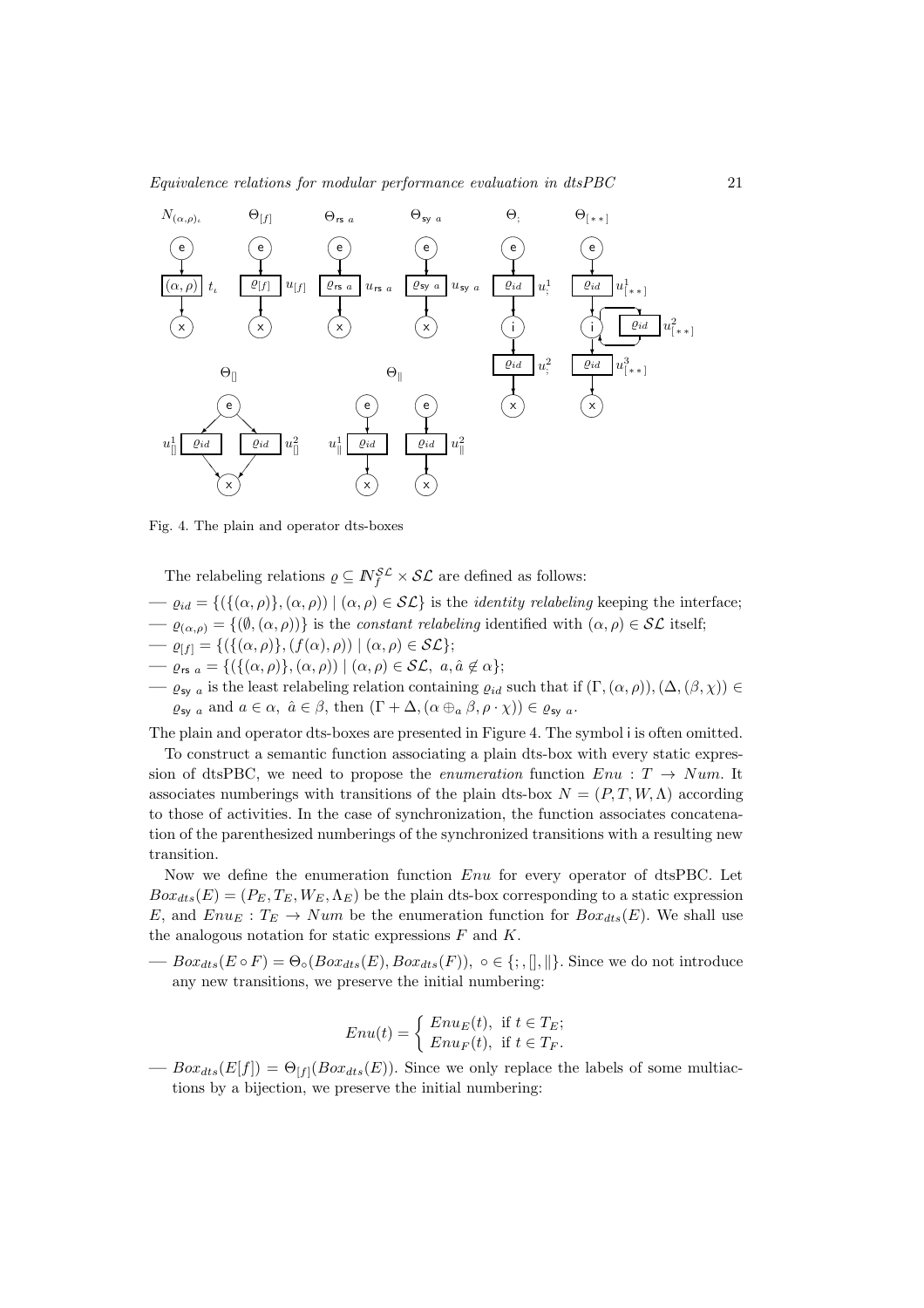Fig. 4. The plain and operator dts-boxes

The relabeling relations $\varrho \subseteq \mathbb{N}_f^{\mathcal{SL}} \times \mathcal{SL}$ are defined as follows:

- $\varrho_{id} = \{(\{(\alpha,\rho)\},(\alpha,\rho)) \mid (\alpha,\rho) \in \mathcal{SL}\}$ is the *identity relabeling* keeping the interface;
- $\varrho_{(\alpha,\rho)} = \{(\emptyset,(\alpha,\rho))\}$ is the *constant relabeling* identified with $(\alpha,\rho) \in \mathcal{SL}$ itself;
- $\varrho_{[f]} = \{(\{(\alpha,\rho)\},(f(\alpha),\rho)) \mid (\alpha,\rho) \in \mathcal{SL}\}$;
- $\varrho_{\mathsf{rs}\ a} = \{(\{(\alpha,\rho)\},(\alpha,\rho)) \mid (\alpha,\rho) \in \mathcal{SL},\ a,\hat{a} \notin \alpha\}$;
- $\varrho_{\mathsf{sy}\ a}$ is the least relabeling relation containing $\varrho_{id}$ such that if $(\Gamma,(\alpha,\rho)),(\Delta,(\beta,\chi)) \in \varrho_{\mathsf{sy}\ a}$ and $a \in \alpha,\ \hat{a} \in \beta$, then $(\Gamma + \Delta,(\alpha \oplus_a \beta, \rho \cdot \chi)) \in \varrho_{\mathsf{sy}\ a}$.

The plain and operator dts-boxes are presented in Figure 4. The symbol i is often omitted.

To construct a semantic function associating a plain dts-box with every static expression of dtsPBC, we need to propose the *enumeration* function $Enu : T \to Num$. It associates numberings with transitions of the plain dts-box $N = (P,T,W,\Lambda)$ according to those of activities. In the case of synchronization, the function associates concatenation of the parenthesized numberings of the synchronized transitions with a resulting new transition.

Now we define the enumeration function $Enu$ for every operator of dtsPBC. Let $Box_{dts}(E) = (P_E,T_E,W_E,\Lambda_E)$ be the plain dts-box corresponding to a static expression $E$, and $Enu_E : T_E \to Num$ be the enumeration function for $Box_{dts}(E)$. We shall use the analogous notation for static expressions $F$ and $K$.

- $Box_{dts}(E \circ F) = \Theta_\circ(Box_{dts}(E), Box_{dts}(F)),\ \circ \in \{;, [], \|\}$. Since we do not introduce any new transitions, we preserve the initial numbering:

$$Enu(t) = \begin{cases} Enu_E(t), & \text{if } t \in T_E; \\ Enu_F(t), & \text{if } t \in T_F. \end{cases}$$

- $Box_{dts}(E[f]) = \Theta_{[f]}(Box_{dts}(E))$. Since we only replace the labels of some multiactions by a bijection, we preserve the initial numbering: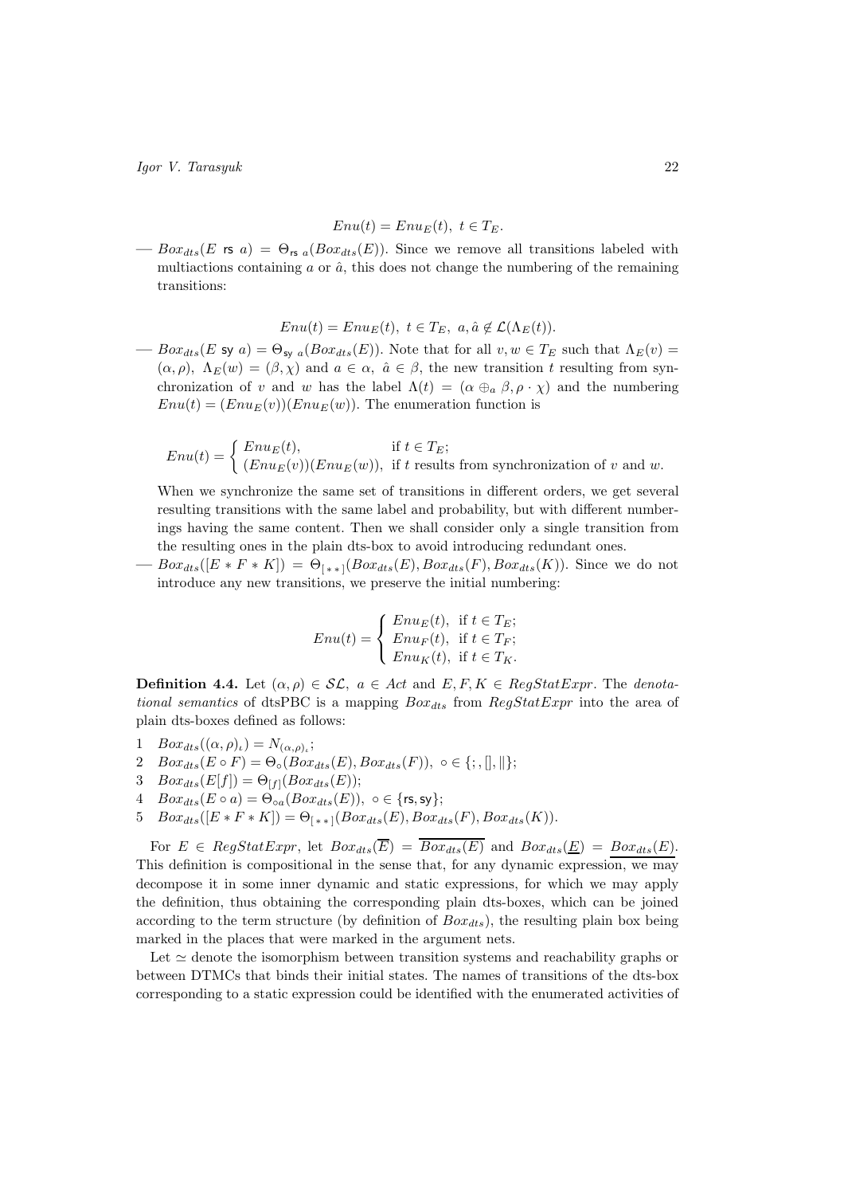$$Enu(t) = Enu_E(t),\ t \in T_E.$$

— $Box_{dts}(E \text{ rs } a) = \Theta_{\text{rs } a}(Box_{dts}(E))$. Since we remove all transitions labeled with multiactions containing $a$ or $\hat{a}$, this does not change the numbering of the remaining transitions:

$$Enu(t) = Enu_E(t),\ t \in T_E,\ a, \hat{a} \notin \mathcal{L}(\Lambda_E(t)).$$

— $Box_{dts}(E \text{ sy } a) = \Theta_{\text{sy } a}(Box_{dts}(E))$. Note that for all $v, w \in T_E$ such that $\Lambda_E(v) = (\alpha, \rho),\ \Lambda_E(w) = (\beta, \chi)$ and $a \in \alpha,\ \hat{a} \in \beta$, the new transition $t$ resulting from synchronization of $v$ and $w$ has the label $\Lambda(t) = (\alpha \oplus_a \beta, \rho \cdot \chi)$ and the numbering $Enu(t) = (Enu_E(v))(Enu_E(w))$. The enumeration function is

$$Enu(t) = \begin{cases} Enu_E(t), & \text{if } t \in T_E; \\ (Enu_E(v))(Enu_E(w)), & \text{if } t \text{ results from synchronization of } v \text{ and } w. \end{cases}$$

When we synchronize the same set of transitions in different orders, we get several resulting transitions with the same label and probability, but with different numberings having the same content. Then we shall consider only a single transition from the resulting ones in the plain dts-box to avoid introducing redundant ones.

— $Box_{dts}([E * F * K]) = \Theta_{[\,*\,*\,]}(Box_{dts}(E), Box_{dts}(F), Box_{dts}(K))$. Since we do not introduce any new transitions, we preserve the initial numbering:

$$Enu(t) = \begin{cases} Enu_E(t), & \text{if } t \in T_E; \\ Enu_F(t), & \text{if } t \in T_F; \\ Enu_K(t), & \text{if } t \in T_K. \end{cases}$$

**Definition 4.4.** Let $(\alpha, \rho) \in \mathcal{SL},\ a \in Act$ and $E, F, K \in RegStatExpr$. The *denotational semantics* of dtsPBC is a mapping $Box_{dts}$ from $RegStatExpr$ into the area of plain dts-boxes defined as follows:

1 $Box_{dts}((\alpha, \rho)_\iota) = N_{(\alpha,\rho)_\iota}$;
2 $Box_{dts}(E \circ F) = \Theta_\circ(Box_{dts}(E), Box_{dts}(F)),\ \circ \in \{;, [], \|\}$;
3 $Box_{dts}(E[f]) = \Theta_{[f]}(Box_{dts}(E))$;
4 $Box_{dts}(E \circ a) = \Theta_{\circ a}(Box_{dts}(E)),\ \circ \in \{\text{rs}, \text{sy}\}$;
5 $Box_{dts}([E * F * K]) = \Theta_{[\,*\,*\,]}(Box_{dts}(E), Box_{dts}(F), Box_{dts}(K))$.

For $E \in RegStatExpr$, let $Box_{dts}(\overline{E}) = \overline{Box_{dts}(E)}$ and $Box_{dts}(\underline{E}) = \underline{Box_{dts}(E)}$. This definition is compositional in the sense that, for any dynamic expression, we may decompose it in some inner dynamic and static expressions, for which we may apply the definition, thus obtaining the corresponding plain dts-boxes, which can be joined according to the term structure (by definition of $Box_{dts}$), the resulting plain box being marked in the places that were marked in the argument nets.

Let $\simeq$ denote the isomorphism between transition systems and reachability graphs or between DTMCs that binds their initial states. The names of transitions of the dts-box corresponding to a static expression could be identified with the enumerated activities of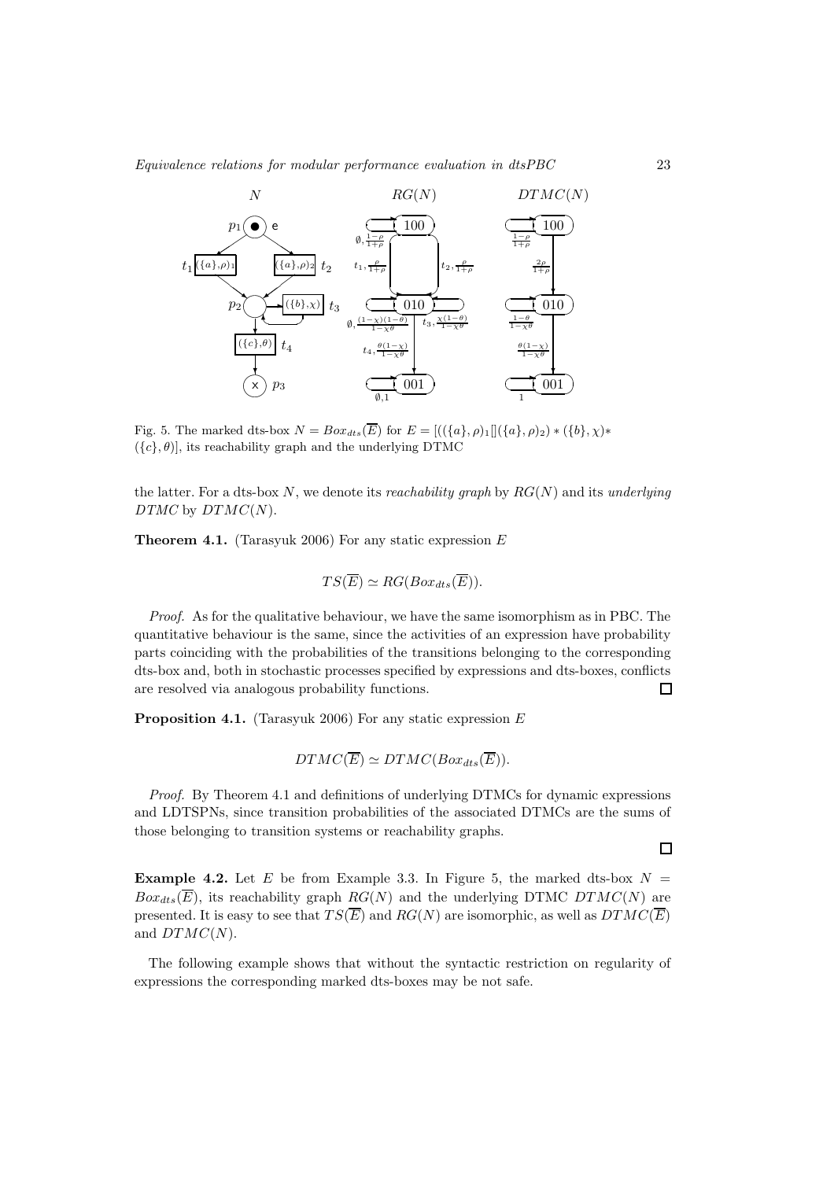Fig. 5. The marked dts-box $N = Box_{dts}(\overline{E})$ for $E = [((\{a\},\rho)_1[](\{a\},\rho)_2) * (\{b\},\chi) * (\{c\},\theta)]$, its reachability graph and the underlying DTMC

the latter. For a dts-box $N$, we denote its *reachability graph* by $RG(N)$ and its *underlying DTMC* by $DTMC(N)$.

**Theorem 4.1.** (Tarasyuk 2006) For any static expression $E$

$$TS(\overline{E}) \simeq RG(Box_{dts}(\overline{E})).$$

*Proof.* As for the qualitative behaviour, we have the same isomorphism as in PBC. The quantitative behaviour is the same, since the activities of an expression have probability parts coinciding with the probabilities of the transitions belonging to the corresponding dts-box and, both in stochastic processes specified by expressions and dts-boxes, conflicts are resolved via analogous probability functions. □

**Proposition 4.1.** (Tarasyuk 2006) For any static expression $E$

$$DTMC(\overline{E}) \simeq DTMC(Box_{dts}(\overline{E})).$$

*Proof.* By Theorem 4.1 and definitions of underlying DTMCs for dynamic expressions and LDTSPNs, since transition probabilities of the associated DTMCs are the sums of those belonging to transition systems or reachability graphs. □

**Example 4.2.** Let $E$ be from Example 3.3. In Figure 5, the marked dts-box $N = Box_{dts}(\overline{E})$, its reachability graph $RG(N)$ and the underlying DTMC $DTMC(N)$ are presented. It is easy to see that $TS(\overline{E})$ and $RG(N)$ are isomorphic, as well as $DTMC(\overline{E})$ and $DTMC(N)$.

The following example shows that without the syntactic restriction on regularity of expressions the corresponding marked dts-boxes may be not safe.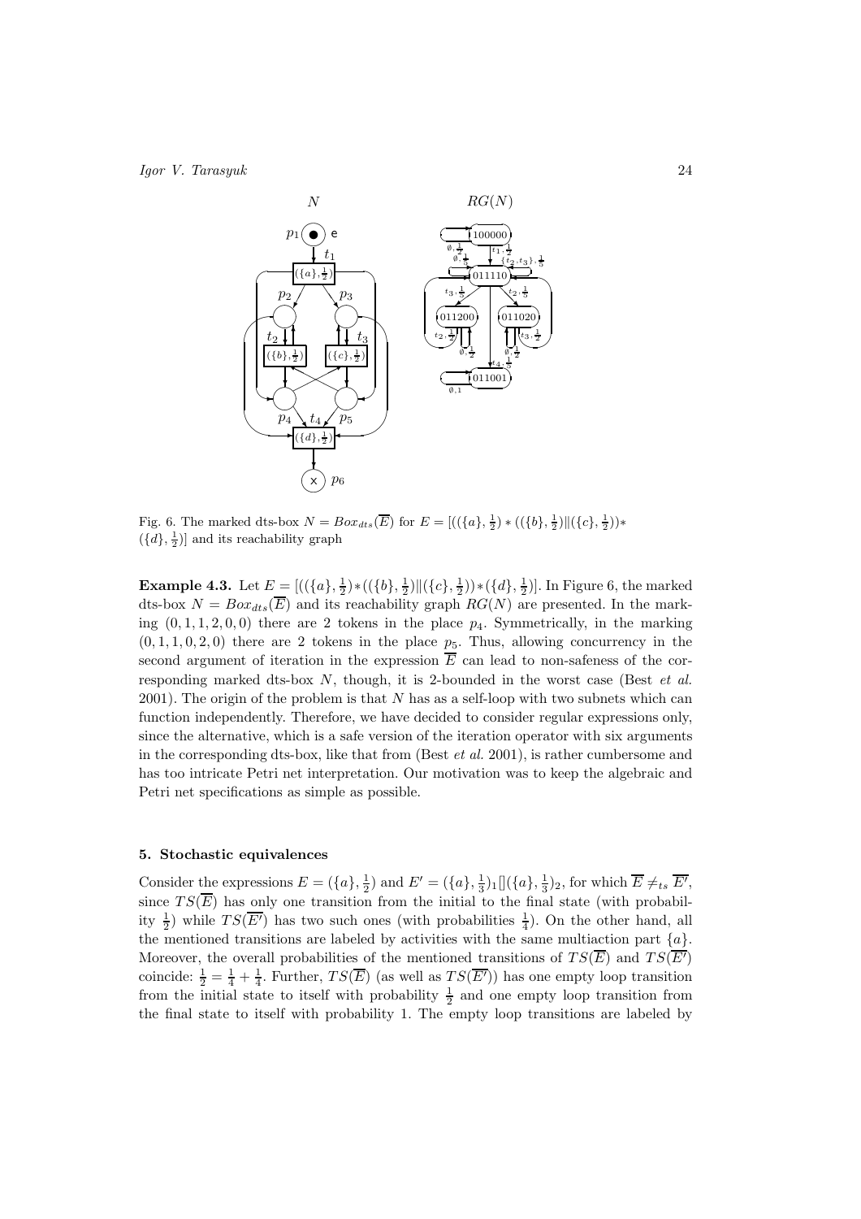Fig. 6. The marked dts-box $N = Box_{dts}(\overline{E})$ for $E = [((\{a\}, \frac{1}{2}) * ((\{b\}, \frac{1}{2}) \| (\{c\}, \frac{1}{2})) * (\{d\}, \frac{1}{2})]$ and its reachability graph

**Example 4.3.** Let $E = [((\{a\}, \frac{1}{2}) * ((\{b\}, \frac{1}{2}) \| (\{c\}, \frac{1}{2})) * (\{d\}, \frac{1}{2})]$. In Figure 6, the marked dts-box $N = Box_{dts}(\overline{E})$ and its reachability graph $RG(N)$ are presented. In the marking $(0, 1, 1, 2, 0, 0)$ there are 2 tokens in the place $p_4$. Symmetrically, in the marking $(0, 1, 1, 0, 2, 0)$ there are 2 tokens in the place $p_5$. Thus, allowing concurrency in the second argument of iteration in the expression $\overline{E}$ can lead to non-safeness of the corresponding marked dts-box $N$, though, it is 2-bounded in the worst case (Best *et al.* 2001). The origin of the problem is that $N$ has as a self-loop with two subnets which can function independently. Therefore, we have decided to consider regular expressions only, since the alternative, which is a safe version of the iteration operator with six arguments in the corresponding dts-box, like that from (Best *et al.* 2001), is rather cumbersome and has too intricate Petri net interpretation. Our motivation was to keep the algebraic and Petri net specifications as simple as possible.

### 5. Stochastic equivalences

Consider the expressions $E = (\{a\}, \frac{1}{2})$ and $E' = (\{a\}, \frac{1}{3})_1 [] (\{a\}, \frac{1}{3})_2$, for which $\overline{E} \neq_{ts} \overline{E'}$, since $TS(\overline{E})$ has only one transition from the initial to the final state (with probability $\frac{1}{2}$) while $TS(\overline{E'})$ has two such ones (with probabilities $\frac{1}{4}$). On the other hand, all the mentioned transitions are labeled by activities with the same multiaction part $\{a\}$. Moreover, the overall probabilities of the mentioned transitions of $TS(\overline{E})$ and $TS(\overline{E'})$ coincide: $\frac{1}{2} = \frac{1}{4} + \frac{1}{4}$. Further, $TS(\overline{E})$ (as well as $TS(\overline{E'})$) has one empty loop transition from the initial state to itself with probability $\frac{1}{2}$ and one empty loop transition from the final state to itself with probability 1. The empty loop transitions are labeled by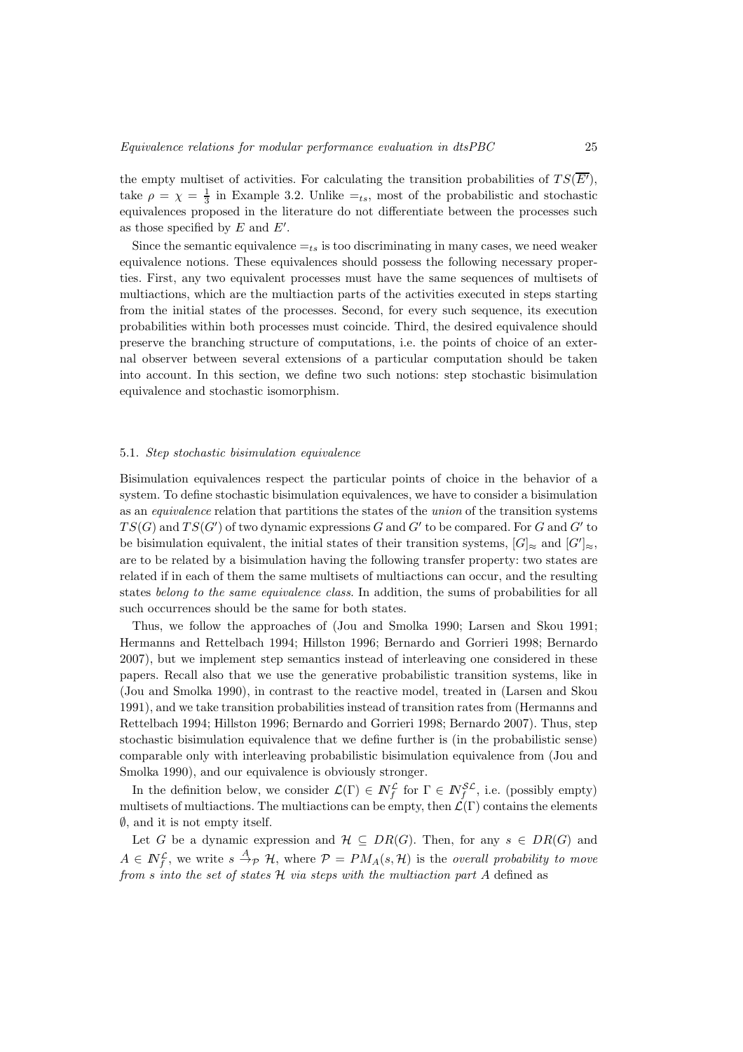the empty multiset of activities. For calculating the transition probabilities of $TS(\overline{E'})$, take $\rho = \chi = \frac{1}{3}$ in Example 3.2. Unlike $=_{ts}$, most of the probabilistic and stochastic equivalences proposed in the literature do not differentiate between the processes such as those specified by $E$ and $E'$.

Since the semantic equivalence $=_{ts}$ is too discriminating in many cases, we need weaker equivalence notions. These equivalences should possess the following necessary properties. First, any two equivalent processes must have the same sequences of multisets of multiactions, which are the multiaction parts of the activities executed in steps starting from the initial states of the processes. Second, for every such sequence, its execution probabilities within both processes must coincide. Third, the desired equivalence should preserve the branching structure of computations, i.e. the points of choice of an external observer between several extensions of a particular computation should be taken into account. In this section, we define two such notions: step stochastic bisimulation equivalence and stochastic isomorphism.

### 5.1. *Step stochastic bisimulation equivalence*

Bisimulation equivalences respect the particular points of choice in the behavior of a system. To define stochastic bisimulation equivalences, we have to consider a bisimulation as an *equivalence* relation that partitions the states of the *union* of the transition systems $TS(G)$ and $TS(G')$ of two dynamic expressions $G$ and $G'$ to be compared. For $G$ and $G'$ to be bisimulation equivalent, the initial states of their transition systems, $[G]_\approx$ and $[G']_\approx$, are to be related by a bisimulation having the following transfer property: two states are related if in each of them the same multisets of multiactions can occur, and the resulting states *belong to the same equivalence class*. In addition, the sums of probabilities for all such occurrences should be the same for both states.

Thus, we follow the approaches of (Jou and Smolka 1990; Larsen and Skou 1991; Hermanns and Rettelbach 1994; Hillston 1996; Bernardo and Gorrieri 1998; Bernardo 2007), but we implement step semantics instead of interleaving one considered in these papers. Recall also that we use the generative probabilistic transition systems, like in (Jou and Smolka 1990), in contrast to the reactive model, treated in (Larsen and Skou 1991), and we take transition probabilities instead of transition rates from (Hermanns and Rettelbach 1994; Hillston 1996; Bernardo and Gorrieri 1998; Bernardo 2007). Thus, step stochastic bisimulation equivalence that we define further is (in the probabilistic sense) comparable only with interleaving probabilistic bisimulation equivalence from (Jou and Smolka 1990), and our equivalence is obviously stronger.

In the definition below, we consider $\mathcal{L}(\Gamma) \in I\!N_f^{\mathcal{L}}$ for $\Gamma \in I\!N_f^{\mathcal{SL}}$, i.e. (possibly empty) multisets of multiactions. The multiactions can be empty, then $\mathcal{L}(\Gamma)$ contains the elements $\emptyset$, and it is not empty itself.

Let $G$ be a dynamic expression and $\mathcal{H} \subseteq DR(G)$. Then, for any $s \in DR(G)$ and $A \in I\!N_f^{\mathcal{L}}$, we write $s \xrightarrow{A}_{\mathcal{P}} \mathcal{H}$, where $\mathcal{P} = PM_A(s, \mathcal{H})$ is the *overall probability to move from $s$ into the set of states $\mathcal{H}$ via steps with the multiaction part $A$* defined as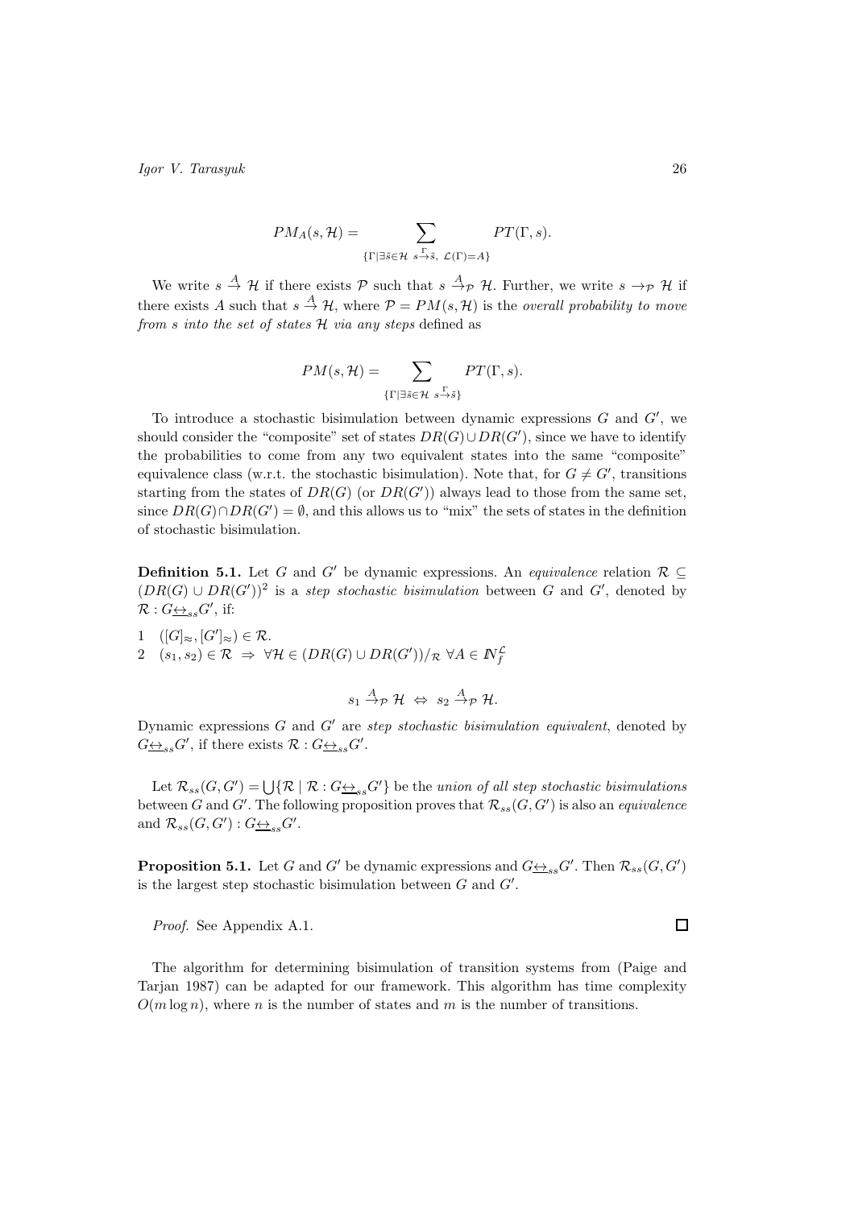$$PM_A(s, \mathcal{H}) = \sum_{\{\Gamma \mid \exists \tilde{s} \in \mathcal{H}\ s \stackrel{\Gamma}{\to} \tilde{s},\ \mathcal{L}(\Gamma) = A\}} PT(\Gamma, s).$$

We write $s \stackrel{A}{\to} \mathcal{H}$ if there exists $\mathcal{P}$ such that $s \stackrel{A}{\to}_{\mathcal{P}} \mathcal{H}$. Further, we write $s \to_{\mathcal{P}} \mathcal{H}$ if there exists $A$ such that $s \stackrel{A}{\to} \mathcal{H}$, where $\mathcal{P} = PM(s, \mathcal{H})$ is the *overall probability to move from s into the set of states $\mathcal{H}$ via any steps* defined as

$$PM(s, \mathcal{H}) = \sum_{\{\Gamma \mid \exists \tilde{s} \in \mathcal{H}\ s \stackrel{\Gamma}{\to} \tilde{s}\}} PT(\Gamma, s).$$

To introduce a stochastic bisimulation between dynamic expressions $G$ and $G'$, we should consider the "composite" set of states $DR(G) \cup DR(G')$, since we have to identify the probabilities to come from any two equivalent states into the same "composite" equivalence class (w.r.t. the stochastic bisimulation). Note that, for $G \neq G'$, transitions starting from the states of $DR(G)$ (or $DR(G')$) always lead to those from the same set, since $DR(G) \cap DR(G') = \emptyset$, and this allows us to "mix" the sets of states in the definition of stochastic bisimulation.

**Definition 5.1.** Let $G$ and $G'$ be dynamic expressions. An *equivalence* relation $\mathcal{R} \subseteq (DR(G) \cup DR(G'))^2$ is a *step stochastic bisimulation* between $G$ and $G'$, denoted by $\mathcal{R} : G \underline{\leftrightarrow}_{ss} G'$, if:

1 $([G]_\approx, [G']_\approx) \in \mathcal{R}$.
2 $(s_1, s_2) \in \mathcal{R} \ \Rightarrow\ \forall \mathcal{H} \in (DR(G) \cup DR(G'))/_{\mathcal{R}}\ \forall A \in I\!N_f^{\mathcal{L}}$

$$s_1 \stackrel{A}{\to}_{\mathcal{P}} \mathcal{H} \ \Leftrightarrow\ s_2 \stackrel{A}{\to}_{\mathcal{P}} \mathcal{H}.$$

Dynamic expressions $G$ and $G'$ are *step stochastic bisimulation equivalent*, denoted by $G \underline{\leftrightarrow}_{ss} G'$, if there exists $\mathcal{R} : G \underline{\leftrightarrow}_{ss} G'$.

Let $\mathcal{R}_{ss}(G, G') = \bigcup\{\mathcal{R} \mid \mathcal{R} : G \underline{\leftrightarrow}_{ss} G'\}$ be the *union of all step stochastic bisimulations* between $G$ and $G'$. The following proposition proves that $\mathcal{R}_{ss}(G, G')$ is also an *equivalence* and $\mathcal{R}_{ss}(G, G') : G \underline{\leftrightarrow}_{ss} G'$.

**Proposition 5.1.** Let $G$ and $G'$ be dynamic expressions and $G \underline{\leftrightarrow}_{ss} G'$. Then $\mathcal{R}_{ss}(G, G')$ is the largest step stochastic bisimulation between $G$ and $G'$.

*Proof.* See Appendix A.1. □

The algorithm for determining bisimulation of transition systems from (Paige and Tarjan 1987) can be adapted for our framework. This algorithm has time complexity $O(m \log n)$, where $n$ is the number of states and $m$ is the number of transitions.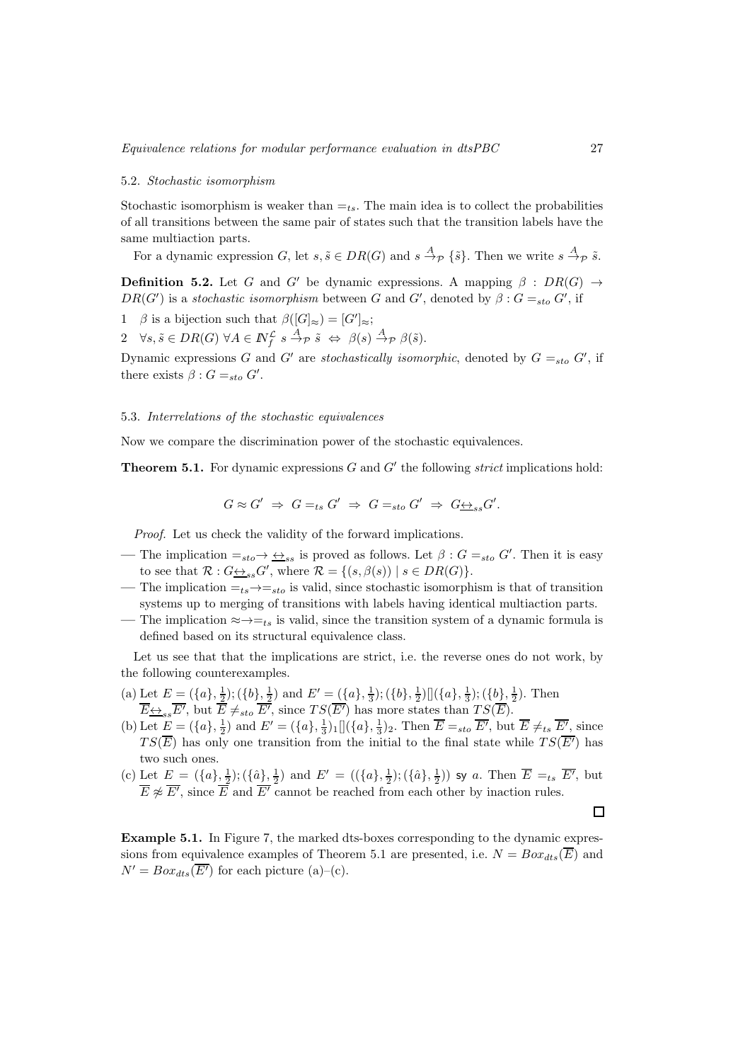### 5.2. *Stochastic isomorphism*

Stochastic isomorphism is weaker than $=_{ts}$. The main idea is to collect the probabilities of all transitions between the same pair of states such that the transition labels have the same multiaction parts.

For a dynamic expression $G$, let $s, \tilde{s} \in DR(G)$ and $s \xrightarrow{A}_{\mathcal{P}} \{\tilde{s}\}$. Then we write $s \xrightarrow{A}_{\mathcal{P}} \tilde{s}$.

**Definition 5.2.** Let $G$ and $G'$ be dynamic expressions. A mapping $\beta : DR(G) \to DR(G')$ is a *stochastic isomorphism* between $G$ and $G'$, denoted by $\beta : G =_{sto} G'$, if

1 $\beta$ is a bijection such that $\beta([G]_{\approx}) = [G']_{\approx}$;

2 $\forall s, \tilde{s} \in DR(G)\ \forall A \in \mathbb{N}_f^{\mathcal{L}}\ s \xrightarrow{A}_{\mathcal{P}} \tilde{s} \Leftrightarrow \beta(s) \xrightarrow{A}_{\mathcal{P}} \beta(\tilde{s})$.

Dynamic expressions $G$ and $G'$ are *stochastically isomorphic*, denoted by $G =_{sto} G'$, if there exists $\beta : G =_{sto} G'$.

### 5.3. *Interrelations of the stochastic equivalences*

Now we compare the discrimination power of the stochastic equivalences.

**Theorem 5.1.** For dynamic expressions $G$ and $G'$ the following *strict* implications hold:

$$G \approx G' \ \Rightarrow\ G =_{ts} G' \ \Rightarrow\ G =_{sto} G' \ \Rightarrow\ G \underline{\leftrightarrow}_{ss} G'.$$

*Proof.* Let us check the validity of the forward implications.

- The implication $=_{sto} \to \underline{\leftrightarrow}_{ss}$ is proved as follows. Let $\beta : G =_{sto} G'$. Then it is easy to see that $\mathcal{R} : G \underline{\leftrightarrow}_{ss} G'$, where $\mathcal{R} = \{(s, \beta(s)) \mid s \in DR(G)\}$.
- The implication $=_{ts} \to =_{sto}$ is valid, since stochastic isomorphism is that of transition systems up to merging of transitions with labels having identical multiaction parts.
- The implication $\approx \to =_{ts}$ is valid, since the transition system of a dynamic formula is defined based on its structural equivalence class.

Let us see that that the implications are strict, i.e. the reverse ones do not work, by the following counterexamples.

(a) Let $E = (\{a\}, \frac{1}{2}); (\{b\}, \frac{1}{2})$ and $E' = (\{a\}, \frac{1}{3}); (\{b\}, \frac{1}{2})[](\{a\}, \frac{1}{3}); (\{b\}, \frac{1}{2})$. Then $\overline{E} \underline{\leftrightarrow}_{ss} \overline{E'}$, but $\overline{E} \neq_{sto} \overline{E'}$, since $TS(\overline{E'})$ has more states than $TS(\overline{E})$.

(b) Let $E = (\{a\}, \frac{1}{2})$ and $E' = (\{a\}, \frac{1}{3})_1[](\{a\}, \frac{1}{3})_2$. Then $\overline{E} =_{sto} \overline{E'}$, but $\overline{E} \neq_{ts} \overline{E'}$, since $TS(\overline{E})$ has only one transition from the initial to the final state while $TS(\overline{E'})$ has two such ones.

(c) Let $E = (\{a\}, \frac{1}{2}); (\{\hat{a}\}, \frac{1}{2})$ and $E' = ((\{a\}, \frac{1}{2}); (\{\hat{a}\}, \frac{1}{2}))$ sy $a$. Then $\overline{E} =_{ts} \overline{E'}$, but $\overline{E} \not\approx \overline{E'}$, since $\overline{E}$ and $\overline{E'}$ cannot be reached from each other by inaction rules.

$\square$

**Example 5.1.** In Figure 7, the marked dts-boxes corresponding to the dynamic expressions from equivalence examples of Theorem 5.1 are presented, i.e. $N = Box_{dts}(\overline{E})$ and $N' = Box_{dts}(\overline{E'})$ for each picture (a)–(c).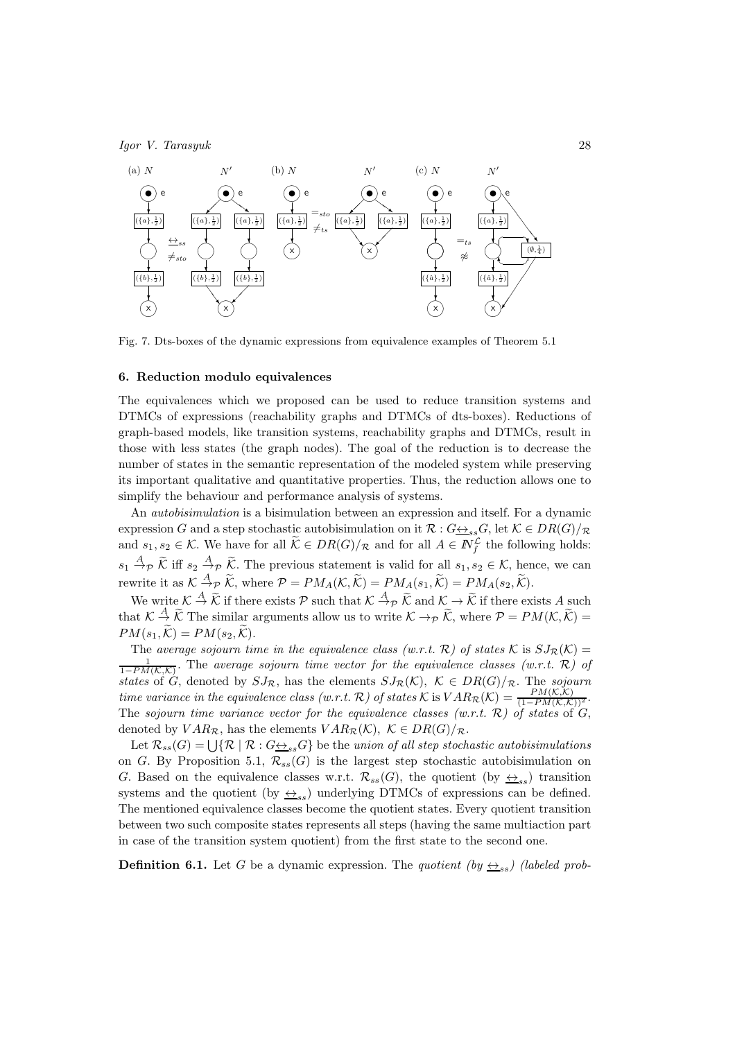Fig. 7. Dts-boxes of the dynamic expressions from equivalence examples of Theorem 5.1

### 6. Reduction modulo equivalences

The equivalences which we proposed can be used to reduce transition systems and DTMCs of expressions (reachability graphs and DTMCs of dts-boxes). Reductions of graph-based models, like transition systems, reachability graphs and DTMCs, result in those with less states (the graph nodes). The goal of the reduction is to decrease the number of states in the semantic representation of the modeled system while preserving its important qualitative and quantitative properties. Thus, the reduction allows one to simplify the behaviour and performance analysis of systems.

An *autobisimulation* is a bisimulation between an expression and itself. For a dynamic expression $G$ and a step stochastic autobisimulation on it $\mathcal{R} : G \underline{\leftrightarrow}_{ss} G$, let $\mathcal{K} \in DR(G)/_{\mathcal{R}}$ and $s_1, s_2 \in \mathcal{K}$. We have for all $\widetilde{\mathcal{K}} \in DR(G)/_{\mathcal{R}}$ and for all $A \in I\!N_f^{\mathcal{L}}$ the following holds: $s_1 \xrightarrow{A}_{\mathcal{P}} \widetilde{\mathcal{K}}$ iff $s_2 \xrightarrow{A}_{\mathcal{P}} \widetilde{\mathcal{K}}$. The previous statement is valid for all $s_1, s_2 \in \mathcal{K}$, hence, we can rewrite it as $\mathcal{K} \xrightarrow{A}_{\mathcal{P}} \widetilde{\mathcal{K}}$, where $\mathcal{P} = PM_A(\mathcal{K}, \widetilde{\mathcal{K}}) = PM_A(s_1, \widetilde{\mathcal{K}}) = PM_A(s_2, \widetilde{\mathcal{K}})$.

We write $\mathcal{K} \xrightarrow{A} \widetilde{\mathcal{K}}$ if there exists $\mathcal{P}$ such that $\mathcal{K} \xrightarrow{A}_{\mathcal{P}} \widetilde{\mathcal{K}}$ and $\mathcal{K} \to \widetilde{\mathcal{K}}$ if there exists $A$ such that $\mathcal{K} \xrightarrow{A} \widetilde{\mathcal{K}}$ The similar arguments allow us to write $\mathcal{K} \to_{\mathcal{P}} \widetilde{\mathcal{K}}$, where $\mathcal{P} = PM(\mathcal{K}, \widetilde{\mathcal{K}}) = PM(s_1, \widetilde{\mathcal{K}}) = PM(s_2, \widetilde{\mathcal{K}})$.

The *average sojourn time in the equivalence class (w.r.t. $\mathcal{R}$) of states* $\mathcal{K}$ is $SJ_{\mathcal{R}}(\mathcal{K}) = \frac{1}{1 - PM(\mathcal{K}, \mathcal{K})}$. The *average sojourn time vector for the equivalence classes (w.r.t. $\mathcal{R}$) of states* of $G$, denoted by $SJ_{\mathcal{R}}$, has the elements $SJ_{\mathcal{R}}(\mathcal{K})$, $\mathcal{K} \in DR(G)/_{\mathcal{R}}$. The *sojourn time variance in the equivalence class (w.r.t. $\mathcal{R}$) of states* $\mathcal{K}$ is $VAR_{\mathcal{R}}(\mathcal{K}) = \frac{PM(\mathcal{K}, \mathcal{K})}{(1 - PM(\mathcal{K}, \mathcal{K}))^2}$. The *sojourn time variance vector for the equivalence classes (w.r.t. $\mathcal{R}$) of states* of $G$, denoted by $VAR_{\mathcal{R}}$, has the elements $VAR_{\mathcal{R}}(\mathcal{K})$, $\mathcal{K} \in DR(G)/_{\mathcal{R}}$.

Let $\mathcal{R}_{ss}(G) = \bigcup\{\mathcal{R} \mid \mathcal{R} : G \underline{\leftrightarrow}_{ss} G\}$ be the *union of all step stochastic autobisimulations* on $G$. By Proposition 5.1, $\mathcal{R}_{ss}(G)$ is the largest step stochastic autobisimulation on $G$. Based on the equivalence classes w.r.t. $\mathcal{R}_{ss}(G)$, the quotient (by $\underline{\leftrightarrow}_{ss}$) transition systems and the quotient (by $\underline{\leftrightarrow}_{ss}$) underlying DTMCs of expressions can be defined. The mentioned equivalence classes become the quotient states. Every quotient transition between two such composite states represents all steps (having the same multiaction part in case of the transition system quotient) from the first state to the second one.

**Definition 6.1.** Let $G$ be a dynamic expression. The *quotient (by $\underline{\leftrightarrow}_{ss}$) (labeled prob-*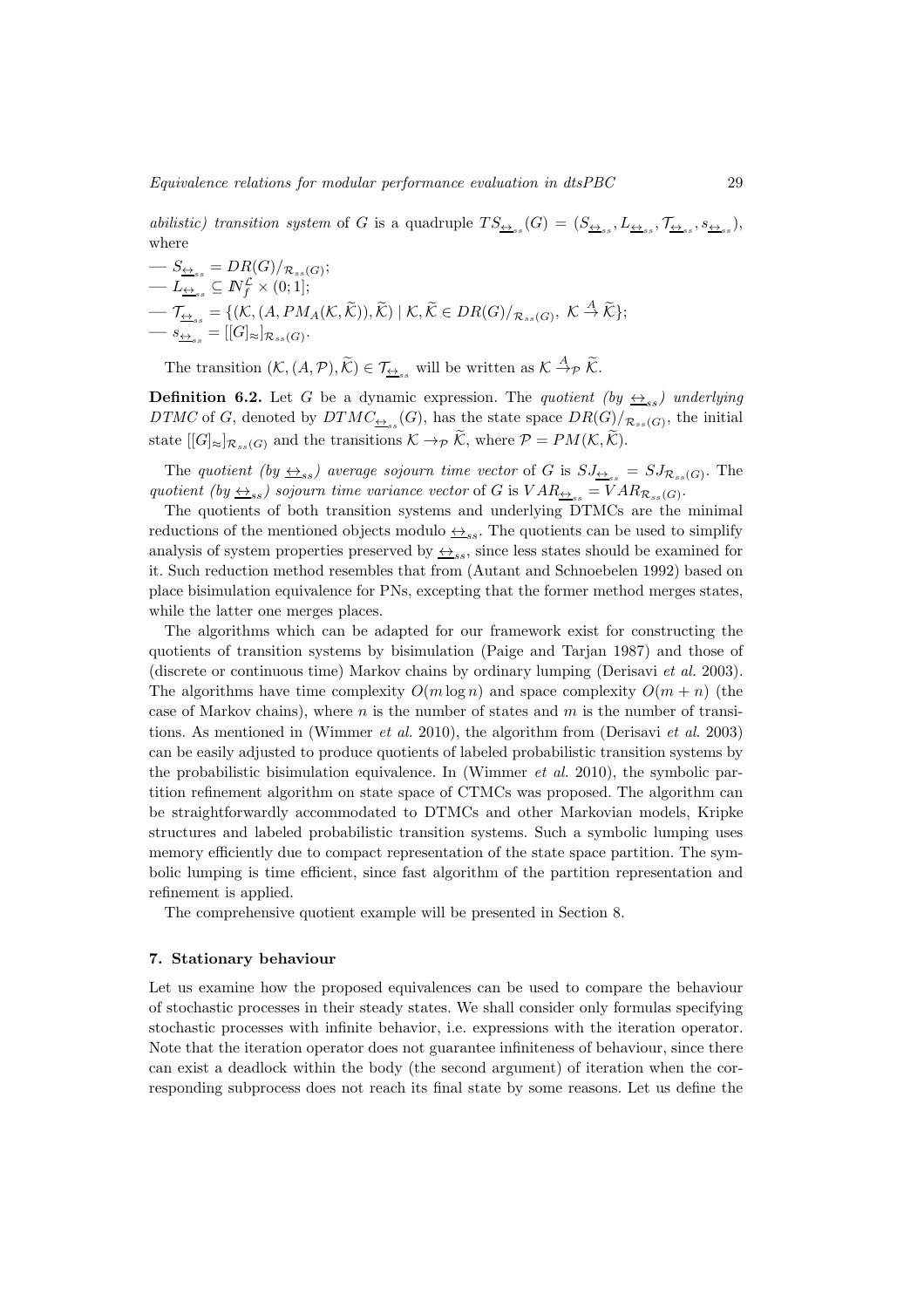*abilistic) transition system* of $G$ is a quadruple $TS_{\underline{\leftrightarrow}_{ss}}(G) = (S_{\underline{\leftrightarrow}_{ss}}, L_{\underline{\leftrightarrow}_{ss}}, \mathcal{T}_{\underline{\leftrightarrow}_{ss}}, s_{\underline{\leftrightarrow}_{ss}})$, where

— $S_{\underline{\leftrightarrow}_{ss}} = DR(G)/_{\mathcal{R}_{ss}(G)}$;
— $L_{\underline{\leftrightarrow}_{ss}} \subseteq I\!N_f^{\mathcal{L}} \times (0; 1]$;
— $\mathcal{T}_{\underline{\leftrightarrow}_{ss}} = \{(\mathcal{K}, (A, PM_A(\mathcal{K}, \widetilde{\mathcal{K}})), \widetilde{\mathcal{K}}) \mid \mathcal{K}, \widetilde{\mathcal{K}} \in DR(G)/_{\mathcal{R}_{ss}(G)},\ \mathcal{K} \xrightarrow{A} \widetilde{\mathcal{K}}\}$;
— $s_{\underline{\leftrightarrow}_{ss}} = [[G]_{\approx}]_{\mathcal{R}_{ss}(G)}$.

The transition $(\mathcal{K}, (A, \mathcal{P}), \widetilde{\mathcal{K}}) \in \mathcal{T}_{\underline{\leftrightarrow}_{ss}}$ will be written as $\mathcal{K} \xrightarrow{A}_{\mathcal{P}} \widetilde{\mathcal{K}}$.

**Definition 6.2.** Let $G$ be a dynamic expression. The *quotient (by $\underline{\leftrightarrow}_{ss}$) underlying DTMC* of $G$, denoted by $DTMC_{\underline{\leftrightarrow}_{ss}}(G)$, has the state space $DR(G)/_{\mathcal{R}_{ss}(G)}$, the initial state $[[G]_{\approx}]_{\mathcal{R}_{ss}(G)}$ and the transitions $\mathcal{K} \to_{\mathcal{P}} \widetilde{\mathcal{K}}$, where $\mathcal{P} = PM(\mathcal{K}, \widetilde{\mathcal{K}})$.

The *quotient (by $\underline{\leftrightarrow}_{ss}$) average sojourn time vector* of $G$ is $SJ_{\underline{\leftrightarrow}_{ss}} = SJ_{\mathcal{R}_{ss}(G)}$. The *quotient (by $\underline{\leftrightarrow}_{ss}$) sojourn time variance vector* of $G$ is $VAR_{\underline{\leftrightarrow}_{ss}} = VAR_{\mathcal{R}_{ss}(G)}$.

The quotients of both transition systems and underlying DTMCs are the minimal reductions of the mentioned objects modulo $\underline{\leftrightarrow}_{ss}$. The quotients can be used to simplify analysis of system properties preserved by $\underline{\leftrightarrow}_{ss}$, since less states should be examined for it. Such reduction method resembles that from (Autant and Schnoebelen 1992) based on place bisimulation equivalence for PNs, excepting that the former method merges states, while the latter one merges places.

The algorithms which can be adapted for our framework exist for constructing the quotients of transition systems by bisimulation (Paige and Tarjan 1987) and those of (discrete or continuous time) Markov chains by ordinary lumping (Derisavi *et al.* 2003). The algorithms have time complexity $O(m \log n)$ and space complexity $O(m + n)$ (the case of Markov chains), where $n$ is the number of states and $m$ is the number of transitions. As mentioned in (Wimmer *et al.* 2010), the algorithm from (Derisavi *et al.* 2003) can be easily adjusted to produce quotients of labeled probabilistic transition systems by the probabilistic bisimulation equivalence. In (Wimmer *et al.* 2010), the symbolic partition refinement algorithm on state space of CTMCs was proposed. The algorithm can be straightforwardly accommodated to DTMCs and other Markovian models, Kripke structures and labeled probabilistic transition systems. Such a symbolic lumping uses memory efficiently due to compact representation of the state space partition. The symbolic lumping is time efficient, since fast algorithm of the partition representation and refinement is applied.

The comprehensive quotient example will be presented in Section 8.

## 7. Stationary behaviour

Let us examine how the proposed equivalences can be used to compare the behaviour of stochastic processes in their steady states. We shall consider only formulas specifying stochastic processes with infinite behavior, i.e. expressions with the iteration operator. Note that the iteration operator does not guarantee infiniteness of behaviour, since there can exist a deadlock within the body (the second argument) of iteration when the corresponding subprocess does not reach its final state by some reasons. Let us define the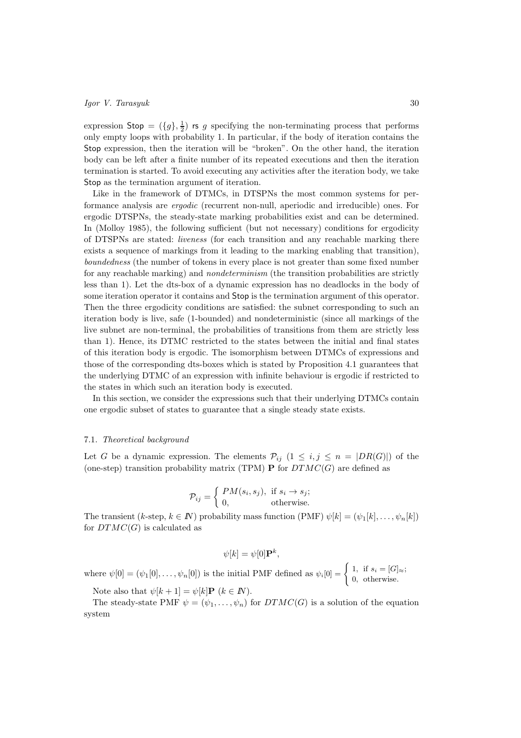expression $\mathsf{Stop} = (\{g\}, \frac{1}{2})$ rs $g$ specifying the non-terminating process that performs only empty loops with probability 1. In particular, if the body of iteration contains the Stop expression, then the iteration will be "broken". On the other hand, the iteration body can be left after a finite number of its repeated executions and then the iteration termination is started. To avoid executing any activities after the iteration body, we take Stop as the termination argument of iteration.

Like in the framework of DTMCs, in DTSPNs the most common systems for performance analysis are *ergodic* (recurrent non-null, aperiodic and irreducible) ones. For ergodic DTSPNs, the steady-state marking probabilities exist and can be determined. In (Molloy 1985), the following sufficient (but not necessary) conditions for ergodicity of DTSPNs are stated: *liveness* (for each transition and any reachable marking there exists a sequence of markings from it leading to the marking enabling that transition), *boundedness* (the number of tokens in every place is not greater than some fixed number for any reachable marking) and *nondeterminism* (the transition probabilities are strictly less than 1). Let the dts-box of a dynamic expression has no deadlocks in the body of some iteration operator it contains and Stop is the termination argument of this operator. Then the three ergodicity conditions are satisfied: the subnet corresponding to such an iteration body is live, safe (1-bounded) and nondeterministic (since all markings of the live subnet are non-terminal, the probabilities of transitions from them are strictly less than 1). Hence, its DTMC restricted to the states between the initial and final states of this iteration body is ergodic. The isomorphism between DTMCs of expressions and those of the corresponding dts-boxes which is stated by Proposition 4.1 guarantees that the underlying DTMC of an expression with infinite behaviour is ergodic if restricted to the states in which such an iteration body is executed.

In this section, we consider the expressions such that their underlying DTMCs contain one ergodic subset of states to guarantee that a single steady state exists.

### 7.1. *Theoretical background*

Let $G$ be a dynamic expression. The elements $\mathcal{P}_{ij}$ $(1 \le i, j \le n = |DR(G)|)$ of the (one-step) transition probability matrix (TPM) $\mathbf{P}$ for $DTMC(G)$ are defined as

$$\mathcal{P}_{ij} = \begin{cases} PM(s_i, s_j), & \text{if } s_i \to s_j; \\ 0, & \text{otherwise.} \end{cases}$$

The transient ($k$-step, $k \in \mathbb{N}$) probability mass function (PMF) $\psi[k] = (\psi_1[k], \ldots, \psi_n[k])$ for $DTMC(G)$ is calculated as

$$\psi[k] = \psi[0]\mathbf{P}^k,$$

where $\psi[0] = (\psi_1[0], \ldots, \psi_n[0])$ is the initial PMF defined as $\psi_i[0] = \begin{cases} 1, & \text{if } s_i = [G]_\approx; \\ 0, & \text{otherwise.} \end{cases}$

Note also that $\psi[k+1] = \psi[k]\mathbf{P}$ $(k \in \mathbb{N})$.

The steady-state PMF $\psi = (\psi_1, \ldots, \psi_n)$ for $DTMC(G)$ is a solution of the equation system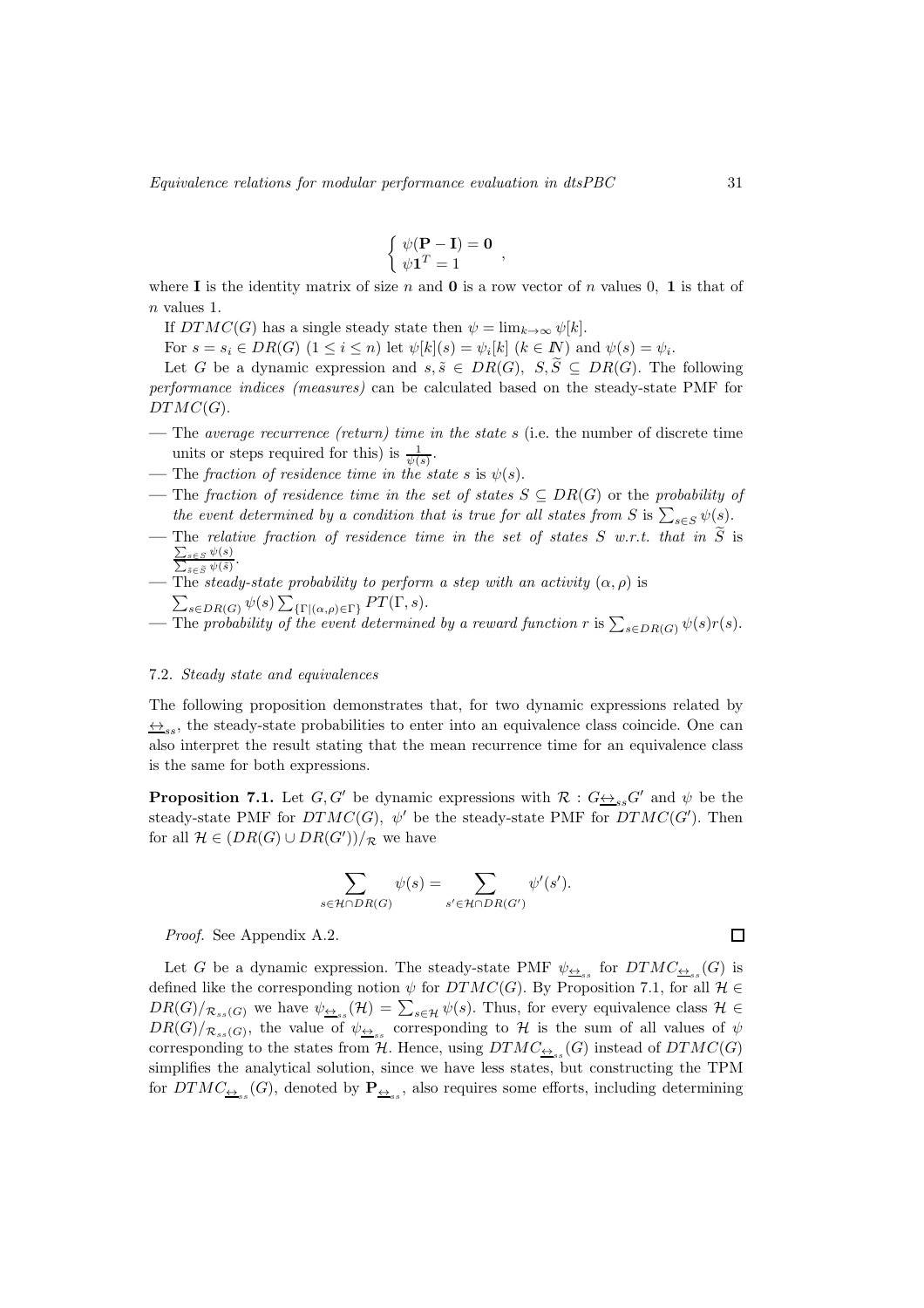$$\begin{cases} \psi(\mathbf{P} - \mathbf{I}) = \mathbf{0} \\ \psi \mathbf{1}^T = 1 \end{cases},$$

where $\mathbf{I}$ is the identity matrix of size $n$ and $\mathbf{0}$ is a row vector of $n$ values 0, $\mathbf{1}$ is that of $n$ values 1.

If $DTMC(G)$ has a single steady state then $\psi = \lim_{k\to\infty} \psi[k]$.

For $s = s_i \in DR(G)$ $(1 \le i \le n)$ let $\psi[k](s) = \psi_i[k]$ $(k \in I\!N)$ and $\psi(s) = \psi_i$.

Let $G$ be a dynamic expression and $s, \tilde{s} \in DR(G)$, $S, \widetilde{S} \subseteq DR(G)$. The following *performance indices (measures)* can be calculated based on the steady-state PMF for $DTMC(G)$.

- The *average recurrence (return) time in the state* $s$ (i.e. the number of discrete time units or steps required for this) is $\frac{1}{\psi(s)}$.
- The *fraction of residence time in the state* $s$ is $\psi(s)$.
- The *fraction of residence time in the set of states* $S \subseteq DR(G)$ or the *probability of the event determined by a condition that is true for all states from* $S$ is $\sum_{s\in S} \psi(s)$.
- The *relative fraction of residence time in the set of states* $S$ *w.r.t. that in* $\widetilde{S}$ is $\frac{\sum_{s\in S} \psi(s)}{\sum_{\tilde{s}\in \widetilde{S}} \psi(\tilde{s})}$.
- The *steady-state probability to perform a step with an activity* $(\alpha, \rho)$ is $\sum_{s\in DR(G)} \psi(s) \sum_{\{\Gamma|(\alpha,\rho)\in\Gamma\}} PT(\Gamma, s)$.
- The *probability of the event determined by a reward function* $r$ is $\sum_{s\in DR(G)} \psi(s) r(s)$.

### 7.2. *Steady state and equivalences*

The following proposition demonstrates that, for two dynamic expressions related by $\underline{\leftrightarrow}_{ss}$, the steady-state probabilities to enter into an equivalence class coincide. One can also interpret the result stating that the mean recurrence time for an equivalence class is the same for both expressions.

**Proposition 7.1.** Let $G, G'$ be dynamic expressions with $\mathcal{R} : G\underline{\leftrightarrow}_{ss}G'$ and $\psi$ be the steady-state PMF for $DTMC(G)$, $\psi'$ be the steady-state PMF for $DTMC(G')$. Then for all $\mathcal{H} \in (DR(G) \cup DR(G'))/_{\mathcal{R}}$ we have

$$\sum_{s\in\mathcal{H}\cap DR(G)} \psi(s) = \sum_{s'\in\mathcal{H}\cap DR(G')} \psi'(s').$$

*Proof.* See Appendix A.2. □

Let $G$ be a dynamic expression. The steady-state PMF $\psi_{\underline{\leftrightarrow}_{ss}}$ for $DTMC_{\underline{\leftrightarrow}_{ss}}(G)$ is defined like the corresponding notion $\psi$ for $DTMC(G)$. By Proposition 7.1, for all $\mathcal{H} \in DR(G)/_{\mathcal{R}_{ss}(G)}$ we have $\psi_{\underline{\leftrightarrow}_{ss}}(\mathcal{H}) = \sum_{s\in\mathcal{H}} \psi(s)$. Thus, for every equivalence class $\mathcal{H} \in DR(G)/_{\mathcal{R}_{ss}(G)}$, the value of $\psi_{\underline{\leftrightarrow}_{ss}}$ corresponding to $\mathcal{H}$ is the sum of all values of $\psi$ corresponding to the states from $\mathcal{H}$. Hence, using $DTMC_{\underline{\leftrightarrow}_{ss}}(G)$ instead of $DTMC(G)$ simplifies the analytical solution, since we have less states, but constructing the TPM for $DTMC_{\underline{\leftrightarrow}_{ss}}(G)$, denoted by $\mathbf{P}_{\underline{\leftrightarrow}_{ss}}$, also requires some efforts, including determining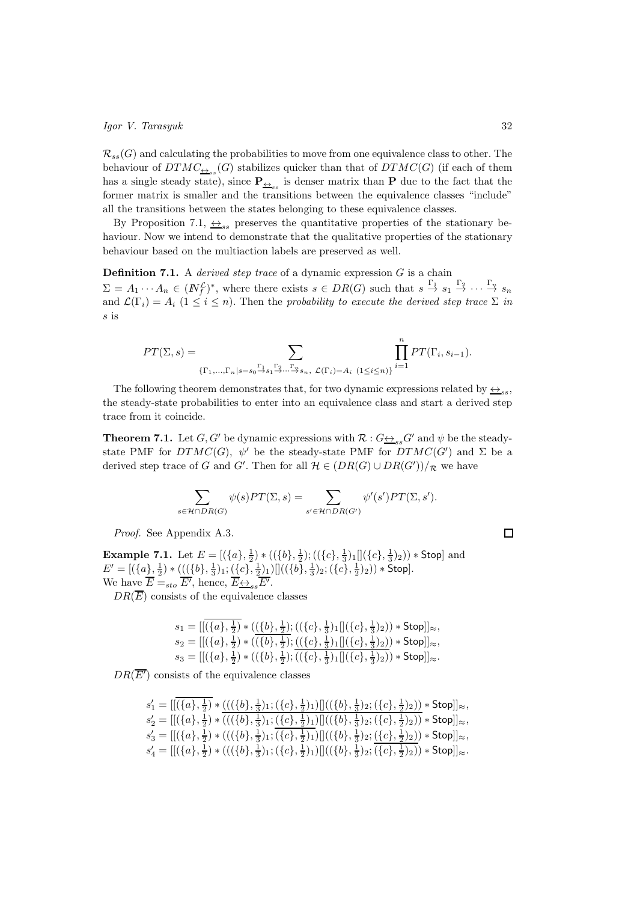$\mathcal{R}_{ss}(G)$ and calculating the probabilities to move from one equivalence class to other. The behaviour of $DTMC_{\underline{\leftrightarrow}_{ss}}(G)$ stabilizes quicker than that of $DTMC(G)$ (if each of them has a single steady state), since $\mathbf{P}_{\underline{\leftrightarrow}_{ss}}$ is denser matrix than $\mathbf{P}$ due to the fact that the former matrix is smaller and the transitions between the equivalence classes "include" all the transitions between the states belonging to these equivalence classes.

By Proposition 7.1, $\underline{\leftrightarrow}_{ss}$ preserves the quantitative properties of the stationary behaviour. Now we intend to demonstrate that the qualitative properties of the stationary behaviour based on the multiaction labels are preserved as well.

**Definition 7.1.** A *derived step trace* of a dynamic expression $G$ is a chain $\Sigma = A_1 \cdots A_n \in (I\!N_f^{\mathcal{L}})^*$, where there exists $s \in DR(G)$ such that $s \stackrel{\Gamma_1}{\to} s_1 \stackrel{\Gamma_2}{\to} \cdots \stackrel{\Gamma_n}{\to} s_n$ and $\mathcal{L}(\Gamma_i) = A_i$ $(1 \leq i \leq n)$. Then the *probability to execute the derived step trace* $\Sigma$ *in* $s$ is

$$PT(\Sigma, s) = \sum_{\{\Gamma_1,\ldots,\Gamma_n \mid s=s_0 \stackrel{\Gamma_1}{\to} s_1 \stackrel{\Gamma_2}{\to} \cdots \stackrel{\Gamma_n}{\to} s_n,\ \mathcal{L}(\Gamma_i)=A_i\ (1 \leq i \leq n)\}} \prod_{i=1}^{n} PT(\Gamma_i, s_{i-1}).$$

The following theorem demonstrates that, for two dynamic expressions related by $\underline{\leftrightarrow}_{ss}$, the steady-state probabilities to enter into an equivalence class and start a derived step trace from it coincide.

**Theorem 7.1.** Let $G, G'$ be dynamic expressions with $\mathcal{R} : G \underline{\leftrightarrow}_{ss} G'$ and $\psi$ be the steady-state PMF for $DTMC(G)$, $\psi'$ be the steady-state PMF for $DTMC(G')$ and $\Sigma$ be a derived step trace of $G$ and $G'$. Then for all $\mathcal{H} \in (DR(G) \cup DR(G'))/_{\mathcal{R}}$ we have

$$\sum_{s \in \mathcal{H} \cap DR(G)} \psi(s) PT(\Sigma, s) = \sum_{s' \in \mathcal{H} \cap DR(G')} \psi'(s') PT(\Sigma, s').$$

*Proof.* See Appendix A.3. □

**Example 7.1.** Let $E = [(\{a\}, \frac{1}{2}) * ((\{b\}, \frac{1}{2}); ((\{c\}, \frac{1}{3})_1 [] (\{c\}, \frac{1}{3})_2)) * \mathsf{Stop}]$ and $E' = [(\{a\}, \frac{1}{2}) * (((\{b\}, \frac{1}{3})_1; (\{c\}, \frac{1}{2})_1) [] ((\{b\}, \frac{1}{3})_2; (\{c\}, \frac{1}{2})_2)) * \mathsf{Stop}]$.
We have $\overline{E} =_{sto} \overline{E'}$, hence, $\overline{E} \underline{\leftrightarrow}_{ss} \overline{E'}$.

$DR(\overline{E})$ consists of the equivalence classes

$$\begin{aligned}
s_1 &= [[\overline{(\{a\}, \tfrac{1}{2})} * ((\{b\}, \tfrac{1}{2}); ((\{c\}, \tfrac{1}{3})_1 [] (\{c\}, \tfrac{1}{3})_2)) * \mathsf{Stop}]]_\approx, \\
s_2 &= [[(\{a\}, \tfrac{1}{2}) * \overline{((\{b\}, \tfrac{1}{2}); ((\{c\}, \tfrac{1}{3})_1 [] (\{c\}, \tfrac{1}{3})_2))} * \mathsf{Stop}]]_\approx, \\
s_3 &= [[(\{a\}, \tfrac{1}{2}) * ((\{b\}, \tfrac{1}{2}); \overline{((\{c\}, \tfrac{1}{3})_1 [] (\{c\}, \tfrac{1}{3})_2)}) * \mathsf{Stop}]]_\approx.
\end{aligned}$$

$DR(\overline{E'})$ consists of the equivalence classes

$$\begin{aligned}
s_1' &= [[\overline{(\{a\}, \tfrac{1}{2})} * \underline{(((\{b\}, \tfrac{1}{3})_1; (\{c\}, \tfrac{1}{2})_1) [] ((\{b\}, \tfrac{1}{3})_2; (\{c\}, \tfrac{1}{2})_2))} * \mathsf{Stop}]]_\approx, \\
s_2' &= [[(\{a\}, \tfrac{1}{2}) * (((\{b\}, \tfrac{1}{3})_1; \underline{(\{c\}, \tfrac{1}{2})_1}) [] ((\{b\}, \tfrac{1}{3})_2; (\{c\}, \tfrac{1}{2})_2)) * \mathsf{Stop}]]_\approx, \\
s_3' &= [[(\{a\}, \tfrac{1}{2}) * (((\{b\}, \tfrac{1}{3})_1; \overline{(\{c\}, \tfrac{1}{2})_1}) [] ((\{b\}, \tfrac{1}{3})_2; \underline{(\{c\}, \tfrac{1}{2})_2})) * \mathsf{Stop}]]_\approx, \\
s_4' &= [[(\{a\}, \tfrac{1}{2}) * (((\{b\}, \tfrac{1}{3})_1; (\{c\}, \tfrac{1}{2})_1) [] ((\{b\}, \tfrac{1}{3})_2; \overline{(\{c\}, \tfrac{1}{2})_2})) * \mathsf{Stop}]]_\approx.
\end{aligned}$$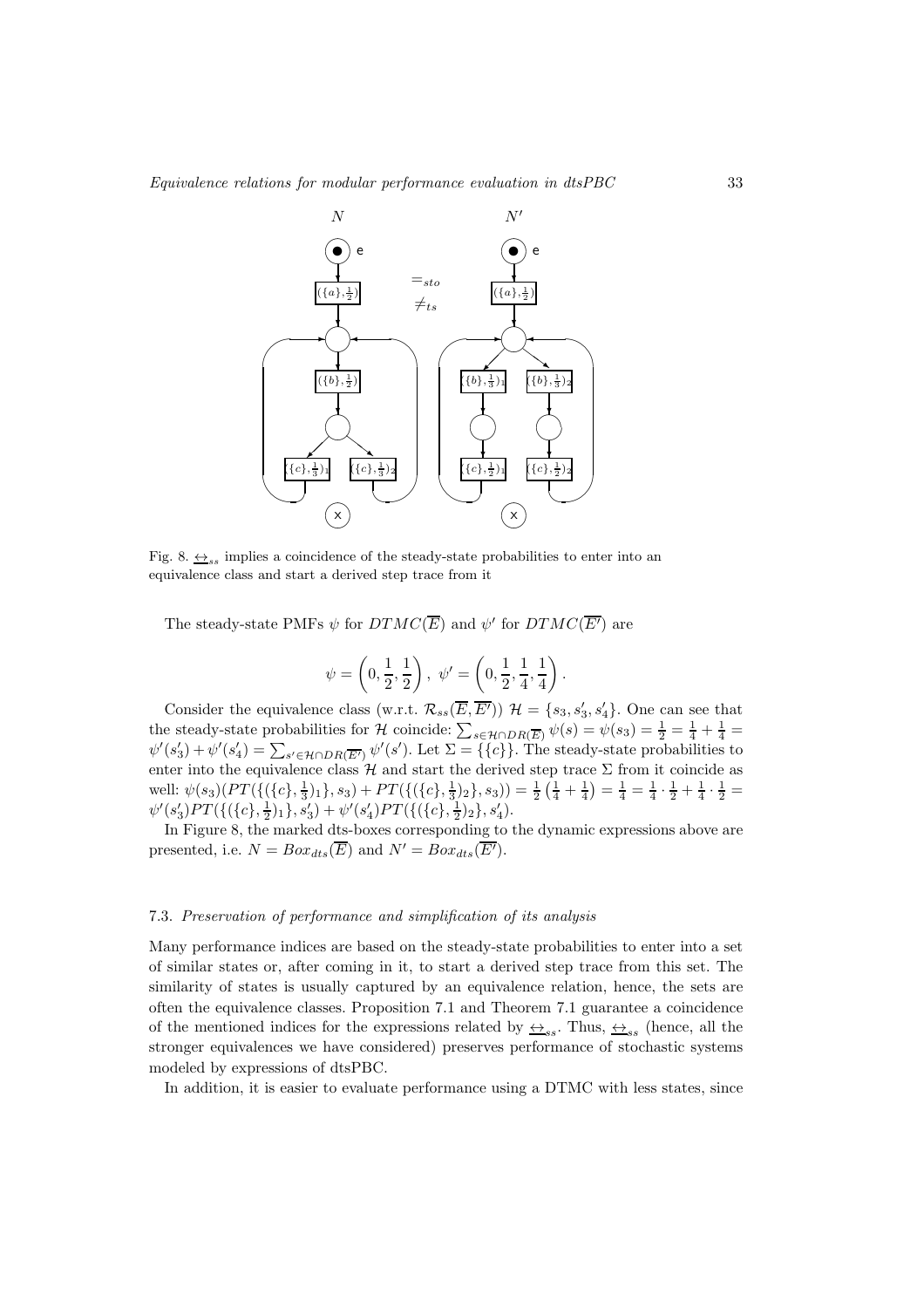Fig. 8. $\underline{\leftrightarrow}_{ss}$ implies a coincidence of the steady-state probabilities to enter into an equivalence class and start a derived step trace from it

The steady-state PMFs $\psi$ for $DTMC(\overline{E})$ and $\psi'$ for $DTMC(\overline{E'})$ are

$$\psi = \left(0, \frac{1}{2}, \frac{1}{2}\right), \ \psi' = \left(0, \frac{1}{2}, \frac{1}{4}, \frac{1}{4}\right).$$

Consider the equivalence class (w.r.t. $\mathcal{R}_{ss}(\overline{E}, \overline{E'})$) $\mathcal{H} = \{s_3, s_3', s_4'\}$. One can see that the steady-state probabilities for $\mathcal{H}$ coincide: $\sum_{s \in \mathcal{H} \cap DR(\overline{E})} \psi(s) = \psi(s_3) = \frac{1}{2} = \frac{1}{4} + \frac{1}{4} = \psi'(s_3') + \psi'(s_4') = \sum_{s' \in \mathcal{H} \cap DR(\overline{E'})} \psi'(s')$. Let $\Sigma = \{\{c\}\}$. The steady-state probabilities to enter into the equivalence class $\mathcal{H}$ and start the derived step trace $\Sigma$ from it coincide as well: $\psi(s_3)(PT(\{(\{c\}, \frac{1}{3})_1\}, s_3) + PT(\{(\{c\}, \frac{1}{3})_2\}, s_3)) = \frac{1}{2}\left(\frac{1}{4} + \frac{1}{4}\right) = \frac{1}{4} = \frac{1}{4} \cdot \frac{1}{2} + \frac{1}{4} \cdot \frac{1}{2} = \psi'(s_3')PT(\{(\{c\}, \frac{1}{2})_1\}, s_3') + \psi'(s_4')PT(\{(\{c\}, \frac{1}{2})_2\}, s_4')$.

In Figure 8, the marked dts-boxes corresponding to the dynamic expressions above are presented, i.e. $N = Box_{dts}(\overline{E})$ and $N' = Box_{dts}(\overline{E'})$.

### 7.3. *Preservation of performance and simplification of its analysis*

Many performance indices are based on the steady-state probabilities to enter into a set of similar states or, after coming in it, to start a derived step trace from this set. The similarity of states is usually captured by an equivalence relation, hence, the sets are often the equivalence classes. Proposition 7.1 and Theorem 7.1 guarantee a coincidence of the mentioned indices for the expressions related by $\underline{\leftrightarrow}_{ss}$. Thus, $\underline{\leftrightarrow}_{ss}$ (hence, all the stronger equivalences we have considered) preserves performance of stochastic systems modeled by expressions of dtsPBC.

In addition, it is easier to evaluate performance using a DTMC with less states, since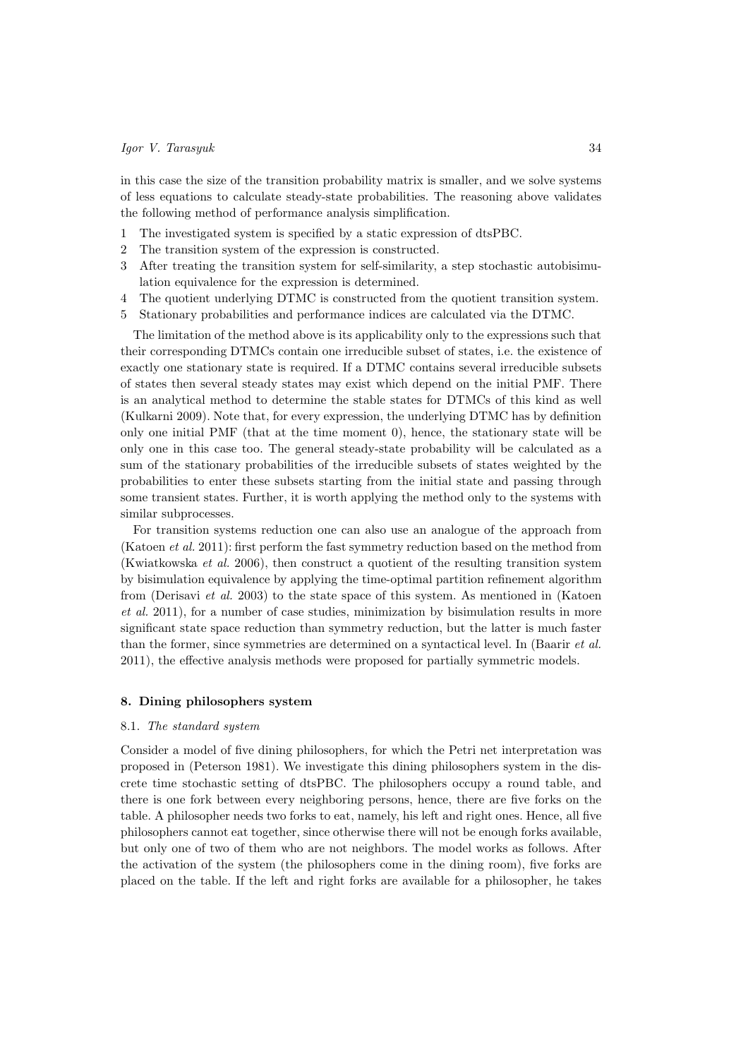in this case the size of the transition probability matrix is smaller, and we solve systems of less equations to calculate steady-state probabilities. The reasoning above validates the following method of performance analysis simplification.

1. The investigated system is specified by a static expression of dtsPBC.
2. The transition system of the expression is constructed.
3. After treating the transition system for self-similarity, a step stochastic autobisimulation equivalence for the expression is determined.
4. The quotient underlying DTMC is constructed from the quotient transition system.
5. Stationary probabilities and performance indices are calculated via the DTMC.

The limitation of the method above is its applicability only to the expressions such that their corresponding DTMCs contain one irreducible subset of states, i.e. the existence of exactly one stationary state is required. If a DTMC contains several irreducible subsets of states then several steady states may exist which depend on the initial PMF. There is an analytical method to determine the stable states for DTMCs of this kind as well (Kulkarni 2009). Note that, for every expression, the underlying DTMC has by definition only one initial PMF (that at the time moment 0), hence, the stationary state will be only one in this case too. The general steady-state probability will be calculated as a sum of the stationary probabilities of the irreducible subsets of states weighted by the probabilities to enter these subsets starting from the initial state and passing through some transient states. Further, it is worth applying the method only to the systems with similar subprocesses.

For transition systems reduction one can also use an analogue of the approach from (Katoen *et al.* 2011): first perform the fast symmetry reduction based on the method from (Kwiatkowska *et al.* 2006), then construct a quotient of the resulting transition system by bisimulation equivalence by applying the time-optimal partition refinement algorithm from (Derisavi *et al.* 2003) to the state space of this system. As mentioned in (Katoen *et al.* 2011), for a number of case studies, minimization by bisimulation results in more significant state space reduction than symmetry reduction, but the latter is much faster than the former, since symmetries are determined on a syntactical level. In (Baarir *et al.* 2011), the effective analysis methods were proposed for partially symmetric models.

## 8. Dining philosophers system

### 8.1. *The standard system*

Consider a model of five dining philosophers, for which the Petri net interpretation was proposed in (Peterson 1981). We investigate this dining philosophers system in the discrete time stochastic setting of dtsPBC. The philosophers occupy a round table, and there is one fork between every neighboring persons, hence, there are five forks on the table. A philosopher needs two forks to eat, namely, his left and right ones. Hence, all five philosophers cannot eat together, since otherwise there will not be enough forks available, but only one of two of them who are not neighbors. The model works as follows. After the activation of the system (the philosophers come in the dining room), five forks are placed on the table. If the left and right forks are available for a philosopher, he takes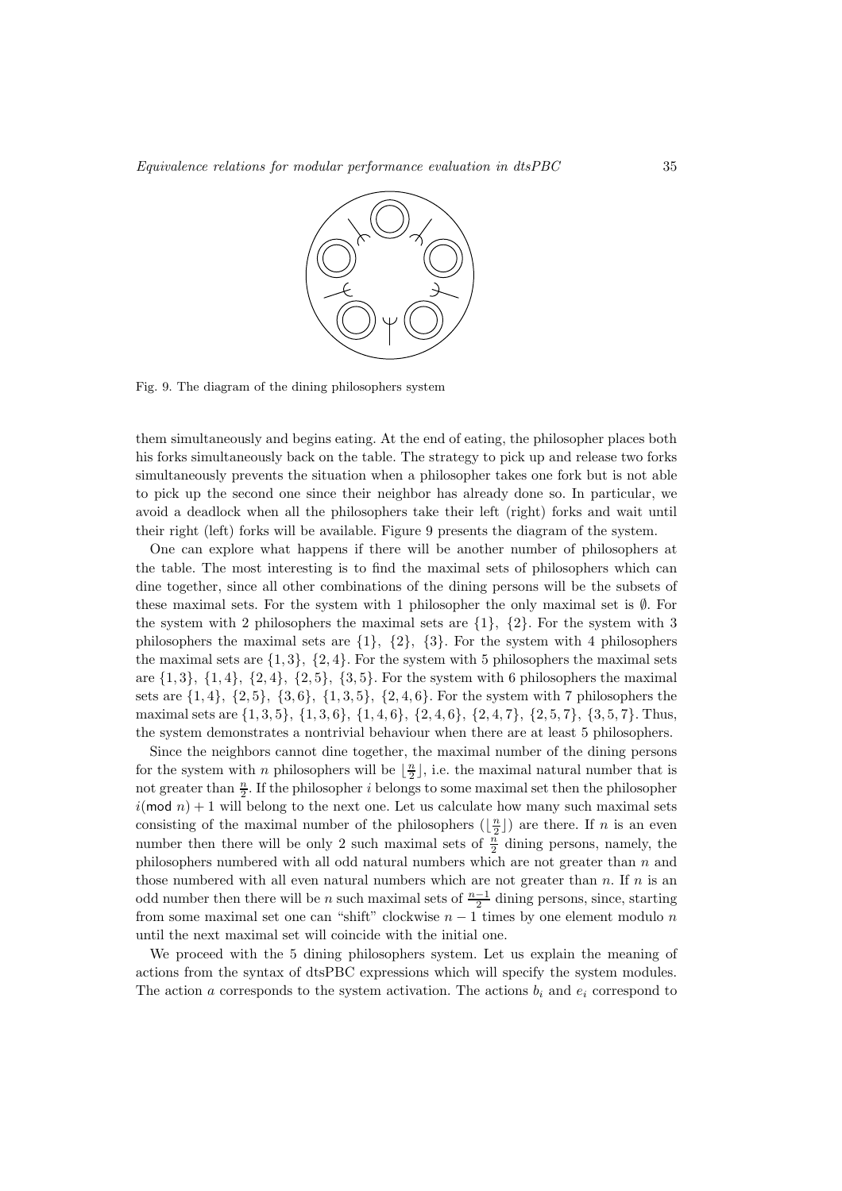Fig. 9. The diagram of the dining philosophers system

them simultaneously and begins eating. At the end of eating, the philosopher places both his forks simultaneously back on the table. The strategy to pick up and release two forks simultaneously prevents the situation when a philosopher takes one fork but is not able to pick up the second one since their neighbor has already done so. In particular, we avoid a deadlock when all the philosophers take their left (right) forks and wait until their right (left) forks will be available. Figure 9 presents the diagram of the system.

One can explore what happens if there will be another number of philosophers at the table. The most interesting is to find the maximal sets of philosophers which can dine together, since all other combinations of the dining persons will be the subsets of these maximal sets. For the system with 1 philosopher the only maximal set is $\emptyset$. For the system with 2 philosophers the maximal sets are $\{1\}$, $\{2\}$. For the system with 3 philosophers the maximal sets are $\{1\}$, $\{2\}$, $\{3\}$. For the system with 4 philosophers the maximal sets are $\{1,3\}$, $\{2,4\}$. For the system with 5 philosophers the maximal sets are $\{1,3\}$, $\{1,4\}$, $\{2,4\}$, $\{2,5\}$, $\{3,5\}$. For the system with 6 philosophers the maximal sets are $\{1,4\}$, $\{2,5\}$, $\{3,6\}$, $\{1,3,5\}$, $\{2,4,6\}$. For the system with 7 philosophers the maximal sets are $\{1,3,5\}$, $\{1,3,6\}$, $\{1,4,6\}$, $\{2,4,6\}$, $\{2,4,7\}$, $\{2,5,7\}$, $\{3,5,7\}$. Thus, the system demonstrates a nontrivial behaviour when there are at least 5 philosophers.

Since the neighbors cannot dine together, the maximal number of the dining persons for the system with $n$ philosophers will be $\lfloor \frac{n}{2} \rfloor$, i.e. the maximal natural number that is not greater than $\frac{n}{2}$. If the philosopher $i$ belongs to some maximal set then the philosopher $i(\mathsf{mod}\ n)+1$ will belong to the next one. Let us calculate how many such maximal sets consisting of the maximal number of the philosophers ($\lfloor \frac{n}{2} \rfloor$) are there. If $n$ is an even number then there will be only 2 such maximal sets of $\frac{n}{2}$ dining persons, namely, the philosophers numbered with all odd natural numbers which are not greater than $n$ and those numbered with all even natural numbers which are not greater than $n$. If $n$ is an odd number then there will be $n$ such maximal sets of $\frac{n-1}{2}$ dining persons, since, starting from some maximal set one can "shift" clockwise $n-1$ times by one element modulo $n$ until the next maximal set will coincide with the initial one.

We proceed with the 5 dining philosophers system. Let us explain the meaning of actions from the syntax of dtsPBC expressions which will specify the system modules. The action $a$ corresponds to the system activation. The actions $b_i$ and $e_i$ correspond to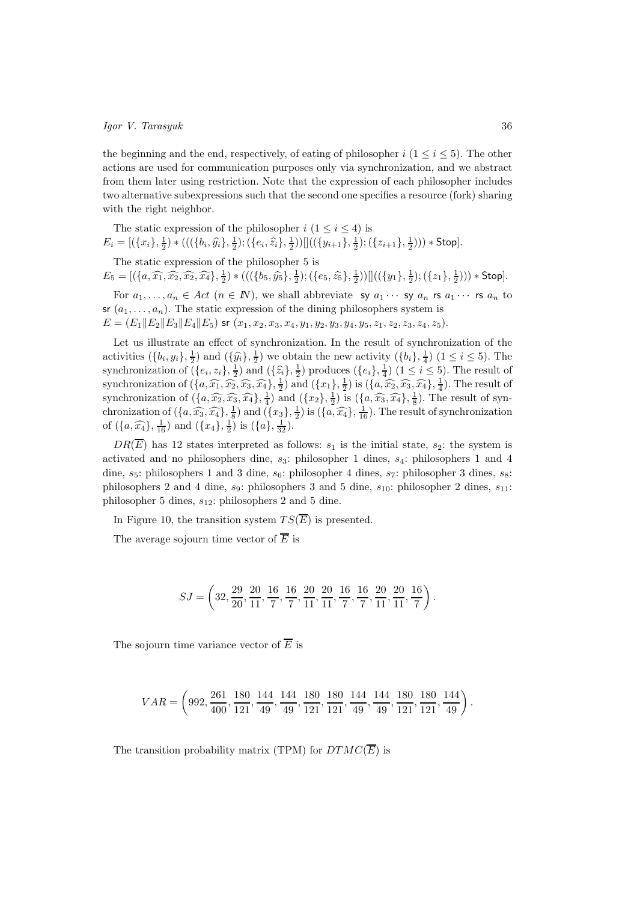the beginning and the end, respectively, of eating of philosopher $i$ $(1 \le i \le 5)$. The other actions are used for communication purposes only via synchronization, and we abstract from them later using restriction. Note that the expression of each philosopher includes two alternative subexpressions such that the second one specifies a resource (fork) sharing with the right neighbor.

The static expression of the philosopher $i$ $(1 \le i \le 4)$ is
$E_i = [(\{x_i\}, \frac{1}{2}) * (((\{b_i, \widehat{y_i}\}, \frac{1}{2}); (\{e_i, \widehat{z_i}\}, \frac{1}{2}))[]((\{y_{i+1}\}, \frac{1}{2}); (\{z_{i+1}\}, \frac{1}{2}))) * \mathsf{Stop}]$.

The static expression of the philosopher 5 is
$E_5 = [(\{a, \widehat{x_1}, \widehat{x_2}, \widehat{x_2}, \widehat{x_4}\}, \frac{1}{2}) * (((\{b_5, \widehat{y_5}\}, \frac{1}{2}); (\{e_5, \widehat{z_5}\}, \frac{1}{2}))[]((\{y_1\}, \frac{1}{2}); (\{z_1\}, \frac{1}{2}))) * \mathsf{Stop}]$.

For $a_1, \ldots, a_n \in Act$ $(n \in I\!N)$, we shall abbreviate $\mathsf{sy}\ a_1 \cdots \mathsf{sy}\ a_n\ \mathsf{rs}\ a_1 \cdots \mathsf{rs}\ a_n$ to $\mathsf{sr}\ (a_1, \ldots, a_n)$. The static expression of the dining philosophers system is
$E = (E_1 \| E_2 \| E_3 \| E_4 \| E_5)\ \mathsf{sr}\ (x_1, x_2, x_3, x_4, y_1, y_2, y_3, y_4, y_5, z_1, z_2, z_3, z_4, z_5)$.

Let us illustrate an effect of synchronization. In the result of synchronization of the activities $(\{b_i, y_i\}, \frac{1}{2})$ and $(\{\widehat{y_i}\}, \frac{1}{2})$ we obtain the new activity $(\{b_i\}, \frac{1}{4})$ $(1 \le i \le 5)$. The synchronization of $(\{e_i, z_i\}, \frac{1}{2})$ and $(\{\widehat{z_i}\}, \frac{1}{2})$ produces $(\{e_i\}, \frac{1}{4})$ $(1 \le i \le 5)$. The result of synchronization of $(\{a, \widehat{x_1}, \widehat{x_2}, \widehat{x_3}, \widehat{x_4}\}, \frac{1}{2})$ and $(\{x_1\}, \frac{1}{2})$ is $(\{a, \widehat{x_2}, \widehat{x_3}, \widehat{x_4}\}, \frac{1}{4})$. The result of synchronization of $(\{a, \widehat{x_2}, \widehat{x_3}, \widehat{x_4}\}, \frac{1}{4})$ and $(\{x_2\}, \frac{1}{2})$ is $(\{a, \widehat{x_3}, \widehat{x_4}\}, \frac{1}{8})$. The result of synchronization of $(\{a, \widehat{x_3}, \widehat{x_4}\}, \frac{1}{8})$ and $(\{x_3\}, \frac{1}{2})$ is $(\{a, \widehat{x_4}\}, \frac{1}{16})$. The result of synchronization of $(\{a, \widehat{x_4}\}, \frac{1}{16})$ and $(\{x_4\}, \frac{1}{2})$ is $(\{a\}, \frac{1}{32})$.

$DR(\overline{E})$ has 12 states interpreted as follows: $s_1$ is the initial state, $s_2$: the system is activated and no philosophers dine, $s_3$: philosopher 1 dines, $s_4$: philosophers 1 and 4 dine, $s_5$: philosophers 1 and 3 dine, $s_6$: philosopher 4 dines, $s_7$: philosopher 3 dines, $s_8$: philosophers 2 and 4 dine, $s_9$: philosophers 3 and 5 dine, $s_{10}$: philosopher 2 dines, $s_{11}$: philosopher 5 dines, $s_{12}$: philosophers 2 and 5 dine.

In Figure 10, the transition system $TS(\overline{E})$ is presented.

The average sojourn time vector of $\overline{E}$ is

$$SJ = \left(32, \frac{29}{20}, \frac{20}{11}, \frac{16}{7}, \frac{16}{7}, \frac{20}{11}, \frac{20}{11}, \frac{16}{7}, \frac{16}{7}, \frac{20}{11}, \frac{20}{11}, \frac{16}{7}\right).$$

The sojourn time variance vector of $\overline{E}$ is

$$VAR = \left(992, \frac{261}{400}, \frac{180}{121}, \frac{144}{49}, \frac{144}{49}, \frac{180}{121}, \frac{180}{121}, \frac{144}{49}, \frac{144}{49}, \frac{180}{121}, \frac{180}{121}, \frac{144}{49}\right).$$

The transition probability matrix (TPM) for $DTMC(\overline{E})$ is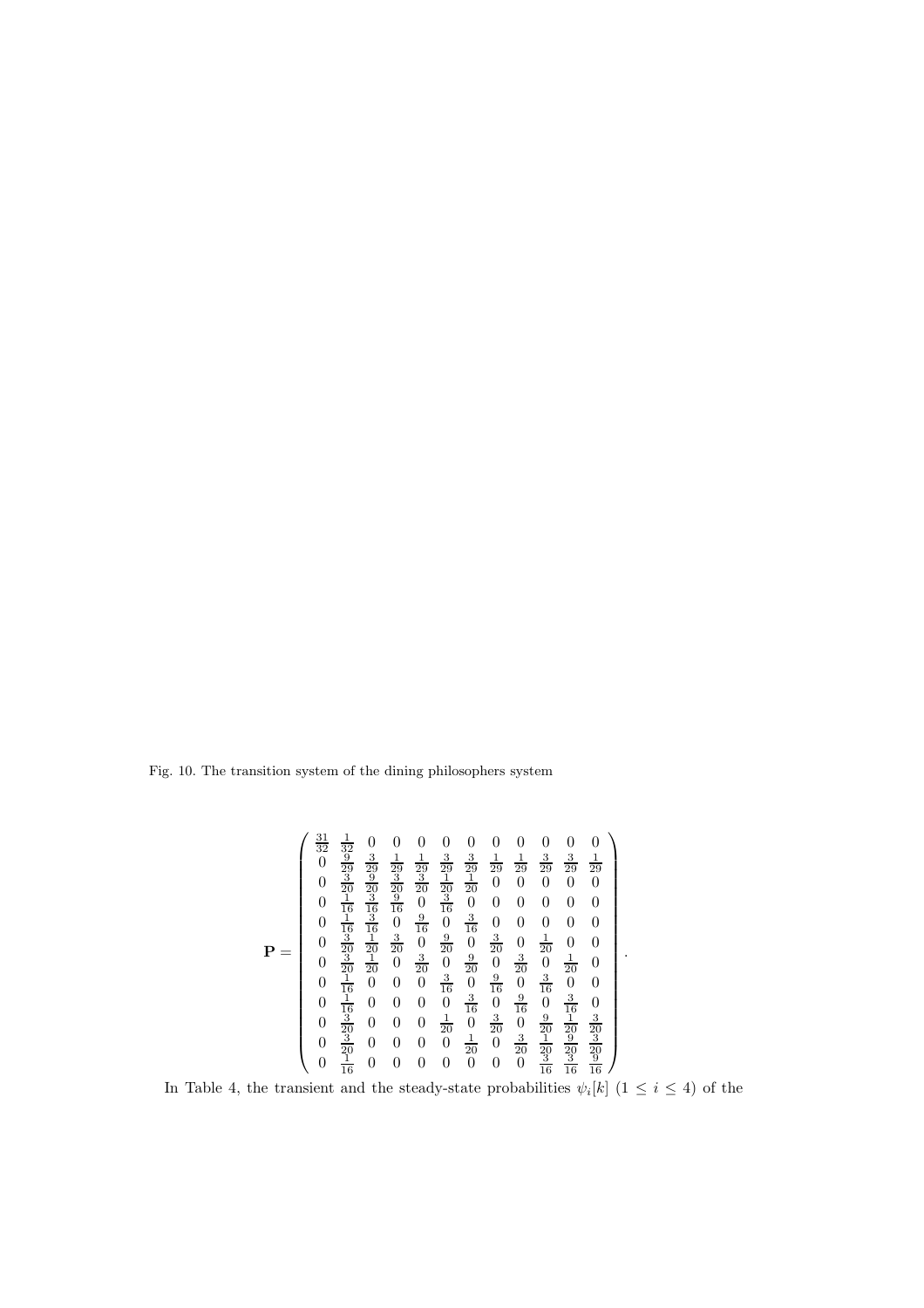Fig. 10. The transition system of the dining philosophers system

$$
\mathbf{P} = \begin{pmatrix}
\frac{31}{32} & \frac{1}{32} & 0 & 0 & 0 & 0 & 0 & 0 & 0 & 0 & 0 & 0 \\
0 & \frac{9}{29} & \frac{3}{29} & \frac{1}{29} & \frac{1}{29} & \frac{3}{29} & \frac{3}{29} & \frac{1}{29} & \frac{1}{29} & \frac{3}{29} & \frac{3}{29} & \frac{1}{29} \\
0 & \frac{3}{20} & \frac{9}{20} & \frac{3}{20} & \frac{3}{20} & \frac{1}{20} & \frac{1}{20} & 0 & 0 & 0 & 0 & 0 \\
0 & \frac{1}{16} & \frac{3}{16} & \frac{9}{16} & 0 & \frac{3}{16} & 0 & 0 & 0 & 0 & 0 & 0 \\
0 & \frac{1}{16} & \frac{3}{16} & 0 & \frac{9}{16} & 0 & \frac{3}{16} & 0 & 0 & 0 & 0 & 0 \\
0 & \frac{3}{20} & \frac{1}{20} & \frac{3}{20} & 0 & \frac{9}{20} & 0 & \frac{3}{20} & 0 & \frac{1}{20} & 0 & 0 \\
0 & \frac{3}{20} & \frac{1}{20} & 0 & \frac{3}{20} & 0 & \frac{9}{20} & 0 & \frac{3}{20} & 0 & \frac{1}{20} & 0 \\
0 & \frac{1}{16} & 0 & 0 & 0 & \frac{3}{16} & 0 & \frac{9}{16} & 0 & \frac{3}{16} & 0 & 0 \\
0 & \frac{1}{16} & 0 & 0 & 0 & 0 & \frac{3}{16} & 0 & \frac{9}{16} & 0 & \frac{3}{16} & 0 \\
0 & \frac{3}{20} & 0 & 0 & 0 & \frac{1}{20} & 0 & \frac{3}{20} & 0 & \frac{9}{20} & \frac{1}{20} & \frac{3}{20} \\
0 & \frac{3}{20} & 0 & 0 & 0 & 0 & \frac{1}{20} & 0 & \frac{3}{20} & \frac{1}{20} & \frac{9}{20} & \frac{3}{20} \\
0 & \frac{1}{16} & 0 & 0 & 0 & 0 & 0 & 0 & 0 & \frac{3}{16} & \frac{3}{16} & \frac{9}{16}
\end{pmatrix}.
$$

In Table 4, the transient and the steady-state probabilities $\psi_i[k]$ $(1 \leq i \leq 4)$ of the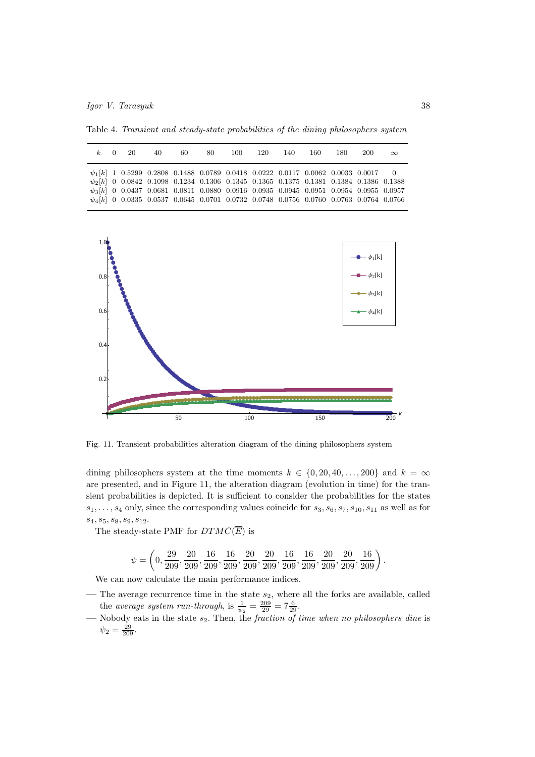Table 4. *Transient and steady-state probabilities of the dining philosophers system*

| $k$ | 0 | 20 | 40 | 60 | 80 | 100 | 120 | 140 | 160 | 180 | 200 | $\infty$ |
|---|---|---|---|---|---|---|---|---|---|---|---|---|
| $\psi_1[k]$ | 1 | 0.5299 | 0.2808 | 0.1488 | 0.0789 | 0.0418 | 0.0222 | 0.0117 | 0.0062 | 0.0033 | 0.0017 | 0 |
| $\psi_2[k]$ | 0 | 0.0842 | 0.1098 | 0.1234 | 0.1306 | 0.1345 | 0.1365 | 0.1375 | 0.1381 | 0.1384 | 0.1386 | 0.1388 |
| $\psi_3[k]$ | 0 | 0.0437 | 0.0681 | 0.0811 | 0.0880 | 0.0916 | 0.0935 | 0.0945 | 0.0951 | 0.0954 | 0.0955 | 0.0957 |
| $\psi_4[k]$ | 0 | 0.0335 | 0.0537 | 0.0645 | 0.0701 | 0.0732 | 0.0748 | 0.0756 | 0.0760 | 0.0763 | 0.0764 | 0.0766 |

Fig. 11. Transient probabilities alteration diagram of the dining philosophers system

dining philosophers system at the time moments $k \in \{0, 20, 40, \ldots, 200\}$ and $k = \infty$ are presented, and in Figure 11, the alteration diagram (evolution in time) for the transient probabilities is depicted. It is sufficient to consider the probabilities for the states $s_1, \ldots, s_4$ only, since the corresponding values coincide for $s_3, s_6, s_7, s_{10}, s_{11}$ as well as for $s_4, s_5, s_8, s_9, s_{12}$.

The steady-state PMF for $DTMC(\overline{E})$ is

$$\psi = \left(0, \frac{29}{209}, \frac{20}{209}, \frac{16}{209}, \frac{16}{209}, \frac{20}{209}, \frac{20}{209}, \frac{16}{209}, \frac{16}{209}, \frac{20}{209}, \frac{20}{209}, \frac{16}{209}\right).$$

We can now calculate the main performance indices.

- The average recurrence time in the state $s_2$, where all the forks are available, called the *average system run-through*, is $\frac{1}{\psi_2} = \frac{209}{29} = 7\frac{6}{29}$.
- Nobody eats in the state $s_2$. Then, the *fraction of time when no philosophers dine* is $\psi_2 = \frac{29}{209}$.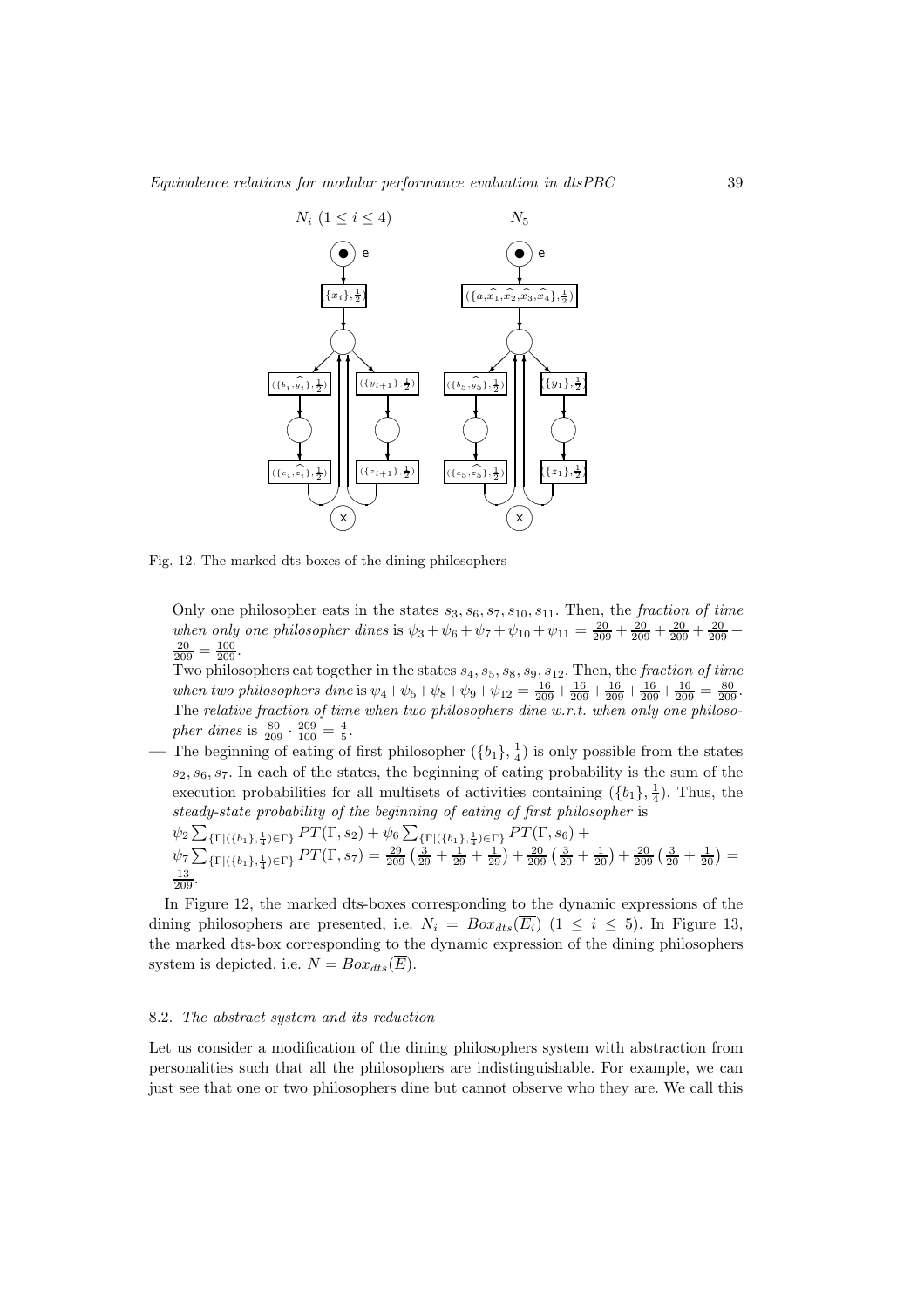Fig. 12. The marked dts-boxes of the dining philosophers

Only one philosopher eats in the states $s_3, s_6, s_7, s_{10}, s_{11}$. Then, the *fraction of time when only one philosopher dines* is $\psi_3+\psi_6+\psi_7+\psi_{10}+\psi_{11} = \frac{20}{209}+\frac{20}{209}+\frac{20}{209}+\frac{20}{209}+\frac{20}{209} = \frac{100}{209}$.

Two philosophers eat together in the states $s_4, s_5, s_8, s_9, s_{12}$. Then, the *fraction of time when two philosophers dine* is $\psi_4+\psi_5+\psi_8+\psi_9+\psi_{12} = \frac{16}{209}+\frac{16}{209}+\frac{16}{209}+\frac{16}{209}+\frac{16}{209} = \frac{80}{209}$. The *relative fraction of time when two philosophers dine w.r.t. when only one philosopher dines* is $\frac{80}{209} \cdot \frac{209}{100} = \frac{4}{5}$.

— The beginning of eating of first philosopher $(\{b_1\}, \frac{1}{4})$ is only possible from the states $s_2, s_6, s_7$. In each of the states, the beginning of eating probability is the sum of the execution probabilities for all multisets of activities containing $(\{b_1\}, \frac{1}{4})$. Thus, the *steady-state probability of the beginning of eating of first philosopher* is
$\psi_2 \sum_{\{\Gamma|(\{b_1\},\frac{1}{4})\in\Gamma\}} PT(\Gamma, s_2) + \psi_6 \sum_{\{\Gamma|(\{b_1\},\frac{1}{4})\in\Gamma\}} PT(\Gamma, s_6) + \psi_7 \sum_{\{\Gamma|(\{b_1\},\frac{1}{4})\in\Gamma\}} PT(\Gamma, s_7) = \frac{29}{209}\left(\frac{3}{29}+\frac{1}{29}+\frac{1}{29}\right) + \frac{20}{209}\left(\frac{3}{20}+\frac{1}{20}\right) + \frac{20}{209}\left(\frac{3}{20}+\frac{1}{20}\right) = \frac{13}{209}$.

In Figure 12, the marked dts-boxes corresponding to the dynamic expressions of the dining philosophers are presented, i.e. $N_i = Box_{dts}(\overline{E_i})$ $(1 \le i \le 5)$. In Figure 13, the marked dts-box corresponding to the dynamic expression of the dining philosophers system is depicted, i.e. $N = Box_{dts}(\overline{E})$.

### 8.2. *The abstract system and its reduction*

Let us consider a modification of the dining philosophers system with abstraction from personalities such that all the philosophers are indistinguishable. For example, we can just see that one or two philosophers dine but cannot observe who they are. We call this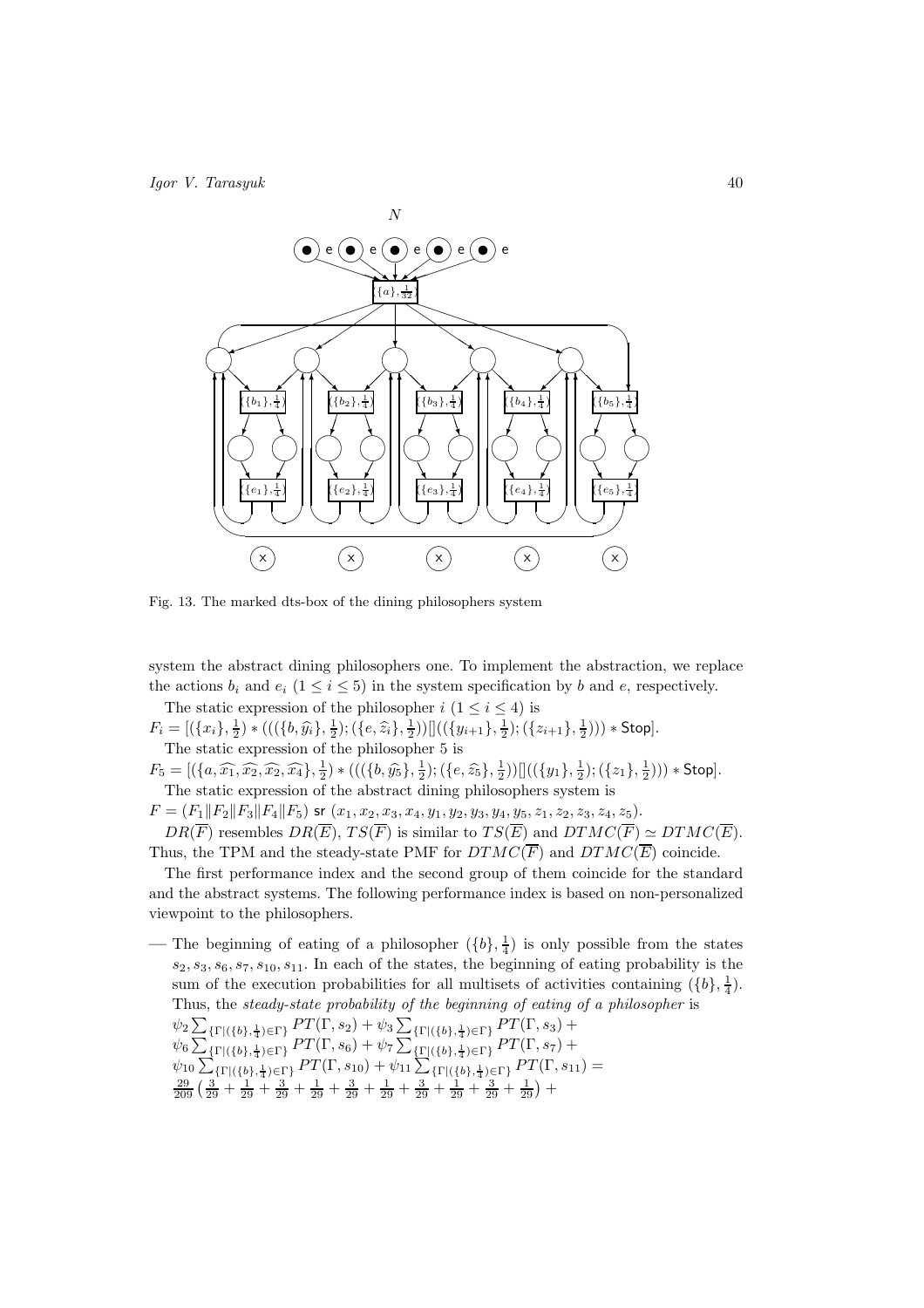Fig. 13. The marked dts-box of the dining philosophers system

system the abstract dining philosophers one. To implement the abstraction, we replace the actions $b_i$ and $e_i$ $(1 \le i \le 5)$ in the system specification by $b$ and $e$, respectively.

The static expression of the philosopher $i$ $(1 \le i \le 4)$ is

$F_i = [(\{x_i\}, \frac{1}{2}) * (((\{b, \widehat{y_i}\}, \frac{1}{2}); (\{e, \widehat{z_i}\}, \frac{1}{2}))[]((\{y_{i+1}\}, \frac{1}{2}); (\{z_{i+1}\}, \frac{1}{2}))) * \mathsf{Stop}]$.

The static expression of the philosopher 5 is

$F_5 = [(\{a, \widehat{x_1}, \widehat{x_2}, \widehat{x_2}, \widehat{x_4}\}, \frac{1}{2}) * (((\{b, \widehat{y_5}\}, \frac{1}{2}); (\{e, \widehat{z_5}\}, \frac{1}{2}))[]((\{y_1\}, \frac{1}{2}); (\{z_1\}, \frac{1}{2}))) * \mathsf{Stop}]$.

The static expression of the abstract dining philosophers system is

$F = (F_1 \| F_2 \| F_3 \| F_4 \| F_5)$ sr $(x_1, x_2, x_3, x_4, y_1, y_2, y_3, y_4, y_5, z_1, z_2, z_3, z_4, z_5)$.

$DR(\overline{F})$ resembles $DR(\overline{E})$, $TS(\overline{F})$ is similar to $TS(\overline{E})$ and $DTMC(\overline{F}) \simeq DTMC(\overline{E})$. Thus, the TPM and the steady-state PMF for $DTMC(\overline{F})$ and $DTMC(\overline{E})$ coincide.

The first performance index and the second group of them coincide for the standard and the abstract systems. The following performance index is based on non-personalized viewpoint to the philosophers.

— The beginning of eating of a philosopher $(\{b\}, \frac{1}{4})$ is only possible from the states $s_2, s_3, s_6, s_7, s_{10}, s_{11}$. In each of the states, the beginning of eating probability is the sum of the execution probabilities for all multisets of activities containing $(\{b\}, \frac{1}{4})$. Thus, the *steady-state probability of the beginning of eating of a philosopher* is

$\psi_2 \sum_{\{\Gamma | (\{b\}, \frac{1}{4}) \in \Gamma\}} PT(\Gamma, s_2) + \psi_3 \sum_{\{\Gamma | (\{b\}, \frac{1}{4}) \in \Gamma\}} PT(\Gamma, s_3) +$
$\psi_6 \sum_{\{\Gamma | (\{b\}, \frac{1}{4}) \in \Gamma\}} PT(\Gamma, s_6) + \psi_7 \sum_{\{\Gamma | (\{b\}, \frac{1}{4}) \in \Gamma\}} PT(\Gamma, s_7) +$
$\psi_{10} \sum_{\{\Gamma | (\{b\}, \frac{1}{4}) \in \Gamma\}} PT(\Gamma, s_{10}) + \psi_{11} \sum_{\{\Gamma | (\{b\}, \frac{1}{4}) \in \Gamma\}} PT(\Gamma, s_{11}) =$
$\frac{29}{209} \left( \frac{3}{29} + \frac{1}{29} + \frac{3}{29} + \frac{1}{29} + \frac{3}{29} + \frac{1}{29} + \frac{3}{29} + \frac{1}{29} + \frac{3}{29} + \frac{1}{29} \right) +$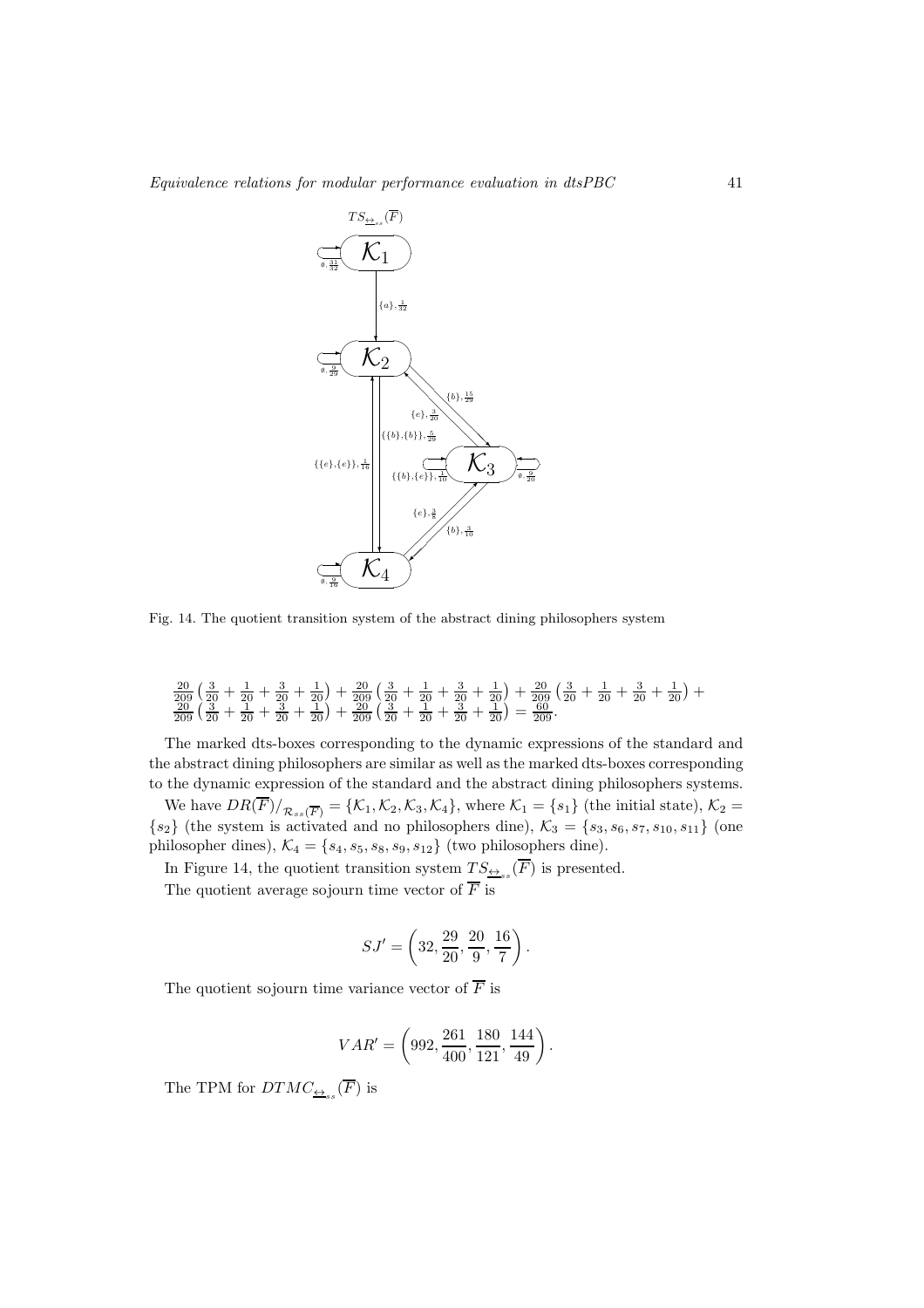Fig. 14. The quotient transition system of the abstract dining philosophers system

$\frac{20}{209}\left(\frac{3}{20}+\frac{1}{20}+\frac{3}{20}+\frac{1}{20}\right)+\frac{20}{209}\left(\frac{3}{20}+\frac{1}{20}+\frac{3}{20}+\frac{1}{20}\right)+\frac{20}{209}\left(\frac{3}{20}+\frac{1}{20}+\frac{3}{20}+\frac{1}{20}\right)+\frac{20}{209}\left(\frac{3}{20}+\frac{1}{20}+\frac{3}{20}+\frac{1}{20}\right)+\frac{20}{209}\left(\frac{3}{20}+\frac{1}{20}+\frac{3}{20}+\frac{1}{20}\right)=\frac{60}{209}.$

The marked dts-boxes corresponding to the dynamic expressions of the standard and the abstract dining philosophers are similar as well as the marked dts-boxes corresponding to the dynamic expression of the standard and the abstract dining philosophers systems.

We have $DR(\overline{F})/_{\mathcal{R}_{ss}(\overline{F})}=\{\mathcal{K}_1,\mathcal{K}_2,\mathcal{K}_3,\mathcal{K}_4\}$, where $\mathcal{K}_1=\{s_1\}$ (the initial state), $\mathcal{K}_2=\{s_2\}$ (the system is activated and no philosophers dine), $\mathcal{K}_3=\{s_3,s_6,s_7,s_{10},s_{11}\}$ (one philosopher dines), $\mathcal{K}_4=\{s_4,s_5,s_8,s_9,s_{12}\}$ (two philosophers dine).

In Figure 14, the quotient transition system $TS_{\underline{\leftrightarrow}_{ss}}(\overline{F})$ is presented.

The quotient average sojourn time vector of $\overline{F}$ is

$$SJ'=\left(32,\frac{29}{20},\frac{20}{9},\frac{16}{7}\right).$$

The quotient sojourn time variance vector of $\overline{F}$ is

$$VAR'=\left(992,\frac{261}{400},\frac{180}{121},\frac{144}{49}\right).$$

The TPM for $DTMC_{\underline{\leftrightarrow}_{ss}}(\overline{F})$ is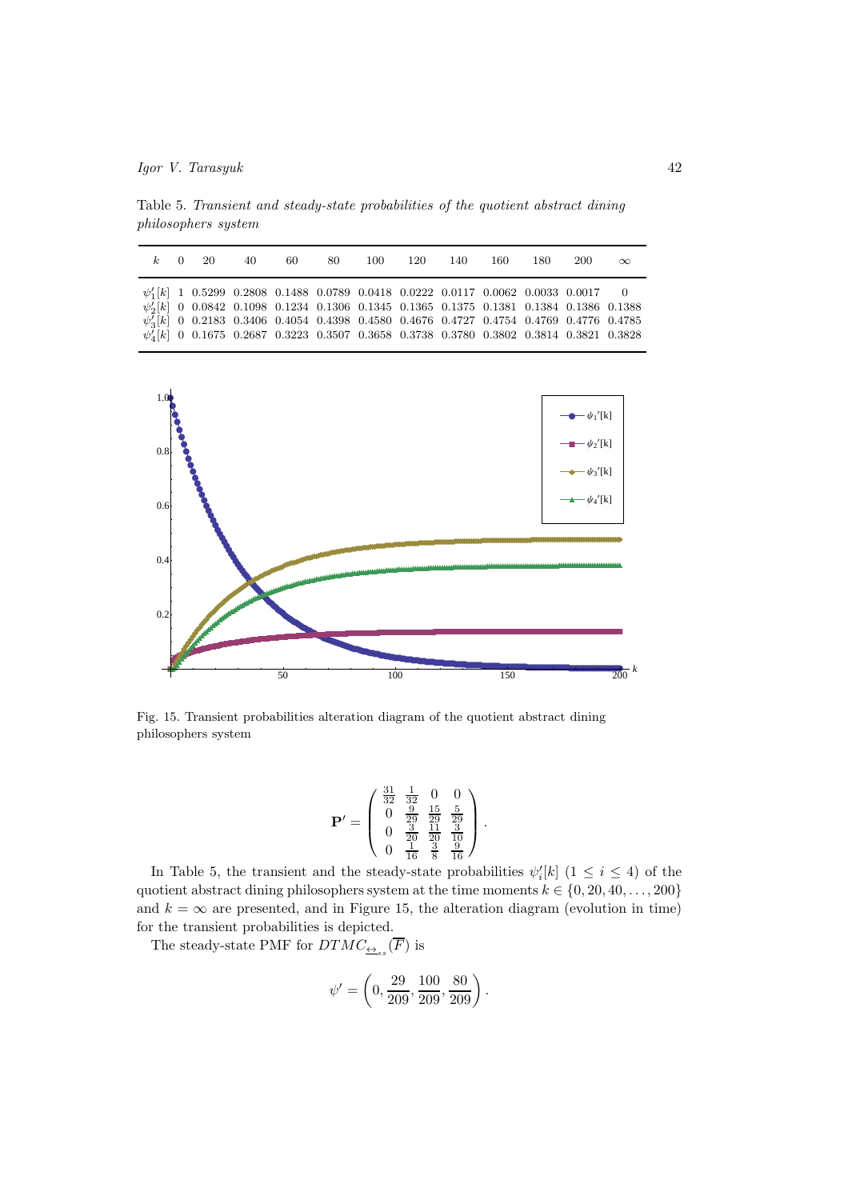Table 5. *Transient and steady-state probabilities of the quotient abstract dining philosophers system*

| $k$ | 0 | 20 | 40 | 60 | 80 | 100 | 120 | 140 | 160 | 180 | 200 | $\infty$ |
|---|---|---|---|---|---|---|---|---|---|---|---|---|
| $\psi'_1[k]$ | 1 | 0.5299 | 0.2808 | 0.1488 | 0.0789 | 0.0418 | 0.0222 | 0.0117 | 0.0062 | 0.0033 | 0.0017 | 0 |
| $\psi'_2[k]$ | 0 | 0.0842 | 0.1098 | 0.1234 | 0.1306 | 0.1345 | 0.1365 | 0.1375 | 0.1381 | 0.1384 | 0.1386 | 0.1388 |
| $\psi'_3[k]$ | 0 | 0.2183 | 0.3406 | 0.4054 | 0.4398 | 0.4580 | 0.4676 | 0.4727 | 0.4754 | 0.4769 | 0.4776 | 0.4785 |
| $\psi'_4[k]$ | 0 | 0.1675 | 0.2687 | 0.3223 | 0.3507 | 0.3658 | 0.3738 | 0.3780 | 0.3802 | 0.3814 | 0.3821 | 0.3828 |

Fig. 15. Transient probabilities alteration diagram of the quotient abstract dining philosophers system

$$\mathbf{P}' = \begin{pmatrix} \frac{31}{32} & \frac{1}{32} & 0 & 0 \\ 0 & \frac{9}{29} & \frac{15}{29} & \frac{5}{29} \\ 0 & \frac{3}{20} & \frac{11}{20} & \frac{3}{10} \\ 0 & \frac{1}{16} & \frac{3}{8} & \frac{9}{16} \end{pmatrix}.$$

In Table 5, the transient and the steady-state probabilities $\psi'_i[k]$ $(1 \leq i \leq 4)$ of the quotient abstract dining philosophers system at the time moments $k \in \{0, 20, 40, \ldots, 200\}$ and $k = \infty$ are presented, and in Figure 15, the alteration diagram (evolution in time) for the transient probabilities is depicted.

The steady-state PMF for $DTMC_{\underline{\leftrightarrow}_{ss}}(\overline{F})$ is

$$\psi' = \left(0, \frac{29}{209}, \frac{100}{209}, \frac{80}{209}\right).$$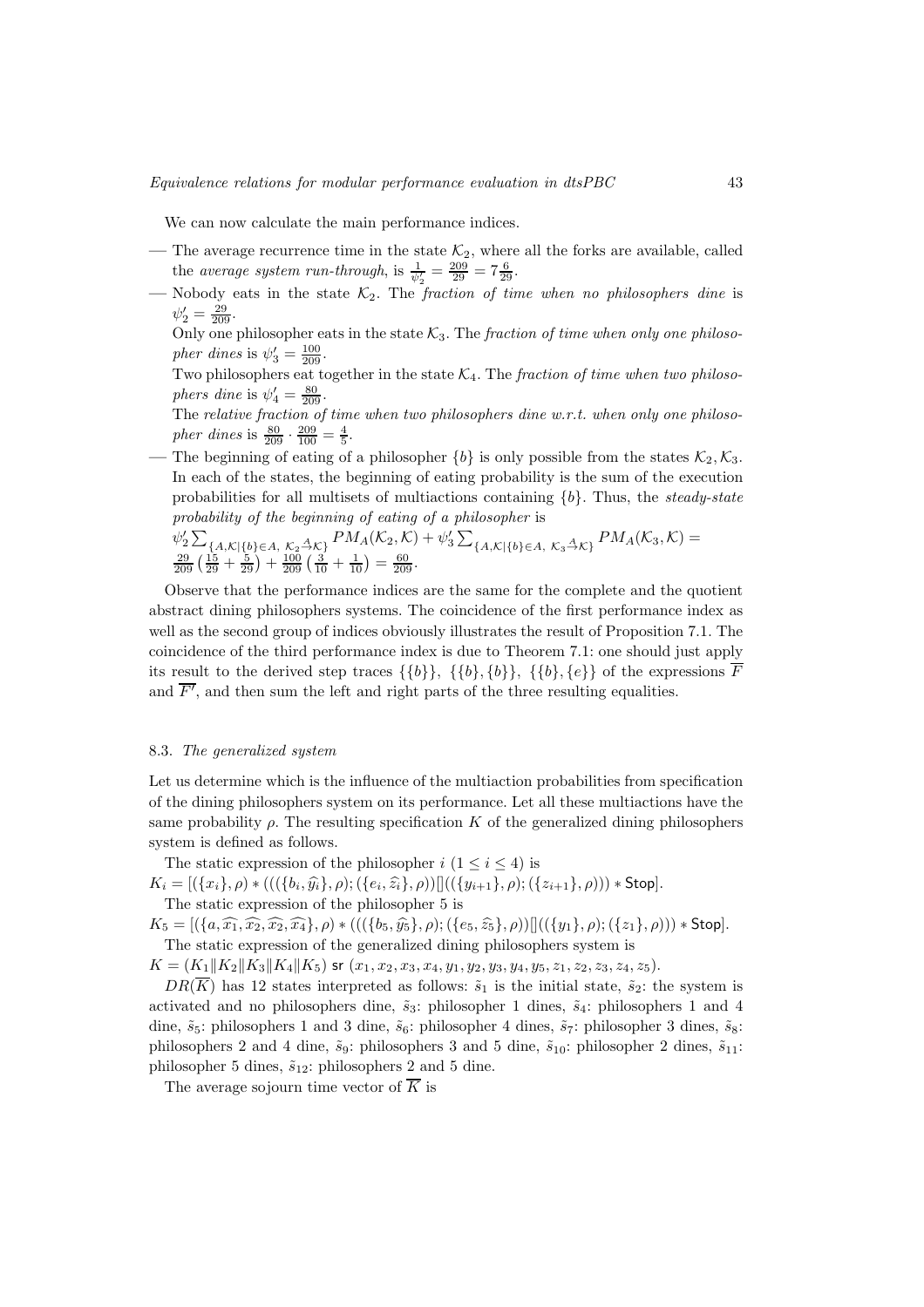We can now calculate the main performance indices.

— The average recurrence time in the state $\mathcal{K}_2$, where all the forks are available, called the *average system run-through*, is $\frac{1}{\psi'_2} = \frac{209}{29} = 7\frac{6}{29}$.

— Nobody eats in the state $\mathcal{K}_2$. The *fraction of time when no philosophers dine* is $\psi'_2 = \frac{29}{209}$.
  Only one philosopher eats in the state $\mathcal{K}_3$. The *fraction of time when only one philosopher dines* is $\psi'_3 = \frac{100}{209}$.
  Two philosophers eat together in the state $\mathcal{K}_4$. The *fraction of time when two philosophers dine* is $\psi'_4 = \frac{80}{209}$.
  The *relative fraction of time when two philosophers dine w.r.t. when only one philosopher dines* is $\frac{80}{209} \cdot \frac{209}{100} = \frac{4}{5}$.

— The beginning of eating of a philosopher $\{b\}$ is only possible from the states $\mathcal{K}_2, \mathcal{K}_3$. In each of the states, the beginning of eating probability is the sum of the execution probabilities for all multisets of multiactions containing $\{b\}$. Thus, the *steady-state probability of the beginning of eating of a philosopher* is
  $\psi'_2 \sum_{\{A,\mathcal{K} \mid \{b\} \in A,\ \mathcal{K}_2 \xrightarrow{A} \mathcal{K}\}} PM_A(\mathcal{K}_2, \mathcal{K}) + \psi'_3 \sum_{\{A,\mathcal{K} \mid \{b\} \in A,\ \mathcal{K}_3 \xrightarrow{A} \mathcal{K}\}} PM_A(\mathcal{K}_3, \mathcal{K}) = \frac{29}{209}\left(\frac{15}{29} + \frac{5}{29}\right) + \frac{100}{209}\left(\frac{3}{10} + \frac{1}{10}\right) = \frac{60}{209}$.

Observe that the performance indices are the same for the complete and the quotient abstract dining philosophers systems. The coincidence of the first performance index as well as the second group of indices obviously illustrates the result of Proposition 7.1. The coincidence of the third performance index is due to Theorem 7.1: one should just apply its result to the derived step traces $\{\{b\}\}$, $\{\{b\},\{b\}\}$, $\{\{b\},\{e\}\}$ of the expressions $\overline{F}$ and $\overline{F'}$, and then sum the left and right parts of the three resulting equalities.

### 8.3. *The generalized system*

Let us determine which is the influence of the multiaction probabilities from specification of the dining philosophers system on its performance. Let all these multiactions have the same probability $\rho$. The resulting specification $K$ of the generalized dining philosophers system is defined as follows.

The static expression of the philosopher $i$ $(1 \le i \le 4)$ is
$K_i = [(\{x_i\}, \rho) * (((\{b_i, \widehat{y_i}\}, \rho); (\{e_i, \widehat{z_i}\}, \rho))[]((\{y_{i+1}\}, \rho); (\{z_{i+1}\}, \rho))) * \mathsf{Stop}]$.

The static expression of the philosopher 5 is
$K_5 = [(\{a, \widehat{x_1}, \widehat{x_2}, \widehat{x_2}, \widehat{x_4}\}, \rho) * (((\{b_5, \widehat{y_5}\}, \rho); (\{e_5, \widehat{z_5}\}, \rho))[]((\{y_1\}, \rho); (\{z_1\}, \rho))) * \mathsf{Stop}]$.

The static expression of the generalized dining philosophers system is
$K = (K_1 \| K_2 \| K_3 \| K_4 \| K_5)$ $\mathsf{sr}$ $(x_1, x_2, x_3, x_4, y_1, y_2, y_3, y_4, y_5, z_1, z_2, z_3, z_4, z_5)$.

$DR(\overline{K})$ has 12 states interpreted as follows: $\tilde{s}_1$ is the initial state, $\tilde{s}_2$: the system is activated and no philosophers dine, $\tilde{s}_3$: philosopher 1 dines, $\tilde{s}_4$: philosophers 1 and 4 dine, $\tilde{s}_5$: philosophers 1 and 3 dine, $\tilde{s}_6$: philosopher 4 dines, $\tilde{s}_7$: philosopher 3 dines, $\tilde{s}_8$: philosophers 2 and 4 dine, $\tilde{s}_9$: philosophers 3 and 5 dine, $\tilde{s}_{10}$: philosopher 2 dines, $\tilde{s}_{11}$: philosopher 5 dines, $\tilde{s}_{12}$: philosophers 2 and 5 dine.

The average sojourn time vector of $\overline{K}$ is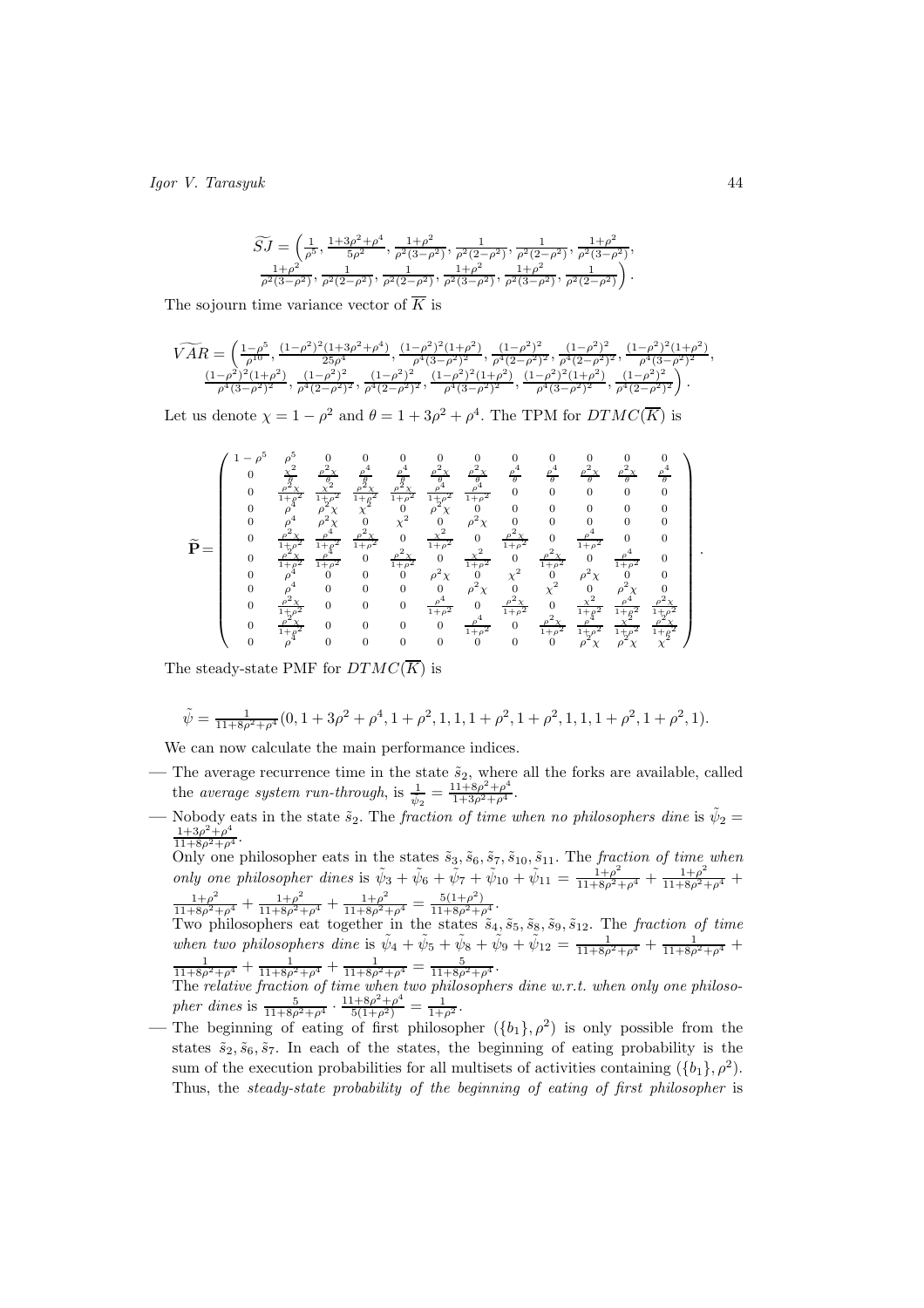$$\widetilde{SJ} = \left(\frac{1}{\rho^5}, \frac{1+3\rho^2+\rho^4}{5\rho^2}, \frac{1+\rho^2}{\rho^2(3-\rho^2)}, \frac{1}{\rho^2(2-\rho^2)}, \frac{1}{\rho^2(2-\rho^2)}, \frac{1+\rho^2}{\rho^2(3-\rho^2)},\right.$$
$$\left.\frac{1+\rho^2}{\rho^2(3-\rho^2)}, \frac{1}{\rho^2(2-\rho^2)}, \frac{1}{\rho^2(2-\rho^2)}, \frac{1+\rho^2}{\rho^2(3-\rho^2)}, \frac{1+\rho^2}{\rho^2(3-\rho^2)}, \frac{1}{\rho^2(2-\rho^2)}\right).$$

The sojourn time variance vector of $\overline{K}$ is

$$\widetilde{VAR} = \left(\frac{1-\rho^5}{\rho^{10}}, \frac{(1-\rho^2)^2(1+3\rho^2+\rho^4)}{25\rho^4}, \frac{(1-\rho^2)^2(1+\rho^2)}{\rho^4(3-\rho^2)^2}, \frac{(1-\rho^2)^2}{\rho^4(2-\rho^2)^2}, \frac{(1-\rho^2)^2}{\rho^4(2-\rho^2)^2}, \frac{(1-\rho^2)^2(1+\rho^2)}{\rho^4(3-\rho^2)^2},\right.$$
$$\left.\frac{(1-\rho^2)^2(1+\rho^2)}{\rho^4(3-\rho^2)^2}, \frac{(1-\rho^2)^2}{\rho^4(2-\rho^2)^2}, \frac{(1-\rho^2)^2}{\rho^4(2-\rho^2)^2}, \frac{(1-\rho^2)^2(1+\rho^2)}{\rho^4(3-\rho^2)^2}, \frac{(1-\rho^2)^2(1+\rho^2)}{\rho^4(3-\rho^2)^2}, \frac{(1-\rho^2)^2}{\rho^4(2-\rho^2)^2}\right).$$

Let us denote $\chi = 1-\rho^2$ and $\theta = 1+3\rho^2+\rho^4$. The TPM for $DTMC(\overline{K})$ is

$$\widetilde{\mathbf{P}} = \begin{pmatrix}
1-\rho^5 & \rho^5 & 0 & 0 & 0 & 0 & 0 & 0 & 0 & 0 & 0 & 0 \\
0 & \frac{\chi^2}{\theta} & \frac{\rho^2\chi}{\theta} & \frac{\rho^4}{\theta} & \frac{\rho^4}{\theta} & \frac{\rho^2\chi}{\theta} & \frac{\rho^2\chi}{\theta} & \frac{\rho^4}{\theta} & \frac{\rho^4}{\theta} & \frac{\rho^2\chi}{\theta} & \frac{\rho^2\chi}{\theta} & \frac{\rho^4}{\theta} \\
0 & \frac{\rho^2\chi}{1+\rho^2} & \frac{\chi^2}{1+\rho^2} & \frac{\rho^2\chi}{1+\rho^2} & \frac{\rho^2\chi}{1+\rho^2} & \frac{\rho^4}{1+\rho^2} & \frac{\rho^4}{1+\rho^2} & 0 & 0 & 0 & 0 & 0 \\
0 & \rho^4 & \rho^2\chi & \chi^2 & 0 & \rho^2\chi & 0 & 0 & 0 & 0 & 0 & 0 \\
0 & \rho^4 & \rho^2\chi & 0 & \chi^2 & 0 & \rho^2\chi & 0 & 0 & 0 & 0 & 0 \\
0 & \frac{\rho^2\chi}{1+\rho^2} & \frac{\rho^4}{1+\rho^2} & \frac{\rho^2\chi}{1+\rho^2} & 0 & \frac{\chi^2}{1+\rho^2} & 0 & \frac{\rho^2\chi}{1+\rho^2} & 0 & \frac{\rho^4}{1+\rho^2} & 0 & 0 \\
0 & \frac{\rho^2\chi}{1+\rho^2} & \frac{\rho^4}{1+\rho^2} & 0 & \frac{\rho^2\chi}{1+\rho^2} & 0 & \frac{\chi^2}{1+\rho^2} & 0 & \frac{\rho^2\chi}{1+\rho^2} & 0 & \frac{\rho^4}{1+\rho^2} & 0 \\
0 & \rho^4 & 0 & 0 & 0 & \rho^2\chi & 0 & \chi^2 & 0 & \rho^2\chi & 0 & 0 \\
0 & \rho^4 & 0 & 0 & 0 & 0 & \rho^2\chi & 0 & \chi^2 & 0 & \rho^2\chi & 0 \\
0 & \frac{\rho^2\chi}{1+\rho^2} & 0 & 0 & 0 & \frac{\rho^4}{1+\rho^2} & 0 & \frac{\rho^2\chi}{1+\rho^2} & 0 & \frac{\chi^2}{1+\rho^2} & \frac{\rho^4}{1+\rho^2} & \frac{\rho^2\chi}{1+\rho^2} \\
0 & \frac{\rho^2\chi}{1+\rho^2} & 0 & 0 & 0 & 0 & \frac{\rho^4}{1+\rho^2} & 0 & \frac{\rho^2\chi}{1+\rho^2} & \frac{\rho^4}{1+\rho^2} & \frac{\chi^2}{1+\rho^2} & \frac{\rho^2\chi}{1+\rho^2} \\
0 & \rho^4 & 0 & 0 & 0 & 0 & 0 & 0 & 0 & \rho^2\chi & \rho^2\chi & \chi^2
\end{pmatrix}.$$

The steady-state PMF for $DTMC(\overline{K})$ is

$$\tilde{\psi} = \frac{1}{11+8\rho^2+\rho^4}(0, 1+3\rho^2+\rho^4, 1+\rho^2, 1, 1, 1+\rho^2, 1+\rho^2, 1, 1, 1+\rho^2, 1+\rho^2, 1).$$

We can now calculate the main performance indices.

- The average recurrence time in the state $\tilde{s}_2$, where all the forks are available, called the *average system run-through*, is $\frac{1}{\tilde{\psi}_2} = \frac{11+8\rho^2+\rho^4}{1+3\rho^2+\rho^4}$.
- Nobody eats in the state $\tilde{s}_2$. The *fraction of time when no philosophers dine* is $\tilde{\psi}_2 = \frac{1+3\rho^2+\rho^4}{11+8\rho^2+\rho^4}$.
  
  Only one philosopher eats in the states $\tilde{s}_3, \tilde{s}_6, \tilde{s}_7, \tilde{s}_{10}, \tilde{s}_{11}$. The *fraction of time when only one philosopher dines* is $\tilde{\psi}_3 + \tilde{\psi}_6 + \tilde{\psi}_7 + \tilde{\psi}_{10} + \tilde{\psi}_{11} = \frac{1+\rho^2}{11+8\rho^2+\rho^4} + \frac{1+\rho^2}{11+8\rho^2+\rho^4} + \frac{1+\rho^2}{11+8\rho^2+\rho^4} + \frac{1+\rho^2}{11+8\rho^2+\rho^4} + \frac{1+\rho^2}{11+8\rho^2+\rho^4} = \frac{5(1+\rho^2)}{11+8\rho^2+\rho^4}$.
  
  Two philosophers eat together in the states $\tilde{s}_4, \tilde{s}_5, \tilde{s}_8, \tilde{s}_9, \tilde{s}_{12}$. The *fraction of time when two philosophers dine* is $\tilde{\psi}_4 + \tilde{\psi}_5 + \tilde{\psi}_8 + \tilde{\psi}_9 + \tilde{\psi}_{12} = \frac{1}{11+8\rho^2+\rho^4} + \frac{1}{11+8\rho^2+\rho^4} + \frac{1}{11+8\rho^2+\rho^4} + \frac{1}{11+8\rho^2+\rho^4} + \frac{1}{11+8\rho^2+\rho^4} = \frac{5}{11+8\rho^2+\rho^4}$.
  
  The *relative fraction of time when two philosophers dine w.r.t. when only one philosopher dines* is $\frac{5}{11+8\rho^2+\rho^4} \cdot \frac{11+8\rho^2+\rho^4}{5(1+\rho^2)} = \frac{1}{1+\rho^2}$.
- The beginning of eating of first philosopher $(\{b_1\}, \rho^2)$ is only possible from the states $\tilde{s}_2, \tilde{s}_6, \tilde{s}_7$. In each of the states, the beginning of eating probability is the sum of the execution probabilities for all multisets of activities containing $(\{b_1\}, \rho^2)$. Thus, the *steady-state probability of the beginning of eating of first philosopher* is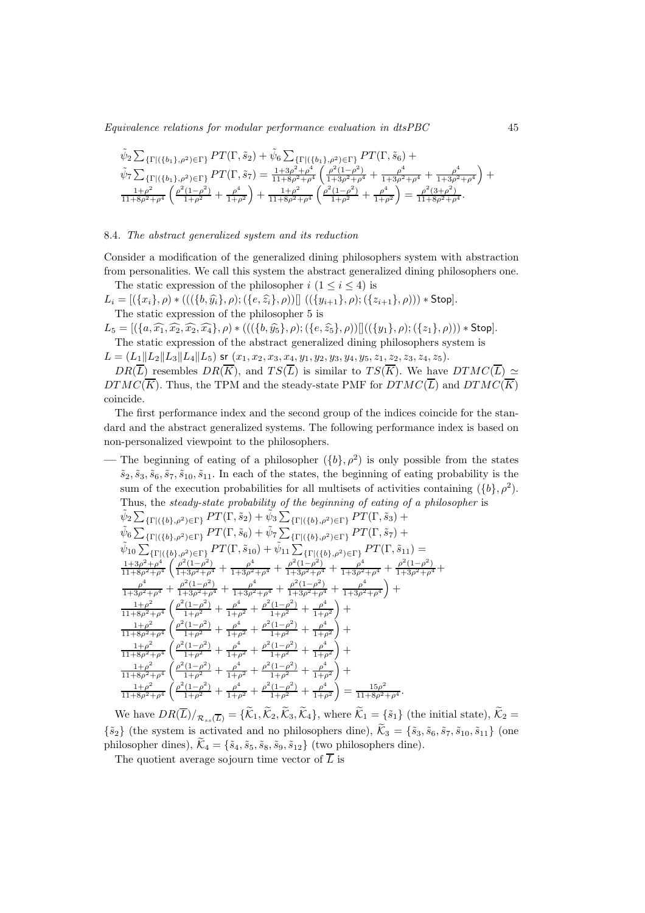$\tilde{\psi}_2 \sum_{\{\Gamma|(\{b_1\},\rho^2)\in\Gamma\}} PT(\Gamma, \tilde{s}_2) + \tilde{\psi}_6 \sum_{\{\Gamma|(\{b_1\},\rho^2)\in\Gamma\}} PT(\Gamma, \tilde{s}_6) +$
$\tilde{\psi}_7 \sum_{\{\Gamma|(\{b_1\},\rho^2)\in\Gamma\}} PT(\Gamma, \tilde{s}_7) = \frac{1+3\rho^2+\rho^4}{11+8\rho^2+\rho^4}\left(\frac{\rho^2(1-\rho^2)}{1+3\rho^2+\rho^4} + \frac{\rho^4}{1+3\rho^2+\rho^4} + \frac{\rho^4}{1+3\rho^2+\rho^4}\right) +$
$\frac{1+\rho^2}{11+8\rho^2+\rho^4}\left(\frac{\rho^2(1-\rho^2)}{1+\rho^2} + \frac{\rho^4}{1+\rho^2}\right) + \frac{1+\rho^2}{11+8\rho^2+\rho^4}\left(\frac{\rho^2(1-\rho^2)}{1+\rho^2} + \frac{\rho^4}{1+\rho^2}\right) = \frac{\rho^2(3+\rho^2)}{11+8\rho^2+\rho^4}.$

### 8.4. *The abstract generalized system and its reduction*

Consider a modification of the generalized dining philosophers system with abstraction from personalities. We call this system the abstract generalized dining philosophers one.

The static expression of the philosopher $i$ $(1 \le i \le 4)$ is

$L_i = [(\{x_i\}, \rho) * (((\{b, \widehat{y}_i\}, \rho); (\{e, \widehat{z}_i\}, \rho))[]\ ((\{y_{i+1}\}, \rho); (\{z_{i+1}\}, \rho))) * \mathsf{Stop}]$.

The static expression of the philosopher 5 is

$L_5 = [(\{a, \widehat{x_1}, \widehat{x_2}, \widehat{x_2}, \widehat{x_4}\}, \rho) * (((\{b, \widehat{y}_5\}, \rho); (\{e, \widehat{z}_5\}, \rho))[]((\{y_1\}, \rho); (\{z_1\}, \rho))) * \mathsf{Stop}]$.

The static expression of the abstract generalized dining philosophers system is

$L = (L_1 \| L_2 \| L_3 \| L_4 \| L_5)\ \mathsf{sr}\ (x_1, x_2, x_3, x_4, y_1, y_2, y_3, y_4, y_5, z_1, z_2, z_3, z_4, z_5)$.

$DR(\overline{L})$ resembles $DR(\overline{K})$, and $TS(\overline{L})$ is similar to $TS(\overline{K})$. We have $DTMC(\overline{L}) \simeq DTMC(\overline{K})$. Thus, the TPM and the steady-state PMF for $DTMC(\overline{L})$ and $DTMC(\overline{K})$ coincide.

The first performance index and the second group of the indices coincide for the standard and the abstract generalized systems. The following performance index is based on non-personalized viewpoint to the philosophers.

— The beginning of eating of a philosopher $(\{b\}, \rho^2)$ is only possible from the states $\tilde{s}_2, \tilde{s}_3, \tilde{s}_6, \tilde{s}_7, \tilde{s}_{10}, \tilde{s}_{11}$. In each of the states, the beginning of eating probability is the sum of the execution probabilities for all multisets of activities containing $(\{b\}, \rho^2)$. Thus, the *steady-state probability of the beginning of eating of a philosopher* is
$\tilde{\psi}_2 \sum_{\{\Gamma|(\{b\},\rho^2)\in\Gamma\}} PT(\Gamma, \tilde{s}_2) + \tilde{\psi}_3 \sum_{\{\Gamma|(\{b\},\rho^2)\in\Gamma\}} PT(\Gamma, \tilde{s}_3) +$
$\tilde{\psi}_6 \sum_{\{\Gamma|(\{b\},\rho^2)\in\Gamma\}} PT(\Gamma, \tilde{s}_6) + \tilde{\psi}_7 \sum_{\{\Gamma|(\{b\},\rho^2)\in\Gamma\}} PT(\Gamma, \tilde{s}_7) +$
$\tilde{\psi}_{10} \sum_{\{\Gamma|(\{b\},\rho^2)\in\Gamma\}} PT(\Gamma, \tilde{s}_{10}) + \tilde{\psi}_{11} \sum_{\{\Gamma|(\{b\},\rho^2)\in\Gamma\}} PT(\Gamma, \tilde{s}_{11}) =$
$\frac{1+3\rho^2+\rho^4}{11+8\rho^2+\rho^4}\left(\frac{\rho^2(1-\rho^2)}{1+3\rho^2+\rho^4} + \frac{\rho^4}{1+3\rho^2+\rho^4} + \frac{\rho^2(1-\rho^2)}{1+3\rho^2+\rho^4} + \frac{\rho^4}{1+3\rho^2+\rho^4} + \frac{\rho^2(1-\rho^2)}{1+3\rho^2+\rho^4} +\right.$
$\left.\frac{\rho^4}{1+3\rho^2+\rho^4} + \frac{\rho^2(1-\rho^2)}{1+3\rho^2+\rho^4} + \frac{\rho^4}{1+3\rho^2+\rho^4} + \frac{\rho^2(1-\rho^2)}{1+3\rho^2+\rho^4} + \frac{\rho^4}{1+3\rho^2+\rho^4}\right) +$
$\frac{1+\rho^2}{11+8\rho^2+\rho^4}\left(\frac{\rho^2(1-\rho^2)}{1+\rho^2} + \frac{\rho^4}{1+\rho^2} + \frac{\rho^2(1-\rho^2)}{1+\rho^2} + \frac{\rho^4}{1+\rho^2}\right) +$
$\frac{1+\rho^2}{11+8\rho^2+\rho^4}\left(\frac{\rho^2(1-\rho^2)}{1+\rho^2} + \frac{\rho^4}{1+\rho^2} + \frac{\rho^2(1-\rho^2)}{1+\rho^2} + \frac{\rho^4}{1+\rho^2}\right) +$
$\frac{1+\rho^2}{11+8\rho^2+\rho^4}\left(\frac{\rho^2(1-\rho^2)}{1+\rho^2} + \frac{\rho^4}{1+\rho^2} + \frac{\rho^2(1-\rho^2)}{1+\rho^2} + \frac{\rho^4}{1+\rho^2}\right) +$
$\frac{1+\rho^2}{11+8\rho^2+\rho^4}\left(\frac{\rho^2(1-\rho^2)}{1+\rho^2} + \frac{\rho^4}{1+\rho^2} + \frac{\rho^2(1-\rho^2)}{1+\rho^2} + \frac{\rho^4}{1+\rho^2}\right) +$
$\frac{1+\rho^2}{11+8\rho^2+\rho^4}\left(\frac{\rho^2(1-\rho^2)}{1+\rho^2} + \frac{\rho^4}{1+\rho^2} + \frac{\rho^2(1-\rho^2)}{1+\rho^2} + \frac{\rho^4}{1+\rho^2}\right) = \frac{15\rho^2}{11+8\rho^2+\rho^4}.$

We have $DR(\overline{L})/_{\mathcal{R}_{ss}(\overline{L})} = \{\widetilde{\mathcal{K}}_1, \widetilde{\mathcal{K}}_2, \widetilde{\mathcal{K}}_3, \widetilde{\mathcal{K}}_4\}$, where $\widetilde{\mathcal{K}}_1 = \{\tilde{s}_1\}$ (the initial state), $\widetilde{\mathcal{K}}_2 = \{\tilde{s}_2\}$ (the system is activated and no philosophers dine), $\widetilde{\mathcal{K}}_3 = \{\tilde{s}_3, \tilde{s}_6, \tilde{s}_7, \tilde{s}_{10}, \tilde{s}_{11}\}$ (one philosopher dines), $\widetilde{\mathcal{K}}_4 = \{\tilde{s}_4, \tilde{s}_5, \tilde{s}_8, \tilde{s}_9, \tilde{s}_{12}\}$ (two philosophers dine).

The quotient average sojourn time vector of $\overline{L}$ is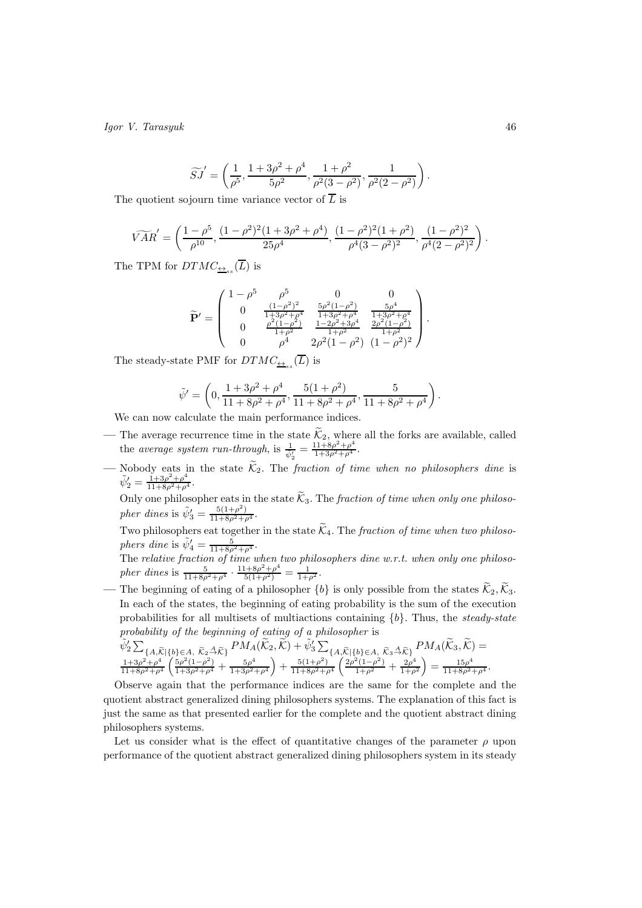$$\widetilde{SJ}' = \left( \frac{1}{\rho^5}, \frac{1+3\rho^2+\rho^4}{5\rho^2}, \frac{1+\rho^2}{\rho^2(3-\rho^2)}, \frac{1}{\rho^2(2-\rho^2)} \right).$$

The quotient sojourn time variance vector of $\overline{L}$ is

$$\widetilde{VAR}' = \left( \frac{1-\rho^5}{\rho^{10}}, \frac{(1-\rho^2)^2(1+3\rho^2+\rho^4)}{25\rho^4}, \frac{(1-\rho^2)^2(1+\rho^2)}{\rho^4(3-\rho^2)^2}, \frac{(1-\rho^2)^2}{\rho^4(2-\rho^2)^2} \right).$$

The TPM for $DTMC_{\underline{\leftrightarrow}_{ss}}(\overline{L})$ is

$$\widetilde{\mathbf{P}}' = \begin{pmatrix} 1-\rho^5 & \rho^5 & 0 & 0 \\ 0 & \frac{(1-\rho^2)^2}{1+3\rho^2+\rho^4} & \frac{5\rho^2(1-\rho^2)}{1+3\rho^2+\rho^4} & \frac{5\rho^4}{1+3\rho^2+\rho^4} \\ 0 & \frac{\rho^2(1-\rho^2)}{1+\rho^2} & \frac{1-2\rho^2+3\rho^4}{1+\rho^2} & \frac{2\rho^2(1-\rho^2)}{1+\rho^2} \\ 0 & \rho^4 & 2\rho^2(1-\rho^2) & (1-\rho^2)^2 \end{pmatrix}.$$

The steady-state PMF for $DTMC_{\underline{\leftrightarrow}_{ss}}(\overline{L})$ is

$$\tilde{\psi}' = \left( 0, \frac{1+3\rho^2+\rho^4}{11+8\rho^2+\rho^4}, \frac{5(1+\rho^2)}{11+8\rho^2+\rho^4}, \frac{5}{11+8\rho^2+\rho^4} \right).$$

We can now calculate the main performance indices.

— The average recurrence time in the state $\widetilde{\mathcal{K}}_2$, where all the forks are available, called the *average system run-through*, is $\frac{1}{\tilde{\psi}'_2} = \frac{11+8\rho^2+\rho^4}{1+3\rho^2+\rho^4}$.

— Nobody eats in the state $\widetilde{\mathcal{K}}_2$. The *fraction of time when no philosophers dine* is $\tilde{\psi}'_2 = \frac{1+3\rho^2+\rho^4}{11+8\rho^2+\rho^4}$.

  Only one philosopher eats in the state $\widetilde{\mathcal{K}}_3$. The *fraction of time when only one philosopher dines* is $\tilde{\psi}'_3 = \frac{5(1+\rho^2)}{11+8\rho^2+\rho^4}$.

  Two philosophers eat together in the state $\widetilde{\mathcal{K}}_4$. The *fraction of time when two philosophers dine* is $\tilde{\psi}'_4 = \frac{5}{11+8\rho^2+\rho^4}$.

  The *relative fraction of time when two philosophers dine w.r.t. when only one philosopher dines* is $\frac{5}{11+8\rho^2+\rho^4} \cdot \frac{11+8\rho^2+\rho^4}{5(1+\rho^2)} = \frac{1}{1+\rho^2}$.

— The beginning of eating of a philosopher $\{b\}$ is only possible from the states $\widetilde{\mathcal{K}}_2, \widetilde{\mathcal{K}}_3$. In each of the states, the beginning of eating probability is the sum of the execution probabilities for all multisets of multiactions containing $\{b\}$. Thus, the *steady-state probability of the beginning of eating of a philosopher* is
  $\tilde{\psi}'_2 \sum_{\{A,\widetilde{\mathcal{K}}|\{b\}\in A,\ \widetilde{\mathcal{K}}_2 \stackrel{A}{\to} \widetilde{\mathcal{K}}\}} PM_A(\widetilde{\mathcal{K}}_2, \widetilde{\mathcal{K}}) + \tilde{\psi}'_3 \sum_{\{A,\widetilde{\mathcal{K}}|\{b\}\in A,\ \widetilde{\mathcal{K}}_3 \stackrel{A}{\to} \widetilde{\mathcal{K}}\}} PM_A(\widetilde{\mathcal{K}}_3, \widetilde{\mathcal{K}}) =$
  $\frac{1+3\rho^2+\rho^4}{11+8\rho^2+\rho^4} \left( \frac{5\rho^2(1-\rho^2)}{1+3\rho^2+\rho^4} + \frac{5\rho^4}{1+3\rho^2+\rho^4} \right) + \frac{5(1+\rho^2)}{11+8\rho^2+\rho^4} \left( \frac{2\rho^2(1-\rho^2)}{1+\rho^2} + \frac{2\rho^4}{1+\rho^2} \right) = \frac{15\rho^4}{11+8\rho^2+\rho^4}$.

Observe again that the performance indices are the same for the complete and the quotient abstract generalized dining philosophers systems. The explanation of this fact is just the same as that presented earlier for the complete and the quotient abstract dining philosophers systems.

Let us consider what is the effect of quantitative changes of the parameter $\rho$ upon performance of the quotient abstract generalized dining philosophers system in its steady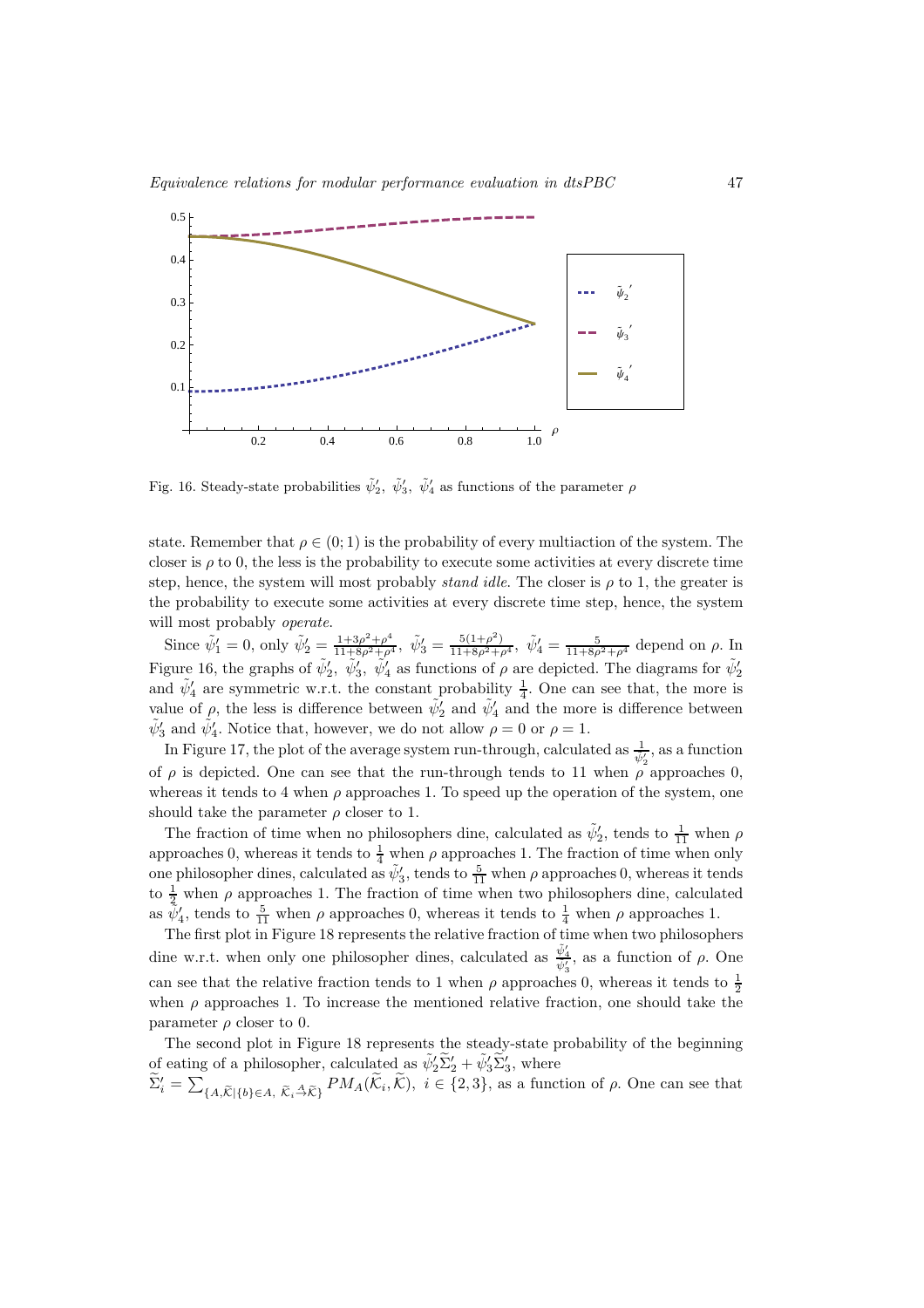Fig. 16. Steady-state probabilities $\tilde{\psi}'_2,\ \tilde{\psi}'_3,\ \tilde{\psi}'_4$ as functions of the parameter $\rho$

state. Remember that $\rho \in (0;1)$ is the probability of every multiaction of the system. The closer is $\rho$ to 0, the less is the probability to execute some activities at every discrete time step, hence, the system will most probably *stand idle*. The closer is $\rho$ to 1, the greater is the probability to execute some activities at every discrete time step, hence, the system will most probably *operate*.

Since $\tilde{\psi}'_1 = 0$, only $\tilde{\psi}'_2 = \frac{1+3\rho^2+\rho^4}{11+8\rho^2+\rho^4},\ \tilde{\psi}'_3 = \frac{5(1+\rho^2)}{11+8\rho^2+\rho^4},\ \tilde{\psi}'_4 = \frac{5}{11+8\rho^2+\rho^4}$ depend on $\rho$. In Figure 16, the graphs of $\tilde{\psi}'_2,\ \tilde{\psi}'_3,\ \tilde{\psi}'_4$ as functions of $\rho$ are depicted. The diagrams for $\tilde{\psi}'_2$ and $\tilde{\psi}'_4$ are symmetric w.r.t. the constant probability $\frac{1}{4}$. One can see that, the more is value of $\rho$, the less is difference between $\tilde{\psi}'_2$ and $\tilde{\psi}'_4$ and the more is difference between $\tilde{\psi}'_3$ and $\tilde{\psi}'_4$. Notice that, however, we do not allow $\rho = 0$ or $\rho = 1$.

In Figure 17, the plot of the average system run-through, calculated as $\frac{1}{\tilde{\psi}'_2}$, as a function of $\rho$ is depicted. One can see that the run-through tends to 11 when $\rho$ approaches 0, whereas it tends to 4 when $\rho$ approaches 1. To speed up the operation of the system, one should take the parameter $\rho$ closer to 1.

The fraction of time when no philosophers dine, calculated as $\tilde{\psi}'_2$, tends to $\frac{1}{11}$ when $\rho$ approaches 0, whereas it tends to $\frac{1}{4}$ when $\rho$ approaches 1. The fraction of time when only one philosopher dines, calculated as $\tilde{\psi}'_3$, tends to $\frac{5}{11}$ when $\rho$ approaches 0, whereas it tends to $\frac{1}{2}$ when $\rho$ approaches 1. The fraction of time when two philosophers dine, calculated as $\tilde{\psi}'_4$, tends to $\frac{5}{11}$ when $\rho$ approaches 0, whereas it tends to $\frac{1}{4}$ when $\rho$ approaches 1.

The first plot in Figure 18 represents the relative fraction of time when two philosophers dine w.r.t. when only one philosopher dines, calculated as $\frac{\tilde{\psi}'_4}{\tilde{\psi}'_3}$, as a function of $\rho$. One can see that the relative fraction tends to 1 when $\rho$ approaches 0, whereas it tends to $\frac{1}{2}$ when $\rho$ approaches 1. To increase the mentioned relative fraction, one should take the parameter $\rho$ closer to 0.

The second plot in Figure 18 represents the steady-state probability of the beginning of eating of a philosopher, calculated as $\tilde{\psi}'_2\widetilde{\Sigma}'_2 + \tilde{\psi}'_3\widetilde{\Sigma}'_3$, where $\widetilde{\Sigma}'_i = \sum_{\{A,\widetilde{\mathcal{K}} \mid \{b\}\in A,\ \widetilde{\mathcal{K}}_i \stackrel{A}{\to} \widetilde{\mathcal{K}}\}} PM_A(\widetilde{\mathcal{K}}_i, \widetilde{\mathcal{K}}),\ i \in \{2,3\}$, as a function of $\rho$. One can see that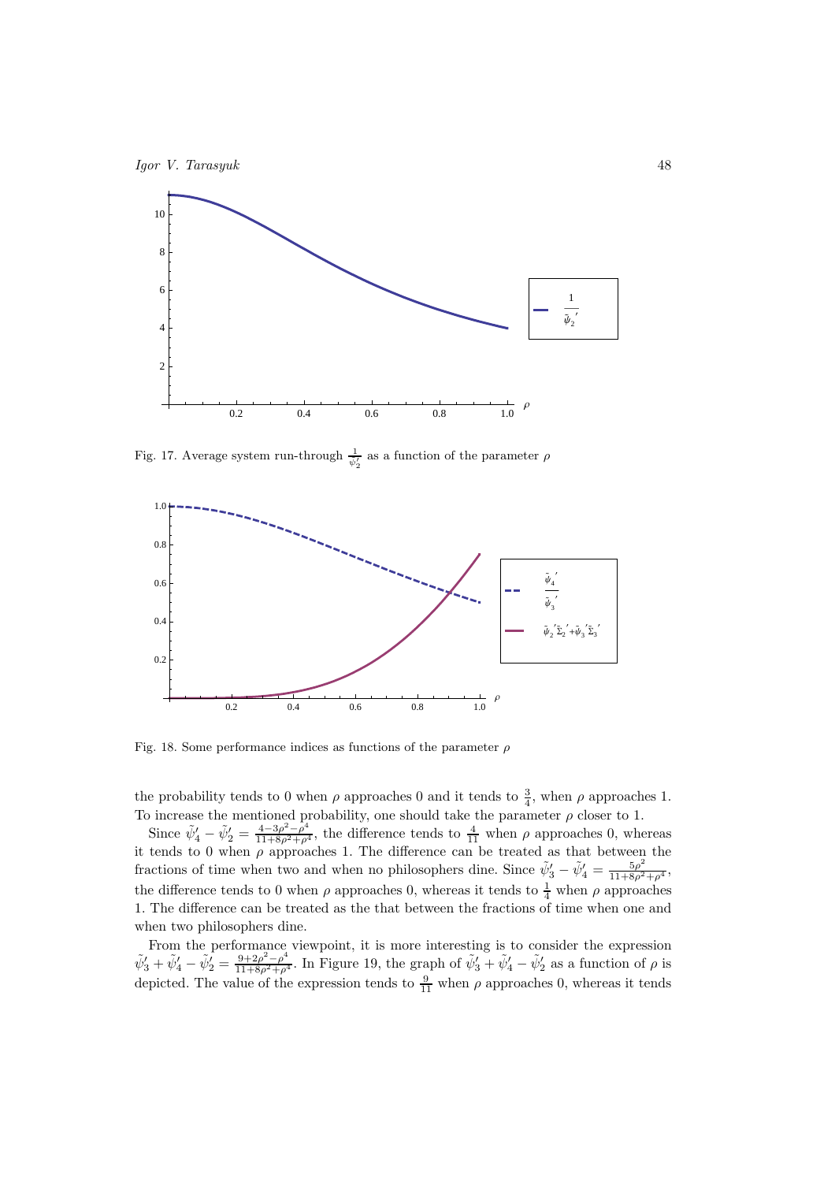Fig. 17. Average system run-through $\frac{1}{\tilde{\psi}_2'}$ as a function of the parameter $\rho$

Fig. 18. Some performance indices as functions of the parameter $\rho$

the probability tends to 0 when $\rho$ approaches 0 and it tends to $\frac{3}{4}$, when $\rho$ approaches 1. To increase the mentioned probability, one should take the parameter $\rho$ closer to 1.

Since $\tilde{\psi}_4' - \tilde{\psi}_2' = \frac{4-3\rho^2-\rho^4}{11+8\rho^2+\rho^4}$, the difference tends to $\frac{4}{11}$ when $\rho$ approaches 0, whereas it tends to 0 when $\rho$ approaches 1. The difference can be treated as that between the fractions of time when two and when no philosophers dine. Since $\tilde{\psi}_3' - \tilde{\psi}_4' = \frac{5\rho^2}{11+8\rho^2+\rho^4}$, the difference tends to 0 when $\rho$ approaches 0, whereas it tends to $\frac{1}{4}$ when $\rho$ approaches 1. The difference can be treated as the that between the fractions of time when one and when two philosophers dine.

From the performance viewpoint, it is more interesting is to consider the expression $\tilde{\psi}_3' + \tilde{\psi}_4' - \tilde{\psi}_2' = \frac{9+2\rho^2-\rho^4}{11+8\rho^2+\rho^4}$. In Figure 19, the graph of $\tilde{\psi}_3' + \tilde{\psi}_4' - \tilde{\psi}_2'$ as a function of $\rho$ is depicted. The value of the expression tends to $\frac{9}{11}$ when $\rho$ approaches 0, whereas it tends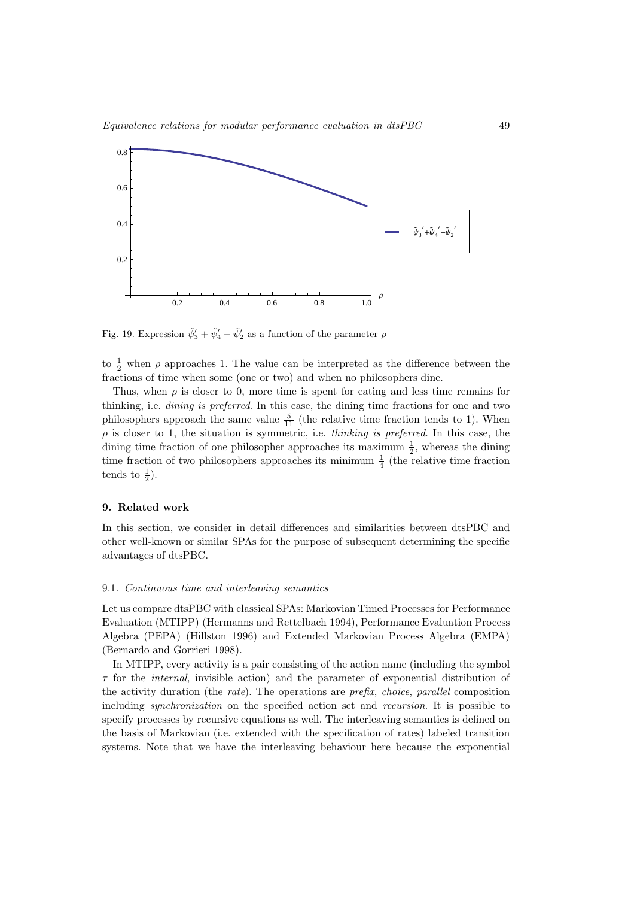Fig. 19. Expression $\tilde{\psi}_3' + \tilde{\psi}_4' - \tilde{\psi}_2'$ as a function of the parameter $\rho$

to $\frac{1}{2}$ when $\rho$ approaches 1. The value can be interpreted as the difference between the fractions of time when some (one or two) and when no philosophers dine.

Thus, when $\rho$ is closer to 0, more time is spent for eating and less time remains for thinking, i.e. *dining is preferred*. In this case, the dining time fractions for one and two philosophers approach the same value $\frac{5}{11}$ (the relative time fraction tends to 1). When $\rho$ is closer to 1, the situation is symmetric, i.e. *thinking is preferred*. In this case, the dining time fraction of one philosopher approaches its maximum $\frac{1}{2}$, whereas the dining time fraction of two philosophers approaches its minimum $\frac{1}{4}$ (the relative time fraction tends to $\frac{1}{2}$).

## 9. Related work

In this section, we consider in detail differences and similarities between dtsPBC and other well-known or similar SPAs for the purpose of subsequent determining the specific advantages of dtsPBC.

### 9.1. *Continuous time and interleaving semantics*

Let us compare dtsPBC with classical SPAs: Markovian Timed Processes for Performance Evaluation (MTIPP) (Hermanns and Rettelbach 1994), Performance Evaluation Process Algebra (PEPA) (Hillston 1996) and Extended Markovian Process Algebra (EMPA) (Bernardo and Gorrieri 1998).

In MTIPP, every activity is a pair consisting of the action name (including the symbol $\tau$ for the *internal*, invisible action) and the parameter of exponential distribution of the activity duration (the *rate*). The operations are *prefix*, *choice*, *parallel* composition including *synchronization* on the specified action set and *recursion*. It is possible to specify processes by recursive equations as well. The interleaving semantics is defined on the basis of Markovian (i.e. extended with the specification of rates) labeled transition systems. Note that we have the interleaving behaviour here because the exponential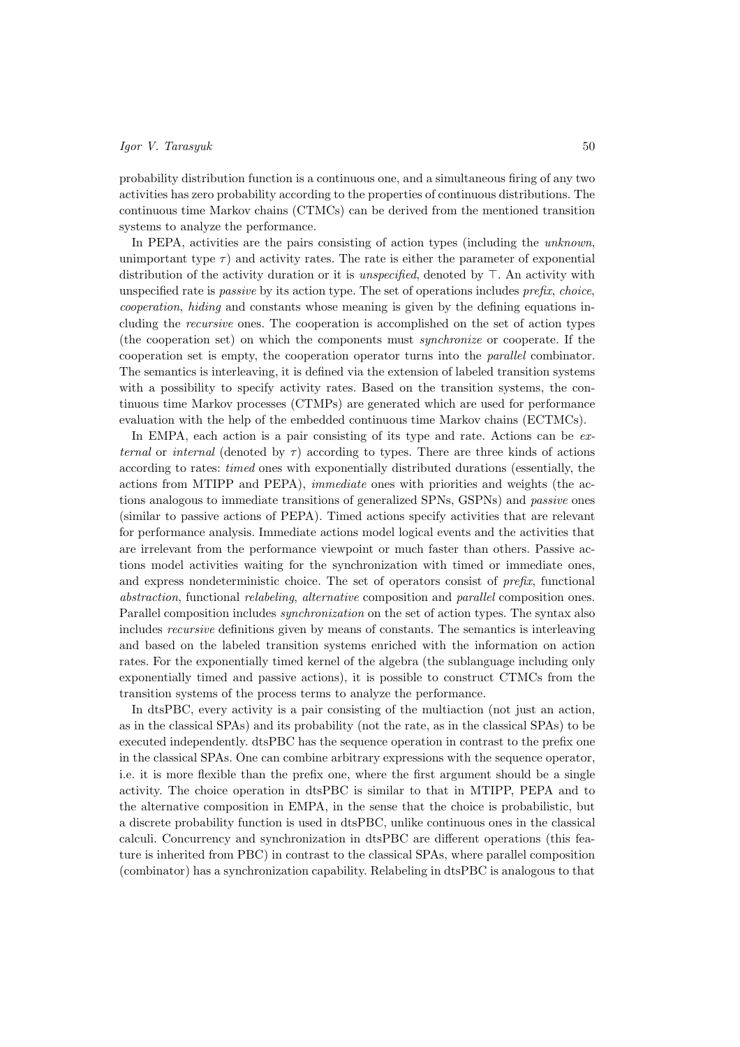probability distribution function is a continuous one, and a simultaneous firing of any two activities has zero probability according to the properties of continuous distributions. The continuous time Markov chains (CTMCs) can be derived from the mentioned transition systems to analyze the performance.

In PEPA, activities are the pairs consisting of action types (including the *unknown*, unimportant type $\tau$) and activity rates. The rate is either the parameter of exponential distribution of the activity duration or it is *unspecified*, denoted by $\top$. An activity with unspecified rate is *passive* by its action type. The set of operations includes *prefix*, *choice*, *cooperation*, *hiding* and constants whose meaning is given by the defining equations including the *recursive* ones. The cooperation is accomplished on the set of action types (the cooperation set) on which the components must *synchronize* or cooperate. If the cooperation set is empty, the cooperation operator turns into the *parallel* combinator. The semantics is interleaving, it is defined via the extension of labeled transition systems with a possibility to specify activity rates. Based on the transition systems, the continuous time Markov processes (CTMPs) are generated which are used for performance evaluation with the help of the embedded continuous time Markov chains (ECTMCs).

In EMPA, each action is a pair consisting of its type and rate. Actions can be *external* or *internal* (denoted by $\tau$) according to types. There are three kinds of actions according to rates: *timed* ones with exponentially distributed durations (essentially, the actions from MTIPP and PEPA), *immediate* ones with priorities and weights (the actions analogous to immediate transitions of generalized SPNs, GSPNs) and *passive* ones (similar to passive actions of PEPA). Timed actions specify activities that are relevant for performance analysis. Immediate actions model logical events and the activities that are irrelevant from the performance viewpoint or much faster than others. Passive actions model activities waiting for the synchronization with timed or immediate ones, and express nondeterministic choice. The set of operators consist of *prefix*, functional *abstraction*, functional *relabeling*, *alternative* composition and *parallel* composition ones. Parallel composition includes *synchronization* on the set of action types. The syntax also includes *recursive* definitions given by means of constants. The semantics is interleaving and based on the labeled transition systems enriched with the information on action rates. For the exponentially timed kernel of the algebra (the sublanguage including only exponentially timed and passive actions), it is possible to construct CTMCs from the transition systems of the process terms to analyze the performance.

In dtsPBC, every activity is a pair consisting of the multiaction (not just an action, as in the classical SPAs) and its probability (not the rate, as in the classical SPAs) to be executed independently. dtsPBC has the sequence operation in contrast to the prefix one in the classical SPAs. One can combine arbitrary expressions with the sequence operator, i.e. it is more flexible than the prefix one, where the first argument should be a single activity. The choice operation in dtsPBC is similar to that in MTIPP, PEPA and to the alternative composition in EMPA, in the sense that the choice is probabilistic, but a discrete probability function is used in dtsPBC, unlike continuous ones in the classical calculi. Concurrency and synchronization in dtsPBC are different operations (this feature is inherited from PBC) in contrast to the classical SPAs, where parallel composition (combinator) has a synchronization capability. Relabeling in dtsPBC is analogous to that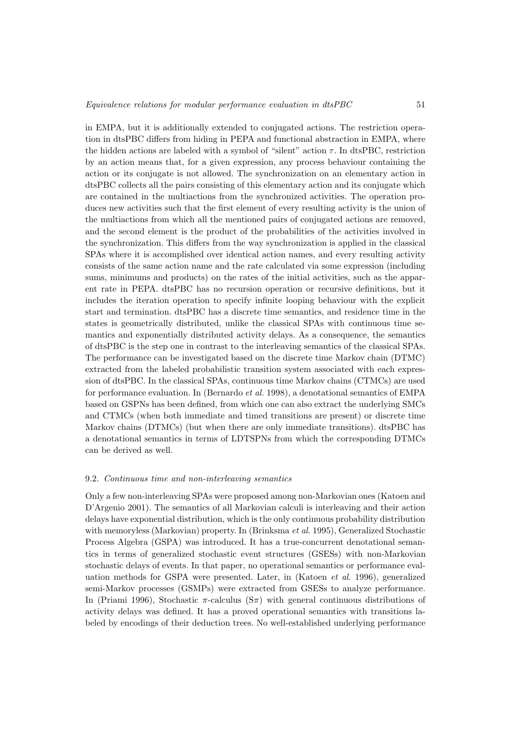in EMPA, but it is additionally extended to conjugated actions. The restriction operation in dtsPBC differs from hiding in PEPA and functional abstraction in EMPA, where the hidden actions are labeled with a symbol of "silent" action $\tau$. In dtsPBC, restriction by an action means that, for a given expression, any process behaviour containing the action or its conjugate is not allowed. The synchronization on an elementary action in dtsPBC collects all the pairs consisting of this elementary action and its conjugate which are contained in the multiactions from the synchronized activities. The operation produces new activities such that the first element of every resulting activity is the union of the multiactions from which all the mentioned pairs of conjugated actions are removed, and the second element is the product of the probabilities of the activities involved in the synchronization. This differs from the way synchronization is applied in the classical SPAs where it is accomplished over identical action names, and every resulting activity consists of the same action name and the rate calculated via some expression (including sums, minimums and products) on the rates of the initial activities, such as the apparent rate in PEPA. dtsPBC has no recursion operation or recursive definitions, but it includes the iteration operation to specify infinite looping behaviour with the explicit start and termination. dtsPBC has a discrete time semantics, and residence time in the states is geometrically distributed, unlike the classical SPAs with continuous time semantics and exponentially distributed activity delays. As a consequence, the semantics of dtsPBC is the step one in contrast to the interleaving semantics of the classical SPAs. The performance can be investigated based on the discrete time Markov chain (DTMC) extracted from the labeled probabilistic transition system associated with each expression of dtsPBC. In the classical SPAs, continuous time Markov chains (CTMCs) are used for performance evaluation. In (Bernardo *et al.* 1998), a denotational semantics of EMPA based on GSPNs has been defined, from which one can also extract the underlying SMCs and CTMCs (when both immediate and timed transitions are present) or discrete time Markov chains (DTMCs) (but when there are only immediate transitions). dtsPBC has a denotational semantics in terms of LDTSPNs from which the corresponding DTMCs can be derived as well.

### 9.2. *Continuous time and non-interleaving semantics*

Only a few non-interleaving SPAs were proposed among non-Markovian ones (Katoen and D'Argenio 2001). The semantics of all Markovian calculi is interleaving and their action delays have exponential distribution, which is the only continuous probability distribution with memoryless (Markovian) property. In (Brinksma *et al.* 1995), Generalized Stochastic Process Algebra (GSPA) was introduced. It has a true-concurrent denotational semantics in terms of generalized stochastic event structures (GSESs) with non-Markovian stochastic delays of events. In that paper, no operational semantics or performance evaluation methods for GSPA were presented. Later, in (Katoen *et al.* 1996), generalized semi-Markov processes (GSMPs) were extracted from GSESs to analyze performance. In (Priami 1996), Stochastic $\pi$-calculus ($S\pi$) with general continuous distributions of activity delays was defined. It has a proved operational semantics with transitions labeled by encodings of their deduction trees. No well-established underlying performance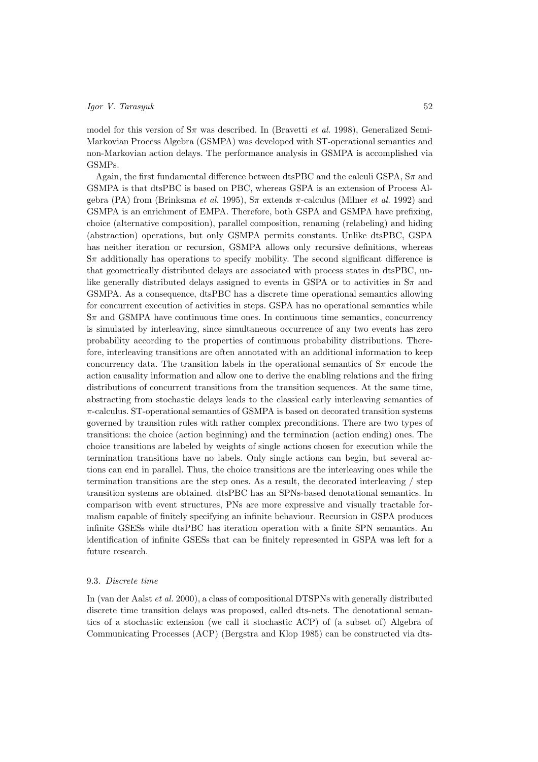model for this version of S$\pi$ was described. In (Bravetti *et al*. 1998), Generalized Semi-Markovian Process Algebra (GSMPA) was developed with ST-operational semantics and non-Markovian action delays. The performance analysis in GSMPA is accomplished via GSMPs.

Again, the first fundamental difference between dtsPBC and the calculi GSPA, S$\pi$ and GSMPA is that dtsPBC is based on PBC, whereas GSPA is an extension of Process Algebra (PA) from (Brinksma *et al.* 1995), S$\pi$ extends $\pi$-calculus (Milner *et al.* 1992) and GSMPA is an enrichment of EMPA. Therefore, both GSPA and GSMPA have prefixing, choice (alternative composition), parallel composition, renaming (relabeling) and hiding (abstraction) operations, but only GSMPA permits constants. Unlike dtsPBC, GSPA has neither iteration or recursion, GSMPA allows only recursive definitions, whereas S$\pi$ additionally has operations to specify mobility. The second significant difference is that geometrically distributed delays are associated with process states in dtsPBC, unlike generally distributed delays assigned to events in GSPA or to activities in S$\pi$ and GSMPA. As a consequence, dtsPBC has a discrete time operational semantics allowing for concurrent execution of activities in steps. GSPA has no operational semantics while S$\pi$ and GSMPA have continuous time ones. In continuous time semantics, concurrency is simulated by interleaving, since simultaneous occurrence of any two events has zero probability according to the properties of continuous probability distributions. Therefore, interleaving transitions are often annotated with an additional information to keep concurrency data. The transition labels in the operational semantics of S$\pi$ encode the action causality information and allow one to derive the enabling relations and the firing distributions of concurrent transitions from the transition sequences. At the same time, abstracting from stochastic delays leads to the classical early interleaving semantics of $\pi$-calculus. ST-operational semantics of GSMPA is based on decorated transition systems governed by transition rules with rather complex preconditions. There are two types of transitions: the choice (action beginning) and the termination (action ending) ones. The choice transitions are labeled by weights of single actions chosen for execution while the termination transitions have no labels. Only single actions can begin, but several actions can end in parallel. Thus, the choice transitions are the interleaving ones while the termination transitions are the step ones. As a result, the decorated interleaving / step transition systems are obtained. dtsPBC has an SPNs-based denotational semantics. In comparison with event structures, PNs are more expressive and visually tractable formalism capable of finitely specifying an infinite behaviour. Recursion in GSPA produces infinite GSESs while dtsPBC has iteration operation with a finite SPN semantics. An identification of infinite GSESs that can be finitely represented in GSPA was left for a future research.

### 9.3. *Discrete time*

In (van der Aalst *et al.* 2000), a class of compositional DTSPNs with generally distributed discrete time transition delays was proposed, called dts-nets. The denotational semantics of a stochastic extension (we call it stochastic ACP) of (a subset of) Algebra of Communicating Processes (ACP) (Bergstra and Klop 1985) can be constructed via dts-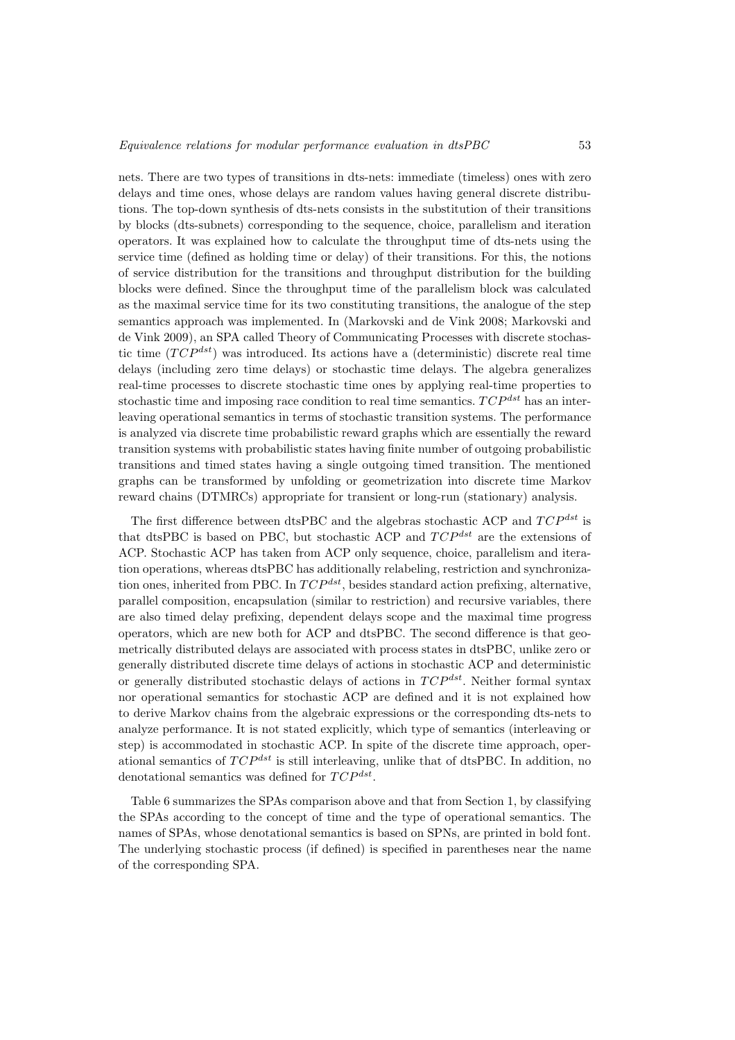nets. There are two types of transitions in dts-nets: immediate (timeless) ones with zero delays and time ones, whose delays are random values having general discrete distributions. The top-down synthesis of dts-nets consists in the substitution of their transitions by blocks (dts-subnets) corresponding to the sequence, choice, parallelism and iteration operators. It was explained how to calculate the throughput time of dts-nets using the service time (defined as holding time or delay) of their transitions. For this, the notions of service distribution for the transitions and throughput distribution for the building blocks were defined. Since the throughput time of the parallelism block was calculated as the maximal service time for its two constituting transitions, the analogue of the step semantics approach was implemented. In (Markovski and de Vink 2008; Markovski and de Vink 2009), an SPA called Theory of Communicating Processes with discrete stochastic time ($TCP^{dst}$) was introduced. Its actions have a (deterministic) discrete real time delays (including zero time delays) or stochastic time delays. The algebra generalizes real-time processes to discrete stochastic time ones by applying real-time properties to stochastic time and imposing race condition to real time semantics. $TCP^{dst}$ has an interleaving operational semantics in terms of stochastic transition systems. The performance is analyzed via discrete time probabilistic reward graphs which are essentially the reward transition systems with probabilistic states having finite number of outgoing probabilistic transitions and timed states having a single outgoing timed transition. The mentioned graphs can be transformed by unfolding or geometrization into discrete time Markov reward chains (DTMRCs) appropriate for transient or long-run (stationary) analysis.

The first difference between dtsPBC and the algebras stochastic ACP and $TCP^{dst}$ is that dtsPBC is based on PBC, but stochastic ACP and $TCP^{dst}$ are the extensions of ACP. Stochastic ACP has taken from ACP only sequence, choice, parallelism and iteration operations, whereas dtsPBC has additionally relabeling, restriction and synchronization ones, inherited from PBC. In $TCP^{dst}$, besides standard action prefixing, alternative, parallel composition, encapsulation (similar to restriction) and recursive variables, there are also timed delay prefixing, dependent delays scope and the maximal time progress operators, which are new both for ACP and dtsPBC. The second difference is that geometrically distributed delays are associated with process states in dtsPBC, unlike zero or generally distributed discrete time delays of actions in stochastic ACP and deterministic or generally distributed stochastic delays of actions in $TCP^{dst}$. Neither formal syntax nor operational semantics for stochastic ACP are defined and it is not explained how to derive Markov chains from the algebraic expressions or the corresponding dts-nets to analyze performance. It is not stated explicitly, which type of semantics (interleaving or step) is accommodated in stochastic ACP. In spite of the discrete time approach, operational semantics of $TCP^{dst}$ is still interleaving, unlike that of dtsPBC. In addition, no denotational semantics was defined for $TCP^{dst}$.

Table 6 summarizes the SPAs comparison above and that from Section 1, by classifying the SPAs according to the concept of time and the type of operational semantics. The names of SPAs, whose denotational semantics is based on SPNs, are printed in bold font. The underlying stochastic process (if defined) is specified in parentheses near the name of the corresponding SPA.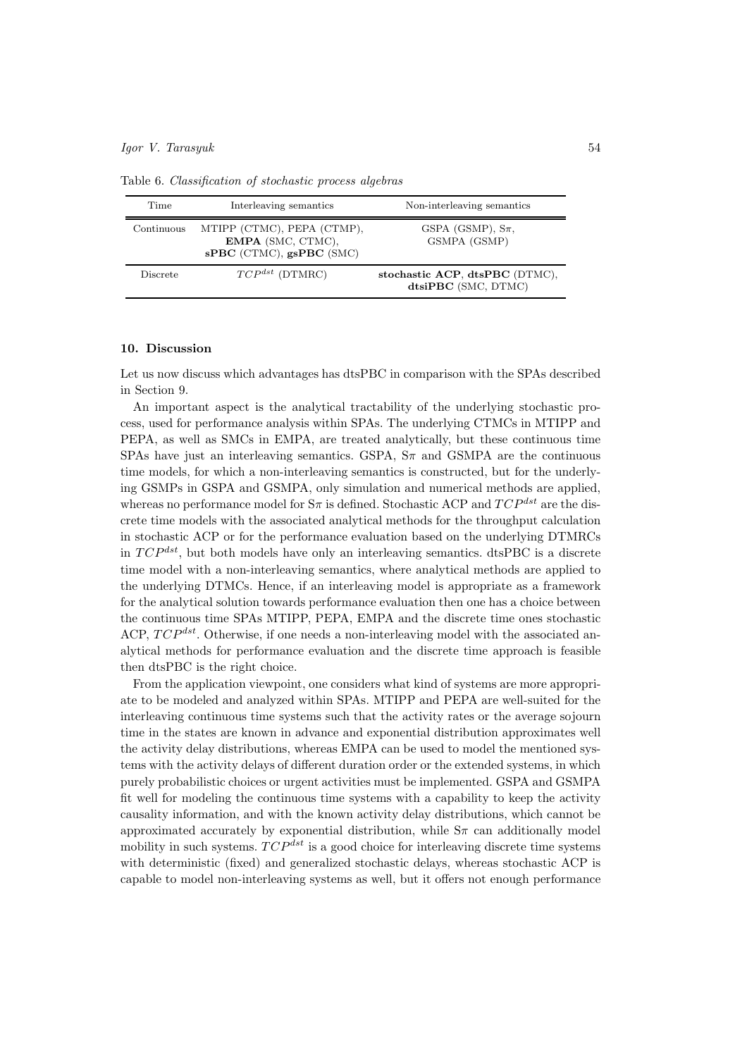Table 6. *Classification of stochastic process algebras*

| Time | Interleaving semantics | Non-interleaving semantics |
|---|---|---|
| Continuous | MTIPP (CTMC), PEPA (CTMP), **EMPA** (SMC, CTMC), **sPBC** (CTMC), **gsPBC** (SMC) | GSPA (GSMP), S$\pi$, GSMPA (GSMP) |
| Discrete | $TCP^{dst}$ (DTMRC) | **stochastic ACP**, **dtsPBC** (DTMC), **dtsiPBC** (SMC, DTMC) |

## 10. Discussion

Let us now discuss which advantages has dtsPBC in comparison with the SPAs described in Section 9.

An important aspect is the analytical tractability of the underlying stochastic process, used for performance analysis within SPAs. The underlying CTMCs in MTIPP and PEPA, as well as SMCs in EMPA, are treated analytically, but these continuous time SPAs have just an interleaving semantics. GSPA, S$\pi$ and GSMPA are the continuous time models, for which a non-interleaving semantics is constructed, but for the underlying GSMPs in GSPA and GSMPA, only simulation and numerical methods are applied, whereas no performance model for S$\pi$ is defined. Stochastic ACP and $TCP^{dst}$ are the discrete time models with the associated analytical methods for the throughput calculation in stochastic ACP or for the performance evaluation based on the underlying DTMRCs in $TCP^{dst}$, but both models have only an interleaving semantics. dtsPBC is a discrete time model with a non-interleaving semantics, where analytical methods are applied to the underlying DTMCs. Hence, if an interleaving model is appropriate as a framework for the analytical solution towards performance evaluation then one has a choice between the continuous time SPAs MTIPP, PEPA, EMPA and the discrete time ones stochastic ACP, $TCP^{dst}$. Otherwise, if one needs a non-interleaving model with the associated analytical methods for performance evaluation and the discrete time approach is feasible then dtsPBC is the right choice.

From the application viewpoint, one considers what kind of systems are more appropriate to be modeled and analyzed within SPAs. MTIPP and PEPA are well-suited for the interleaving continuous time systems such that the activity rates or the average sojourn time in the states are known in advance and exponential distribution approximates well the activity delay distributions, whereas EMPA can be used to model the mentioned systems with the activity delays of different duration order or the extended systems, in which purely probabilistic choices or urgent activities must be implemented. GSPA and GSMPA fit well for modeling the continuous time systems with a capability to keep the activity causality information, and with the known activity delay distributions, which cannot be approximated accurately by exponential distribution, while S$\pi$ can additionally model mobility in such systems. $TCP^{dst}$ is a good choice for interleaving discrete time systems with deterministic (fixed) and generalized stochastic delays, whereas stochastic ACP is capable to model non-interleaving systems as well, but it offers not enough performance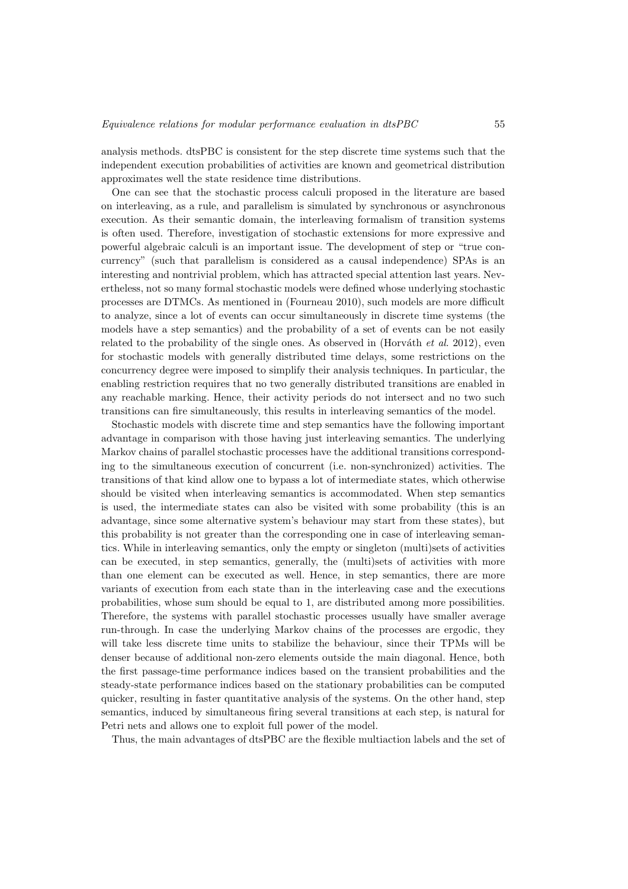analysis methods. dtsPBC is consistent for the step discrete time systems such that the independent execution probabilities of activities are known and geometrical distribution approximates well the state residence time distributions.

One can see that the stochastic process calculi proposed in the literature are based on interleaving, as a rule, and parallelism is simulated by synchronous or asynchronous execution. As their semantic domain, the interleaving formalism of transition systems is often used. Therefore, investigation of stochastic extensions for more expressive and powerful algebraic calculi is an important issue. The development of step or "true concurrency" (such that parallelism is considered as a causal independence) SPAs is an interesting and nontrivial problem, which has attracted special attention last years. Nevertheless, not so many formal stochastic models were defined whose underlying stochastic processes are DTMCs. As mentioned in (Fourneau 2010), such models are more difficult to analyze, since a lot of events can occur simultaneously in discrete time systems (the models have a step semantics) and the probability of a set of events can be not easily related to the probability of the single ones. As observed in (Horváth *et al.* 2012), even for stochastic models with generally distributed time delays, some restrictions on the concurrency degree were imposed to simplify their analysis techniques. In particular, the enabling restriction requires that no two generally distributed transitions are enabled in any reachable marking. Hence, their activity periods do not intersect and no two such transitions can fire simultaneously, this results in interleaving semantics of the model.

Stochastic models with discrete time and step semantics have the following important advantage in comparison with those having just interleaving semantics. The underlying Markov chains of parallel stochastic processes have the additional transitions corresponding to the simultaneous execution of concurrent (i.e. non-synchronized) activities. The transitions of that kind allow one to bypass a lot of intermediate states, which otherwise should be visited when interleaving semantics is accommodated. When step semantics is used, the intermediate states can also be visited with some probability (this is an advantage, since some alternative system's behaviour may start from these states), but this probability is not greater than the corresponding one in case of interleaving semantics. While in interleaving semantics, only the empty or singleton (multi)sets of activities can be executed, in step semantics, generally, the (multi)sets of activities with more than one element can be executed as well. Hence, in step semantics, there are more variants of execution from each state than in the interleaving case and the executions probabilities, whose sum should be equal to 1, are distributed among more possibilities. Therefore, the systems with parallel stochastic processes usually have smaller average run-through. In case the underlying Markov chains of the processes are ergodic, they will take less discrete time units to stabilize the behaviour, since their TPMs will be denser because of additional non-zero elements outside the main diagonal. Hence, both the first passage-time performance indices based on the transient probabilities and the steady-state performance indices based on the stationary probabilities can be computed quicker, resulting in faster quantitative analysis of the systems. On the other hand, step semantics, induced by simultaneous firing several transitions at each step, is natural for Petri nets and allows one to exploit full power of the model.

Thus, the main advantages of dtsPBC are the flexible multiaction labels and the set of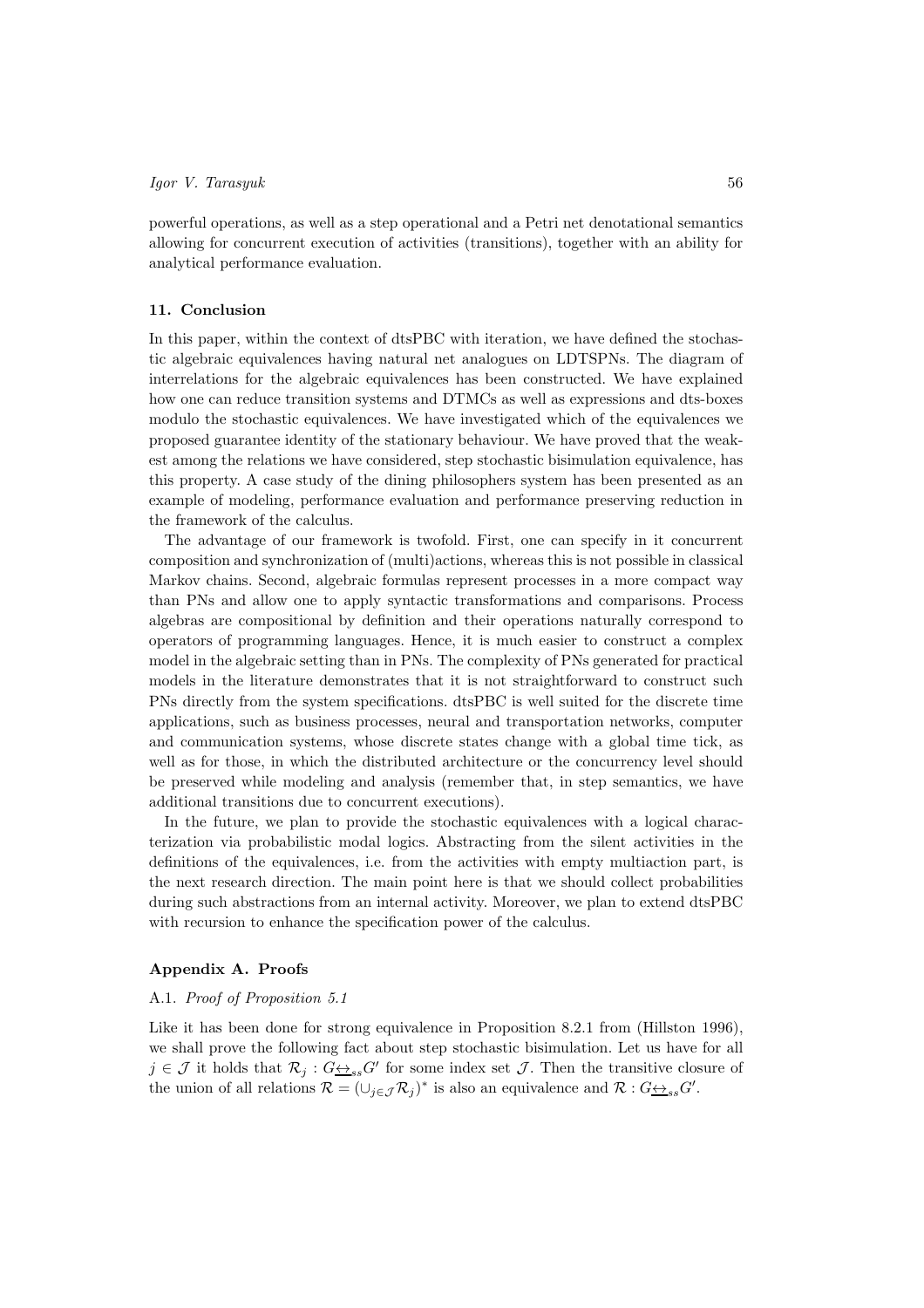powerful operations, as well as a step operational and a Petri net denotational semantics allowing for concurrent execution of activities (transitions), together with an ability for analytical performance evaluation.

### 11. Conclusion

In this paper, within the context of dtsPBC with iteration, we have defined the stochastic algebraic equivalences having natural net analogues on LDTSPNs. The diagram of interrelations for the algebraic equivalences has been constructed. We have explained how one can reduce transition systems and DTMCs as well as expressions and dts-boxes modulo the stochastic equivalences. We have investigated which of the equivalences we proposed guarantee identity of the stationary behaviour. We have proved that the weakest among the relations we have considered, step stochastic bisimulation equivalence, has this property. A case study of the dining philosophers system has been presented as an example of modeling, performance evaluation and performance preserving reduction in the framework of the calculus.

The advantage of our framework is twofold. First, one can specify in it concurrent composition and synchronization of (multi)actions, whereas this is not possible in classical Markov chains. Second, algebraic formulas represent processes in a more compact way than PNs and allow one to apply syntactic transformations and comparisons. Process algebras are compositional by definition and their operations naturally correspond to operators of programming languages. Hence, it is much easier to construct a complex model in the algebraic setting than in PNs. The complexity of PNs generated for practical models in the literature demonstrates that it is not straightforward to construct such PNs directly from the system specifications. dtsPBC is well suited for the discrete time applications, such as business processes, neural and transportation networks, computer and communication systems, whose discrete states change with a global time tick, as well as for those, in which the distributed architecture or the concurrency level should be preserved while modeling and analysis (remember that, in step semantics, we have additional transitions due to concurrent executions).

In the future, we plan to provide the stochastic equivalences with a logical characterization via probabilistic modal logics. Abstracting from the silent activities in the definitions of the equivalences, i.e. from the activities with empty multiaction part, is the next research direction. The main point here is that we should collect probabilities during such abstractions from an internal activity. Moreover, we plan to extend dtsPBC with recursion to enhance the specification power of the calculus.

### Appendix A. Proofs

#### A.1. *Proof of Proposition 5.1*

Like it has been done for strong equivalence in Proposition 8.2.1 from (Hillston 1996), we shall prove the following fact about step stochastic bisimulation. Let us have for all $j \in \mathcal{J}$ it holds that $\mathcal{R}_j : G \underline{\leftrightarrow}_{ss} G'$ for some index set $\mathcal{J}$. Then the transitive closure of the union of all relations $\mathcal{R} = (\cup_{j \in \mathcal{J}} \mathcal{R}_j)^*$ is also an equivalence and $\mathcal{R} : G \underline{\leftrightarrow}_{ss} G'$.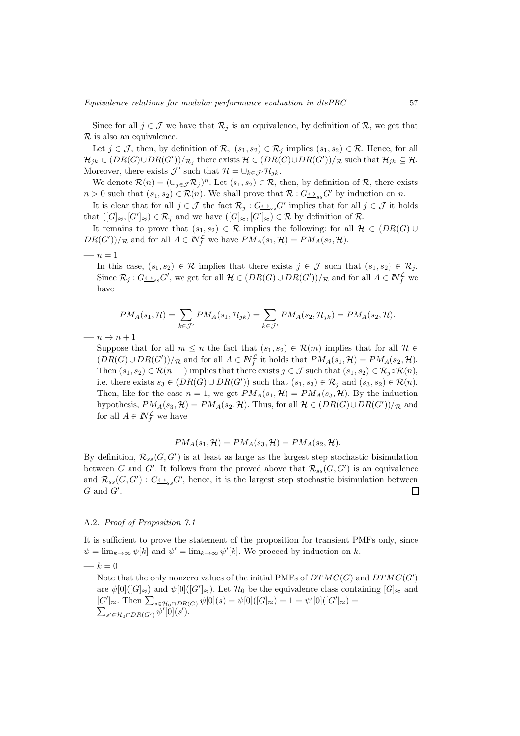Since for all $j \in \mathcal{J}$ we have that $\mathcal{R}_j$ is an equivalence, by definition of $\mathcal{R}$, we get that $\mathcal{R}$ is also an equivalence.

Let $j \in \mathcal{J}$, then, by definition of $\mathcal{R}$, $(s_1, s_2) \in \mathcal{R}_j$ implies $(s_1, s_2) \in \mathcal{R}$. Hence, for all $\mathcal{H}_{jk} \in (DR(G) \cup DR(G'))/_{\mathcal{R}_j}$ there exists $\mathcal{H} \in (DR(G) \cup DR(G'))/_{\mathcal{R}}$ such that $\mathcal{H}_{jk} \subseteq \mathcal{H}$. Moreover, there exists $\mathcal{J}'$ such that $\mathcal{H} = \cup_{k \in \mathcal{J}'} \mathcal{H}_{jk}$.

We denote $\mathcal{R}(n) = (\cup_{j \in \mathcal{J}} \mathcal{R}_j)^n$. Let $(s_1, s_2) \in \mathcal{R}$, then, by definition of $\mathcal{R}$, there exists $n > 0$ such that $(s_1, s_2) \in \mathcal{R}(n)$. We shall prove that $\mathcal{R} : G \underline{\leftrightarrow}_{ss} G'$ by induction on $n$.

It is clear that for all $j \in \mathcal{J}$ the fact $\mathcal{R}_j : G \underline{\leftrightarrow}_{ss} G'$ implies that for all $j \in \mathcal{J}$ it holds that $([G]_\approx, [G']_\approx) \in \mathcal{R}_j$ and we have $([G]_\approx, [G']_\approx) \in \mathcal{R}$ by definition of $\mathcal{R}$.

It remains to prove that $(s_1, s_2) \in \mathcal{R}$ implies the following: for all $\mathcal{H} \in (DR(G) \cup DR(G'))/_{\mathcal{R}}$ and for all $A \in I\!N_f^{\mathcal{L}}$ we have $PM_A(s_1, \mathcal{H}) = PM_A(s_2, \mathcal{H})$.

— $n = 1$

In this case, $(s_1, s_2) \in \mathcal{R}$ implies that there exists $j \in \mathcal{J}$ such that $(s_1, s_2) \in \mathcal{R}_j$. Since $\mathcal{R}_j : G \underline{\leftrightarrow}_{ss} G'$, we get for all $\mathcal{H} \in (DR(G) \cup DR(G'))/_{\mathcal{R}}$ and for all $A \in I\!N_f^{\mathcal{L}}$ we have

$$PM_A(s_1, \mathcal{H}) = \sum_{k \in \mathcal{J}'} PM_A(s_1, \mathcal{H}_{jk}) = \sum_{k \in \mathcal{J}'} PM_A(s_2, \mathcal{H}_{jk}) = PM_A(s_2, \mathcal{H}).$$

— $n \to n + 1$

Suppose that for all $m \leq n$ the fact that $(s_1, s_2) \in \mathcal{R}(m)$ implies that for all $\mathcal{H} \in (DR(G) \cup DR(G'))/_{\mathcal{R}}$ and for all $A \in I\!N_f^{\mathcal{L}}$ it holds that $PM_A(s_1, \mathcal{H}) = PM_A(s_2, \mathcal{H})$. Then $(s_1, s_2) \in \mathcal{R}(n+1)$ implies that there exists $j \in \mathcal{J}$ such that $(s_1, s_2) \in \mathcal{R}_j \circ \mathcal{R}(n)$, i.e. there exists $s_3 \in (DR(G) \cup DR(G'))$ such that $(s_1, s_3) \in \mathcal{R}_j$ and $(s_3, s_2) \in \mathcal{R}(n)$. Then, like for the case $n = 1$, we get $PM_A(s_1, \mathcal{H}) = PM_A(s_3, \mathcal{H})$. By the induction hypothesis, $PM_A(s_3, \mathcal{H}) = PM_A(s_2, \mathcal{H})$. Thus, for all $\mathcal{H} \in (DR(G) \cup DR(G'))/_{\mathcal{R}}$ and for all $A \in I\!N_f^{\mathcal{L}}$ we have

$$PM_A(s_1, \mathcal{H}) = PM_A(s_3, \mathcal{H}) = PM_A(s_2, \mathcal{H}).$$

By definition, $\mathcal{R}_{ss}(G, G')$ is at least as large as the largest step stochastic bisimulation between $G$ and $G'$. It follows from the proved above that $\mathcal{R}_{ss}(G, G')$ is an equivalence and $\mathcal{R}_{ss}(G, G') : G \underline{\leftrightarrow}_{ss} G'$, hence, it is the largest step stochastic bisimulation between $G$ and $G'$. □

A.2. *Proof of Proposition 7.1*

It is sufficient to prove the statement of the proposition for transient PMFs only, since $\psi = \lim_{k \to \infty} \psi[k]$ and $\psi' = \lim_{k \to \infty} \psi'[k]$. We proceed by induction on $k$.

— $k = 0$

Note that the only nonzero values of the initial PMFs of $DTMC(G)$ and $DTMC(G')$ are $\psi[0]([G]_\approx)$ and $\psi[0]([G']_\approx)$. Let $\mathcal{H}_0$ be the equivalence class containing $[G]_\approx$ and $[G']_\approx$. Then $\sum_{s \in \mathcal{H}_0 \cap DR(G)} \psi[0](s) = \psi[0]([G]_\approx) = 1 = \psi'[0]([G']_\approx) = \sum_{s' \in \mathcal{H}_0 \cap DR(G')} \psi'[0](s')$.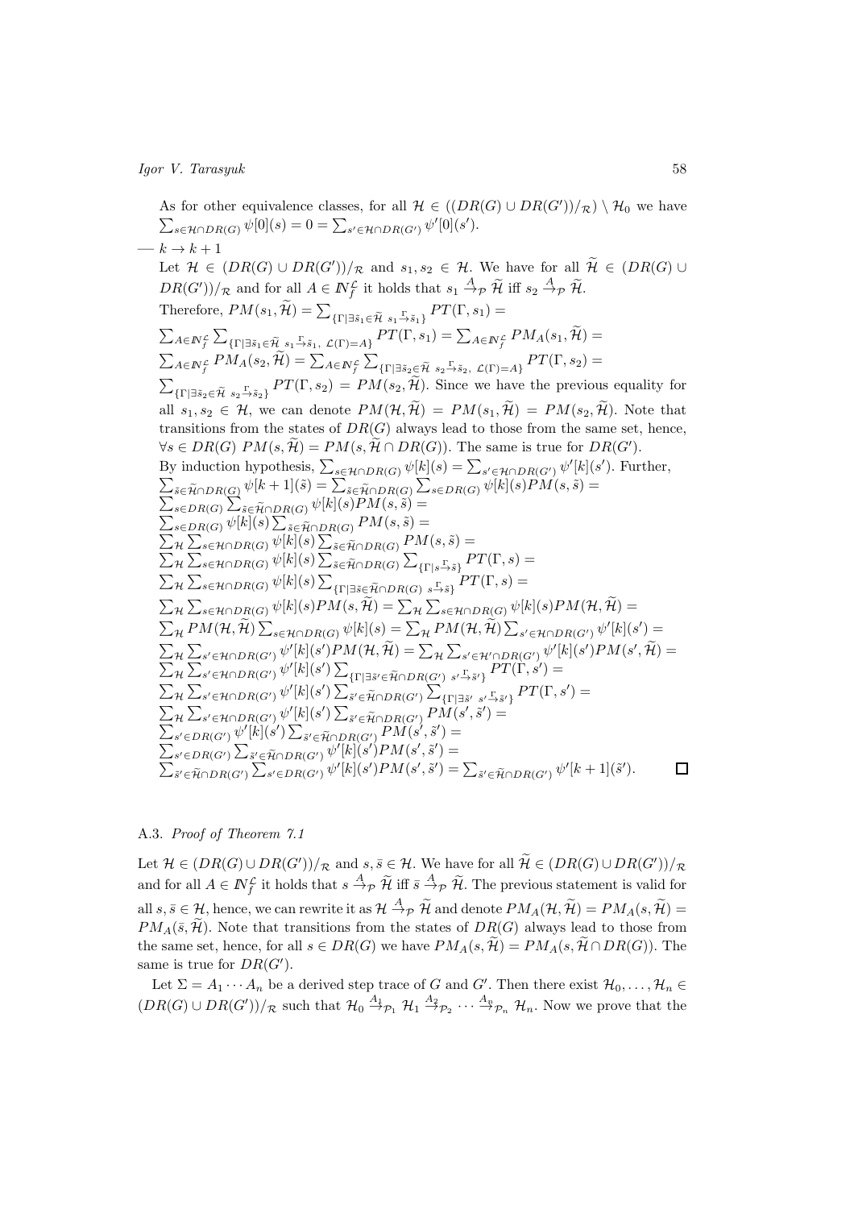As for other equivalence classes, for all $\mathcal{H} \in ((DR(G) \cup DR(G'))/_{\mathcal{R}}) \setminus \mathcal{H}_0$ we have $\sum_{s\in\mathcal{H}\cap DR(G)} \psi[0](s) = 0 = \sum_{s'\in\mathcal{H}\cap DR(G')} \psi'[0](s')$.

— $k \to k+1$

Let $\mathcal{H} \in (DR(G) \cup DR(G'))/_{\mathcal{R}}$ and $s_1, s_2 \in \mathcal{H}$. We have for all $\widetilde{\mathcal{H}} \in (DR(G) \cup DR(G'))/_{\mathcal{R}}$ and for all $A \in I\!N_f^{\mathcal{L}}$ it holds that $s_1 \xrightarrow{A}_{\mathcal{P}} \widetilde{\mathcal{H}}$ iff $s_2 \xrightarrow{A}_{\mathcal{P}} \widetilde{\mathcal{H}}$.

Therefore, $PM(s_1, \widetilde{\mathcal{H}}) = \sum_{\{\Gamma \mid \exists \tilde{s}_1 \in \widetilde{\mathcal{H}}\ s_1 \xrightarrow{\Gamma} \tilde{s}_1\}} PT(\Gamma, s_1) =$
$\sum_{A\in I\!N_f^{\mathcal{L}}} \sum_{\{\Gamma \mid \exists \tilde{s}_1 \in \widetilde{\mathcal{H}}\ s_1 \xrightarrow{\Gamma} \tilde{s}_1,\ \mathcal{L}(\Gamma)=A\}} PT(\Gamma, s_1) = \sum_{A\in I\!N_f^{\mathcal{L}}} PM_A(s_1, \widetilde{\mathcal{H}}) =$
$\sum_{A\in I\!N_f^{\mathcal{L}}} PM_A(s_2, \widetilde{\mathcal{H}}) = \sum_{A\in I\!N_f^{\mathcal{L}}} \sum_{\{\Gamma \mid \exists \tilde{s}_2 \in \widetilde{\mathcal{H}}\ s_2 \xrightarrow{\Gamma} \tilde{s}_2,\ \mathcal{L}(\Gamma)=A\}} PT(\Gamma, s_2) =$
$\sum_{\{\Gamma \mid \exists \tilde{s}_2 \in \widetilde{\mathcal{H}}\ s_2 \xrightarrow{\Gamma} \tilde{s}_2\}} PT(\Gamma, s_2) = PM(s_2, \widetilde{\mathcal{H}})$. Since we have the previous equality for all $s_1, s_2 \in \mathcal{H}$, we can denote $PM(\mathcal{H}, \widetilde{\mathcal{H}}) = PM(s_1, \widetilde{\mathcal{H}}) = PM(s_2, \widetilde{\mathcal{H}})$. Note that transitions from the states of $DR(G)$ always lead to those from the same set, hence, $\forall s \in DR(G)\ PM(s, \widetilde{\mathcal{H}}) = PM(s, \widetilde{\mathcal{H}} \cap DR(G))$. The same is true for $DR(G')$.

By induction hypothesis, $\sum_{s\in\mathcal{H}\cap DR(G)} \psi[k](s) = \sum_{s'\in\mathcal{H}\cap DR(G')} \psi'[k](s')$. Further,
$\sum_{\tilde{s}\in\widetilde{\mathcal{H}}\cap DR(G)} \psi[k+1](\tilde{s}) = \sum_{\tilde{s}\in\widetilde{\mathcal{H}}\cap DR(G)} \sum_{s\in DR(G)} \psi[k](s) PM(s, \tilde{s}) =$
$\sum_{s\in DR(G)} \sum_{\tilde{s}\in\widetilde{\mathcal{H}}\cap DR(G)} \psi[k](s) PM(s, \tilde{s}) =$
$\sum_{s\in DR(G)} \psi[k](s) \sum_{\tilde{s}\in\widetilde{\mathcal{H}}\cap DR(G)} PM(s, \tilde{s}) =$
$\sum_{\mathcal{H}} \sum_{s\in\mathcal{H}\cap DR(G)} \psi[k](s) \sum_{\tilde{s}\in\widetilde{\mathcal{H}}\cap DR(G)} PM(s, \tilde{s}) =$
$\sum_{\mathcal{H}} \sum_{s\in\mathcal{H}\cap DR(G)} \psi[k](s) \sum_{\tilde{s}\in\widetilde{\mathcal{H}}\cap DR(G)} \sum_{\{\Gamma \mid s \xrightarrow{\Gamma} \tilde{s}\}} PT(\Gamma, s) =$
$\sum_{\mathcal{H}} \sum_{s\in\mathcal{H}\cap DR(G)} \psi[k](s) \sum_{\{\Gamma \mid \exists \tilde{s}\in\widetilde{\mathcal{H}}\cap DR(G)\ s \xrightarrow{\Gamma} \tilde{s}\}} PT(\Gamma, s) =$
$\sum_{\mathcal{H}} \sum_{s\in\mathcal{H}\cap DR(G)} \psi[k](s) PM(s, \widetilde{\mathcal{H}}) = \sum_{\mathcal{H}} \sum_{s\in\mathcal{H}\cap DR(G)} \psi[k](s) PM(\mathcal{H}, \widetilde{\mathcal{H}}) =$
$\sum_{\mathcal{H}} PM(\mathcal{H}, \widetilde{\mathcal{H}}) \sum_{s\in\mathcal{H}\cap DR(G)} \psi[k](s) = \sum_{\mathcal{H}} PM(\mathcal{H}, \widetilde{\mathcal{H}}) \sum_{s'\in\mathcal{H}\cap DR(G')} \psi'[k](s') =$
$\sum_{\mathcal{H}} \sum_{s'\in\mathcal{H}\cap DR(G')} \psi'[k](s') PM(\mathcal{H}, \widetilde{\mathcal{H}}) = \sum_{\mathcal{H}} \sum_{s'\in\mathcal{H}'\cap DR(G')} \psi'[k](s') PM(s', \widetilde{\mathcal{H}}) =$
$\sum_{\mathcal{H}} \sum_{s'\in\mathcal{H}\cap DR(G')} \psi'[k](s') \sum_{\{\Gamma \mid \exists \tilde{s}'\in\widetilde{\mathcal{H}}\cap DR(G')\ s' \xrightarrow{\Gamma} \tilde{s}'\}} PT(\Gamma, s') =$
$\sum_{\mathcal{H}} \sum_{s'\in\mathcal{H}\cap DR(G')} \psi'[k](s') \sum_{\tilde{s}'\in\widetilde{\mathcal{H}}\cap DR(G')} \sum_{\{\Gamma \mid \exists \tilde{s}'\ s' \xrightarrow{\Gamma} \tilde{s}'\}} PT(\Gamma, s') =$
$\sum_{\mathcal{H}} \sum_{s'\in\mathcal{H}\cap DR(G')} \psi'[k](s') \sum_{\tilde{s}'\in\widetilde{\mathcal{H}}\cap DR(G')} PM(s', \tilde{s}') =$
$\sum_{s'\in DR(G')} \psi'[k](s') \sum_{\tilde{s}'\in\widetilde{\mathcal{H}}\cap DR(G')} PM(s', \tilde{s}') =$
$\sum_{s'\in DR(G')} \sum_{\tilde{s}'\in\widetilde{\mathcal{H}}\cap DR(G')} \psi'[k](s') PM(s', \tilde{s}') =$
$\sum_{\tilde{s}'\in\widetilde{\mathcal{H}}\cap DR(G')} \sum_{s'\in DR(G')} \psi'[k](s') PM(s', \tilde{s}') = \sum_{\tilde{s}'\in\widetilde{\mathcal{H}}\cap DR(G')} \psi'[k+1](\tilde{s}')$. ∎

### A.3. *Proof of Theorem 7.1*

Let $\mathcal{H} \in (DR(G) \cup DR(G'))/_{\mathcal{R}}$ and $s, \bar{s} \in \mathcal{H}$. We have for all $\widetilde{\mathcal{H}} \in (DR(G) \cup DR(G'))/_{\mathcal{R}}$ and for all $A \in I\!N_f^{\mathcal{L}}$ it holds that $s \xrightarrow{A}_{\mathcal{P}} \widetilde{\mathcal{H}}$ iff $\bar{s} \xrightarrow{A}_{\mathcal{P}} \widetilde{\mathcal{H}}$. The previous statement is valid for all $s, \bar{s} \in \mathcal{H}$, hence, we can rewrite it as $\mathcal{H} \xrightarrow{A}_{\mathcal{P}} \widetilde{\mathcal{H}}$ and denote $PM_A(\mathcal{H}, \widetilde{\mathcal{H}}) = PM_A(s, \widetilde{\mathcal{H}}) = PM_A(\bar{s}, \widetilde{\mathcal{H}})$. Note that transitions from the states of $DR(G)$ always lead to those from the same set, hence, for all $s \in DR(G)$ we have $PM_A(s, \widetilde{\mathcal{H}}) = PM_A(s, \widetilde{\mathcal{H}} \cap DR(G))$. The same is true for $DR(G')$.

Let $\Sigma = A_1 \cdots A_n$ be a derived step trace of $G$ and $G'$. Then there exist $\mathcal{H}_0, \ldots, \mathcal{H}_n \in (DR(G) \cup DR(G'))/_{\mathcal{R}}$ such that $\mathcal{H}_0 \xrightarrow{A_1}_{\mathcal{P}_1} \mathcal{H}_1 \xrightarrow{A_2}_{\mathcal{P}_2} \cdots \xrightarrow{A_n}_{\mathcal{P}_n} \mathcal{H}_n$. Now we prove that the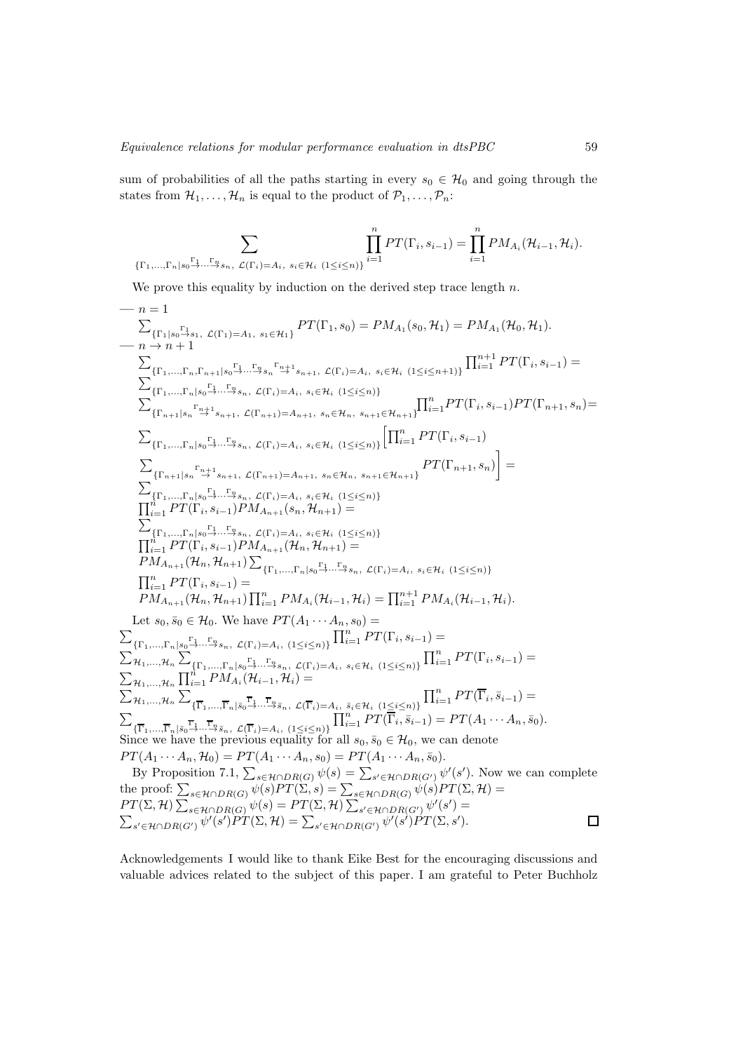sum of probabilities of all the paths starting in every $s_0 \in \mathcal{H}_0$ and going through the states from $\mathcal{H}_1, \ldots, \mathcal{H}_n$ is equal to the product of $\mathcal{P}_1, \ldots, \mathcal{P}_n$:

$$\sum_{\{\Gamma_1,\ldots,\Gamma_n \mid s_0 \stackrel{\Gamma_1}{\to} \cdots \stackrel{\Gamma_n}{\to} s_n,\ \mathcal{L}(\Gamma_i)=A_i,\ s_i\in\mathcal{H}_i\ (1\le i\le n)\}} \prod_{i=1}^{n} PT(\Gamma_i, s_{i-1}) = \prod_{i=1}^{n} PM_{A_i}(\mathcal{H}_{i-1}, \mathcal{H}_i).$$

We prove this equality by induction on the derived step trace length $n$.

— $n = 1$

$\sum_{\{\Gamma_1 \mid s_0 \stackrel{\Gamma_1}{\to} s_1,\ \mathcal{L}(\Gamma_1)=A_1,\ s_1\in\mathcal{H}_1\}} PT(\Gamma_1, s_0) = PM_{A_1}(s_0, \mathcal{H}_1) = PM_{A_1}(\mathcal{H}_0, \mathcal{H}_1).$

— $n \to n+1$

$\sum_{\{\Gamma_1,\ldots,\Gamma_n,\Gamma_{n+1} \mid s_0 \stackrel{\Gamma_1}{\to} \cdots \stackrel{\Gamma_n}{\to} s_n \stackrel{\Gamma_{n+1}}{\to} s_{n+1},\ \mathcal{L}(\Gamma_i)=A_i,\ s_i\in\mathcal{H}_i\ (1\le i\le n+1)\}} \prod_{i=1}^{n+1} PT(\Gamma_i, s_{i-1}) =$
$\sum_{\{\Gamma_1,\ldots,\Gamma_n \mid s_0 \stackrel{\Gamma_1}{\to} \cdots \stackrel{\Gamma_n}{\to} s_n,\ \mathcal{L}(\Gamma_i)=A_i,\ s_i\in\mathcal{H}_i\ (1\le i\le n)\}}$
$\sum_{\{\Gamma_{n+1} \mid s_n \stackrel{\Gamma_{n+1}}{\to} s_{n+1},\ \mathcal{L}(\Gamma_{n+1})=A_{n+1},\ s_n\in\mathcal{H}_n,\ s_{n+1}\in\mathcal{H}_{n+1}\}} \prod_{i=1}^{n} PT(\Gamma_i, s_{i-1}) PT(\Gamma_{n+1}, s_n) =$
$\sum_{\{\Gamma_1,\ldots,\Gamma_n \mid s_0 \stackrel{\Gamma_1}{\to} \cdots \stackrel{\Gamma_n}{\to} s_n,\ \mathcal{L}(\Gamma_i)=A_i,\ s_i\in\mathcal{H}_i\ (1\le i\le n)\}} \Big[\prod_{i=1}^{n} PT(\Gamma_i, s_{i-1})$
$\sum_{\{\Gamma_{n+1} \mid s_n \stackrel{\Gamma_{n+1}}{\to} s_{n+1},\ \mathcal{L}(\Gamma_{n+1})=A_{n+1},\ s_n\in\mathcal{H}_n,\ s_{n+1}\in\mathcal{H}_{n+1}\}} PT(\Gamma_{n+1}, s_n)\Big] =$
$\sum_{\{\Gamma_1,\ldots,\Gamma_n \mid s_0 \stackrel{\Gamma_1}{\to} \cdots \stackrel{\Gamma_n}{\to} s_n,\ \mathcal{L}(\Gamma_i)=A_i,\ s_i\in\mathcal{H}_i\ (1\le i\le n)\}}$
$\prod_{i=1}^{n} PT(\Gamma_i, s_{i-1}) PM_{A_{n+1}}(s_n, \mathcal{H}_{n+1}) =$
$\sum_{\{\Gamma_1,\ldots,\Gamma_n \mid s_0 \stackrel{\Gamma_1}{\to} \cdots \stackrel{\Gamma_n}{\to} s_n,\ \mathcal{L}(\Gamma_i)=A_i,\ s_i\in\mathcal{H}_i\ (1\le i\le n)\}}$
$\prod_{i=1}^{n} PT(\Gamma_i, s_{i-1}) PM_{A_{n+1}}(\mathcal{H}_n, \mathcal{H}_{n+1}) =$
$PM_{A_{n+1}}(\mathcal{H}_n, \mathcal{H}_{n+1}) \sum_{\{\Gamma_1,\ldots,\Gamma_n \mid s_0 \stackrel{\Gamma_1}{\to} \cdots \stackrel{\Gamma_n}{\to} s_n,\ \mathcal{L}(\Gamma_i)=A_i,\ s_i\in\mathcal{H}_i\ (1\le i\le n)\}}$
$\prod_{i=1}^{n} PT(\Gamma_i, s_{i-1}) =$
$PM_{A_{n+1}}(\mathcal{H}_n, \mathcal{H}_{n+1}) \prod_{i=1}^{n} PM_{A_i}(\mathcal{H}_{i-1}, \mathcal{H}_i) = \prod_{i=1}^{n+1} PM_{A_i}(\mathcal{H}_{i-1}, \mathcal{H}_i).$

Let $s_0, \bar{s}_0 \in \mathcal{H}_0$. We have $PT(A_1 \cdots A_n, s_0) =$
$\sum_{\{\Gamma_1,\ldots,\Gamma_n \mid s_0 \stackrel{\Gamma_1}{\to} \cdots \stackrel{\Gamma_n}{\to} s_n,\ \mathcal{L}(\Gamma_i)=A_i,\ (1\le i\le n)\}} \prod_{i=1}^{n} PT(\Gamma_i, s_{i-1}) =$
$\sum_{\mathcal{H}_1,\ldots,\mathcal{H}_n} \sum_{\{\Gamma_1,\ldots,\Gamma_n \mid s_0 \stackrel{\Gamma_1}{\to} \cdots \stackrel{\Gamma_n}{\to} s_n,\ \mathcal{L}(\Gamma_i)=A_i,\ s_i\in\mathcal{H}_i\ (1\le i\le n)\}} \prod_{i=1}^{n} PT(\Gamma_i, s_{i-1}) =$
$\sum_{\mathcal{H}_1,\ldots,\mathcal{H}_n} \prod_{i=1}^{n} PM_{A_i}(\mathcal{H}_{i-1}, \mathcal{H}_i) =$
$\sum_{\mathcal{H}_1,\ldots,\mathcal{H}_n} \sum_{\{\overline{\Gamma}_1,\ldots,\overline{\Gamma}_n \mid \bar{s}_0 \stackrel{\overline{\Gamma}_1}{\to} \cdots \stackrel{\overline{\Gamma}_n}{\to} \bar{s}_n,\ \mathcal{L}(\overline{\Gamma}_i)=A_i,\ \bar{s}_i\in\mathcal{H}_i\ (1\le i\le n)\}} \prod_{i=1}^{n} PT(\overline{\Gamma}_i, \bar{s}_{i-1}) =$
$\sum_{\{\overline{\Gamma}_1,\ldots,\overline{\Gamma}_n \mid \bar{s}_0 \stackrel{\overline{\Gamma}_1}{\to} \cdots \stackrel{\overline{\Gamma}_n}{\to} \bar{s}_n,\ \mathcal{L}(\overline{\Gamma}_i)=A_i,\ (1\le i\le n)\}} \prod_{i=1}^{n} PT(\overline{\Gamma}_i, \bar{s}_{i-1}) = PT(A_1 \cdots A_n, \bar{s}_0).$

Since we have the previous equality for all $s_0, \bar{s}_0 \in \mathcal{H}_0$, we can denote $PT(A_1 \cdots A_n, \mathcal{H}_0) = PT(A_1 \cdots A_n, s_0) = PT(A_1 \cdots A_n, \bar{s}_0)$.

By Proposition 7.1, $\sum_{s\in\mathcal{H}\cap DR(G)} \psi(s) = \sum_{s'\in\mathcal{H}\cap DR(G')} \psi'(s')$. Now we can complete the proof: $\sum_{s\in\mathcal{H}\cap DR(G)} \psi(s) PT(\Sigma, s) = \sum_{s\in\mathcal{H}\cap DR(G)} \psi(s) PT(\Sigma, \mathcal{H}) =$
$PT(\Sigma, \mathcal{H}) \sum_{s\in\mathcal{H}\cap DR(G)} \psi(s) = PT(\Sigma, \mathcal{H}) \sum_{s'\in\mathcal{H}\cap DR(G')} \psi'(s') =$
$\sum_{s'\in\mathcal{H}\cap DR(G')} \psi'(s') PT(\Sigma, \mathcal{H}) = \sum_{s'\in\mathcal{H}\cap DR(G')} \psi'(s') PT(\Sigma, s').$ ☐

Acknowledgements I would like to thank Eike Best for the encouraging discussions and valuable advices related to the subject of this paper. I am grateful to Peter Buchholz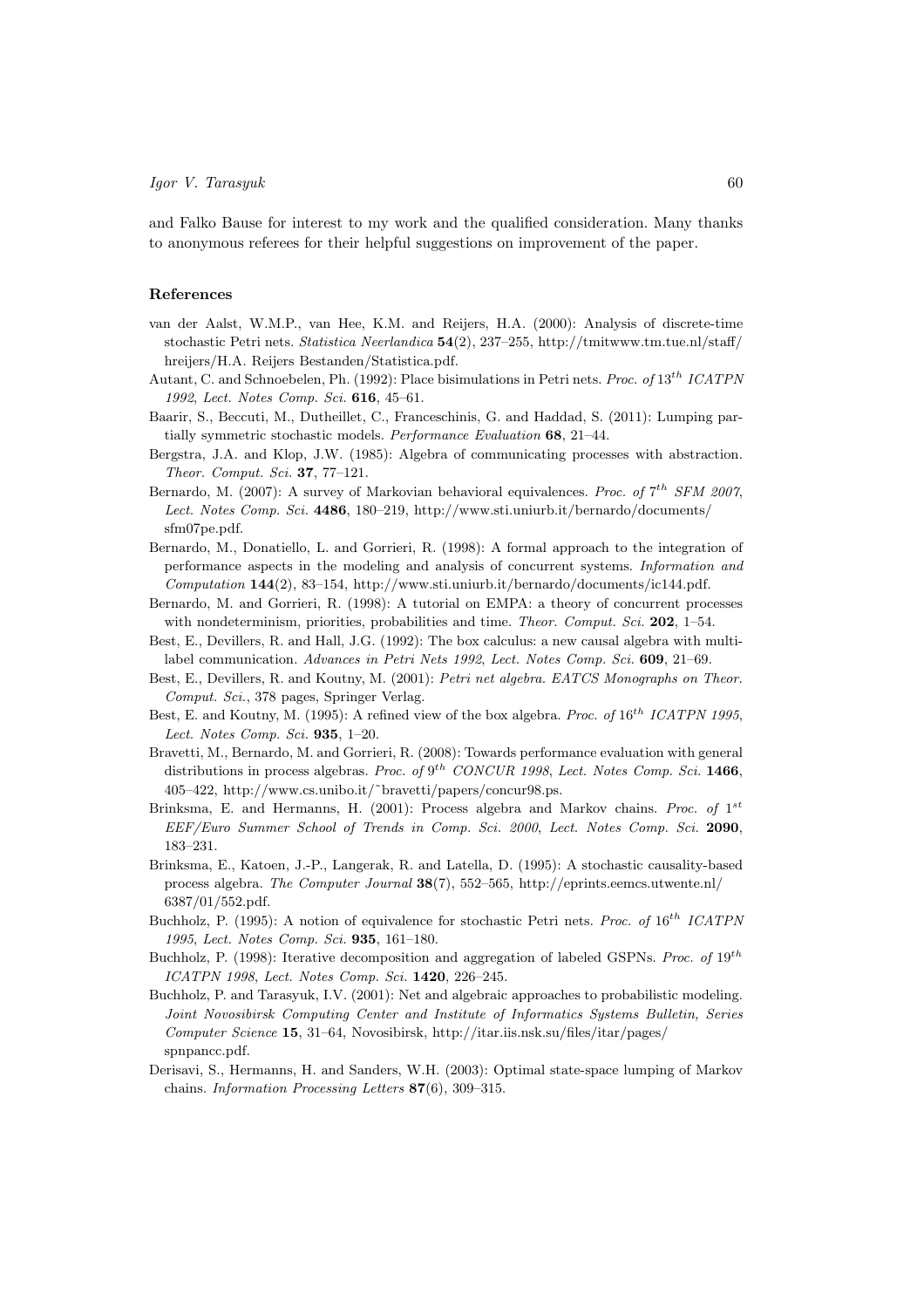and Falko Bause for interest to my work and the qualified consideration. Many thanks to anonymous referees for their helpful suggestions on improvement of the paper.

### References

van der Aalst, W.M.P., van Hee, K.M. and Reijers, H.A. (2000): Analysis of discrete-time stochastic Petri nets. *Statistica Neerlandica* **54**(2), 237–255, http://tmitwww.tm.tue.nl/staff/hreijers/H.A. Reijers Bestanden/Statistica.pdf.

Autant, C. and Schnoebelen, Ph. (1992): Place bisimulations in Petri nets. *Proc. of* $13^{th}$ *ICATPN 1992*, *Lect. Notes Comp. Sci.* **616**, 45–61.

Baarir, S., Beccuti, M., Dutheillet, C., Franceschinis, G. and Haddad, S. (2011): Lumping partially symmetric stochastic models. *Performance Evaluation* **68**, 21–44.

Bergstra, J.A. and Klop, J.W. (1985): Algebra of communicating processes with abstraction. *Theor. Comput. Sci.* **37**, 77–121.

Bernardo, M. (2007): A survey of Markovian behavioral equivalences. *Proc. of* $7^{th}$ *SFM 2007*, *Lect. Notes Comp. Sci.* **4486**, 180–219, http://www.sti.uniurb.it/bernardo/documents/sfm07pe.pdf.

Bernardo, M., Donatiello, L. and Gorrieri, R. (1998): A formal approach to the integration of performance aspects in the modeling and analysis of concurrent systems. *Information and Computation* **144**(2), 83–154, http://www.sti.uniurb.it/bernardo/documents/ic144.pdf.

Bernardo, M. and Gorrieri, R. (1998): A tutorial on EMPA: a theory of concurrent processes with nondeterminism, priorities, probabilities and time. *Theor. Comput. Sci.* **202**, 1–54.

Best, E., Devillers, R. and Hall, J.G. (1992): The box calculus: a new causal algebra with multi-label communication. *Advances in Petri Nets 1992*, *Lect. Notes Comp. Sci.* **609**, 21–69.

Best, E., Devillers, R. and Koutny, M. (2001): *Petri net algebra. EATCS Monographs on Theor. Comput. Sci.*, 378 pages, Springer Verlag.

Best, E. and Koutny, M. (1995): A refined view of the box algebra. *Proc. of* $16^{th}$ *ICATPN 1995*, *Lect. Notes Comp. Sci.* **935**, 1–20.

Bravetti, M., Bernardo, M. and Gorrieri, R. (2008): Towards performance evaluation with general distributions in process algebras. *Proc. of* $9^{th}$ *CONCUR 1998*, *Lect. Notes Comp. Sci.* **1466**, 405–422, http://www.cs.unibo.it/~bravetti/papers/concur98.ps.

Brinksma, E. and Hermanns, H. (2001): Process algebra and Markov chains. *Proc. of* $1^{st}$ *EEF/Euro Summer School of Trends in Comp. Sci. 2000*, *Lect. Notes Comp. Sci.* **2090**, 183–231.

Brinksma, E., Katoen, J.-P., Langerak, R. and Latella, D. (1995): A stochastic causality-based process algebra. *The Computer Journal* **38**(7), 552–565, http://eprints.eemcs.utwente.nl/6387/01/552.pdf.

Buchholz, P. (1995): A notion of equivalence for stochastic Petri nets. *Proc. of* $16^{th}$ *ICATPN 1995*, *Lect. Notes Comp. Sci.* **935**, 161–180.

Buchholz, P. (1998): Iterative decomposition and aggregation of labeled GSPNs. *Proc. of* $19^{th}$ *ICATPN 1998*, *Lect. Notes Comp. Sci.* **1420**, 226–245.

Buchholz, P. and Tarasyuk, I.V. (2001): Net and algebraic approaches to probabilistic modeling. *Joint Novosibirsk Computing Center and Institute of Informatics Systems Bulletin, Series Computer Science* **15**, 31–64, Novosibirsk, http://itar.iis.nsk.su/files/itar/pages/spnpancc.pdf.

Derisavi, S., Hermanns, H. and Sanders, W.H. (2003): Optimal state-space lumping of Markov chains. *Information Processing Letters* **87**(6), 309–315.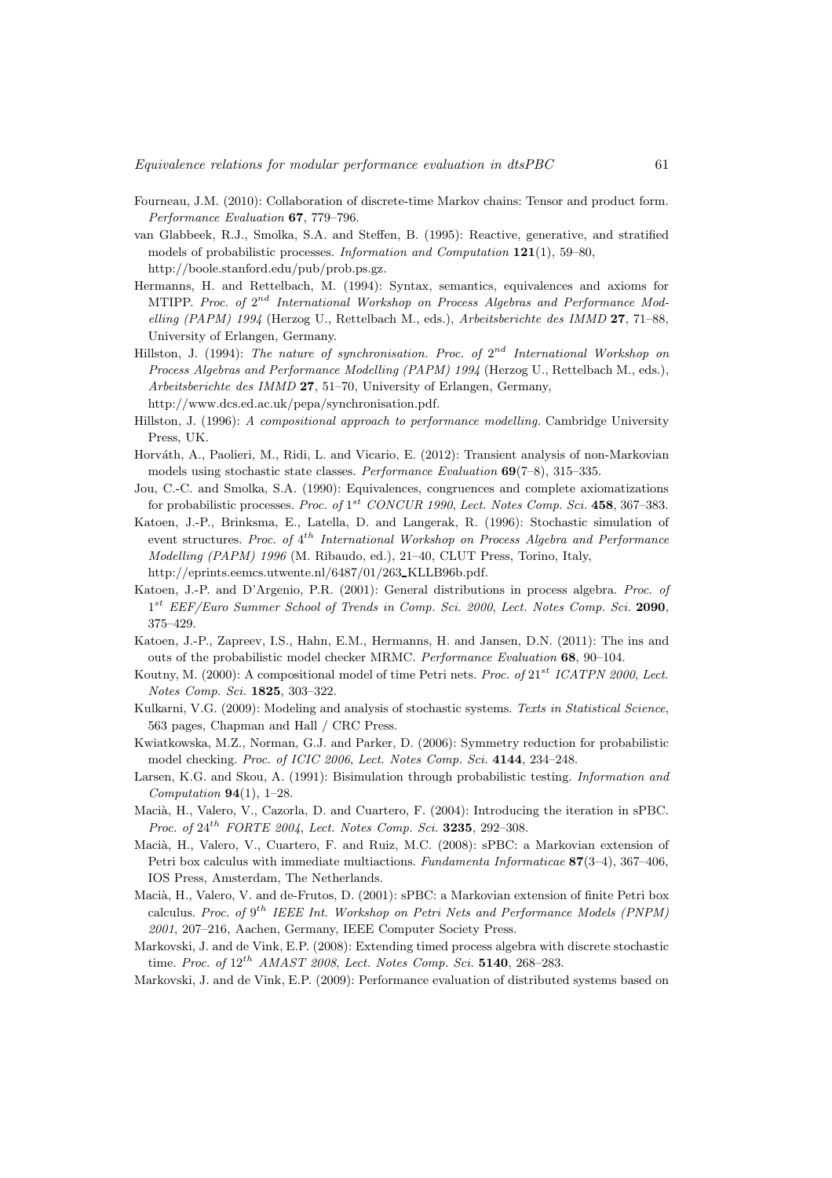Fourneau, J.M. (2010): Collaboration of discrete-time Markov chains: Tensor and product form. *Performance Evaluation* **67**, 779–796.

van Glabbeek, R.J., Smolka, S.A. and Steffen, B. (1995): Reactive, generative, and stratified models of probabilistic processes. *Information and Computation* **121**(1), 59–80, http://boole.stanford.edu/pub/prob.ps.gz.

Hermanns, H. and Rettelbach, M. (1994): Syntax, semantics, equivalences and axioms for MTIPP. *Proc. of* $2^{nd}$ *International Workshop on Process Algebras and Performance Modelling (PAPM) 1994* (Herzog U., Rettelbach M., eds.), *Arbeitsberichte des IMMD* **27**, 71–88, University of Erlangen, Germany.

Hillston, J. (1994): *The nature of synchronisation. Proc. of* $2^{nd}$ *International Workshop on Process Algebras and Performance Modelling (PAPM) 1994* (Herzog U., Rettelbach M., eds.), *Arbeitsberichte des IMMD* **27**, 51–70, University of Erlangen, Germany, http://www.dcs.ed.ac.uk/pepa/synchronisation.pdf.

Hillston, J. (1996): *A compositional approach to performance modelling.* Cambridge University Press, UK.

Horváth, A., Paolieri, M., Ridi, L. and Vicario, E. (2012): Transient analysis of non-Markovian models using stochastic state classes. *Performance Evaluation* **69**(7–8), 315–335.

Jou, C.-C. and Smolka, S.A. (1990): Equivalences, congruences and complete axiomatizations for probabilistic processes. *Proc. of* $1^{st}$ *CONCUR 1990*, *Lect. Notes Comp. Sci.* **458**, 367–383.

Katoen, J.-P., Brinksma, E., Latella, D. and Langerak, R. (1996): Stochastic simulation of event structures. *Proc. of* $4^{th}$ *International Workshop on Process Algebra and Performance Modelling (PAPM) 1996* (M. Ribaudo, ed.), 21–40, CLUT Press, Torino, Italy, http://eprints.eemcs.utwente.nl/6487/01/263_KLLB96b.pdf.

Katoen, J.-P. and D'Argenio, P.R. (2001): General distributions in process algebra. *Proc. of* $1^{st}$ *EEF/Euro Summer School of Trends in Comp. Sci. 2000*, *Lect. Notes Comp. Sci.* **2090**, 375–429.

Katoen, J.-P., Zapreev, I.S., Hahn, E.M., Hermanns, H. and Jansen, D.N. (2011): The ins and outs of the probabilistic model checker MRMC. *Performance Evaluation* **68**, 90–104.

Koutny, M. (2000): A compositional model of time Petri nets. *Proc. of* $21^{st}$ *ICATPN 2000*, *Lect. Notes Comp. Sci.* **1825**, 303–322.

Kulkarni, V.G. (2009): Modeling and analysis of stochastic systems. *Texts in Statistical Science*, 563 pages, Chapman and Hall / CRC Press.

Kwiatkowska, M.Z., Norman, G.J. and Parker, D. (2006): Symmetry reduction for probabilistic model checking. *Proc. of ICIC 2006*, *Lect. Notes Comp. Sci.* **4144**, 234–248.

Larsen, K.G. and Skou, A. (1991): Bisimulation through probabilistic testing. *Information and Computation* **94**(1), 1–28.

Macià, H., Valero, V., Cazorla, D. and Cuartero, F. (2004): Introducing the iteration in sPBC. *Proc. of* $24^{th}$ *FORTE 2004*, *Lect. Notes Comp. Sci.* **3235**, 292–308.

Macià, H., Valero, V., Cuartero, F. and Ruiz, M.C. (2008): sPBC: a Markovian extension of Petri box calculus with immediate multiactions. *Fundamenta Informaticae* **87**(3–4), 367–406, IOS Press, Amsterdam, The Netherlands.

Macià, H., Valero, V. and de-Frutos, D. (2001): sPBC: a Markovian extension of finite Petri box calculus. *Proc. of* $9^{th}$ *IEEE Int. Workshop on Petri Nets and Performance Models (PNPM) 2001*, 207–216, Aachen, Germany, IEEE Computer Society Press.

Markovski, J. and de Vink, E.P. (2008): Extending timed process algebra with discrete stochastic time. *Proc. of* $12^{th}$ *AMAST 2008*, *Lect. Notes Comp. Sci.* **5140**, 268–283.

Markovski, J. and de Vink, E.P. (2009): Performance evaluation of distributed systems based on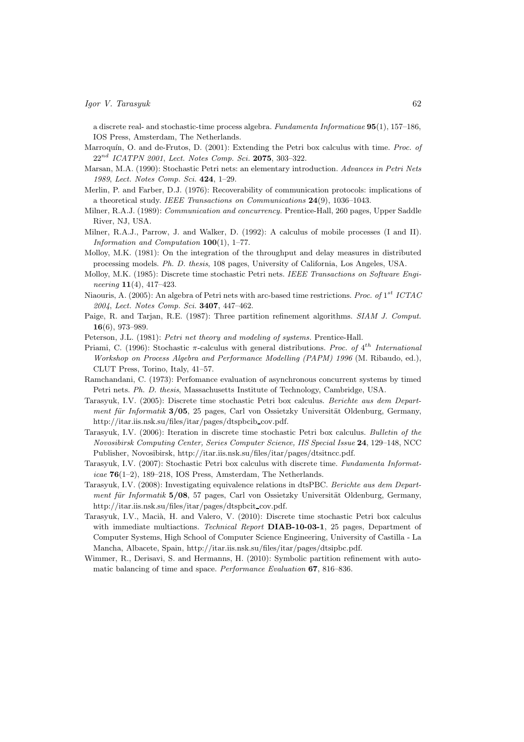a discrete real- and stochastic-time process algebra. *Fundamenta Informaticae* **95**(1), 157–186, IOS Press, Amsterdam, The Netherlands.

Marroquín, O. and de-Frutos, D. (2001): Extending the Petri box calculus with time. *Proc. of* $22^{nd}$ *ICATPN 2001*, *Lect. Notes Comp. Sci.* **2075**, 303–322.

Marsan, M.A. (1990): Stochastic Petri nets: an elementary introduction. *Advances in Petri Nets 1989*, *Lect. Notes Comp. Sci.* **424**, 1–29.

Merlin, P. and Farber, D.J. (1976): Recoverability of communication protocols: implications of a theoretical study. *IEEE Transactions on Communications* **24**(9), 1036–1043.

Milner, R.A.J. (1989): *Communication and concurrency.* Prentice-Hall, 260 pages, Upper Saddle River, NJ, USA.

Milner, R.A.J., Parrow, J. and Walker, D. (1992): A calculus of mobile processes (I and II). *Information and Computation* **100**(1), 1–77.

Molloy, M.K. (1981): On the integration of the throughput and delay measures in distributed processing models. *Ph. D. thesis*, 108 pages, University of California, Los Angeles, USA.

Molloy, M.K. (1985): Discrete time stochastic Petri nets. *IEEE Transactions on Software Engineering* **11**(4), 417–423.

Niaouris, A. (2005): An algebra of Petri nets with arc-based time restrictions. *Proc. of* $1^{st}$ *ICTAC 2004*, *Lect. Notes Comp. Sci.* **3407**, 447–462.

Paige, R. and Tarjan, R.E. (1987): Three partition refinement algorithms. *SIAM J. Comput.* **16**(6), 973–989.

Peterson, J.L. (1981): *Petri net theory and modeling of systems.* Prentice-Hall.

Priami, C. (1996): Stochastic $\pi$-calculus with general distributions. *Proc. of* $4^{th}$ *International Workshop on Process Algebra and Performance Modelling (PAPM) 1996* (M. Ribaudo, ed.), CLUT Press, Torino, Italy, 41–57.

Ramchandani, C. (1973): Perfomance evaluation of asynchronous concurrent systems by timed Petri nets. *Ph. D. thesis*, Massachusetts Institute of Technology, Cambridge, USA.

Tarasyuk, I.V. (2005): Discrete time stochastic Petri box calculus. *Berichte aus dem Department für Informatik* **3/05**, 25 pages, Carl von Ossietzky Universität Oldenburg, Germany, http://itar.iis.nsk.su/files/itar/pages/dtspbcib_cov.pdf.

Tarasyuk, I.V. (2006): Iteration in discrete time stochastic Petri box calculus. *Bulletin of the Novosibirsk Computing Center, Series Computer Science, IIS Special Issue* **24**, 129–148, NCC Publisher, Novosibirsk, http://itar.iis.nsk.su/files/itar/pages/dtsitncc.pdf.

Tarasyuk, I.V. (2007): Stochastic Petri box calculus with discrete time. *Fundamenta Informaticae* **76**(1–2), 189–218, IOS Press, Amsterdam, The Netherlands.

Tarasyuk, I.V. (2008): Investigating equivalence relations in dtsPBC. *Berichte aus dem Department für Informatik* **5/08**, 57 pages, Carl von Ossietzky Universität Oldenburg, Germany, http://itar.iis.nsk.su/files/itar/pages/dtspbcit_cov.pdf.

Tarasyuk, I.V., Macià, H. and Valero, V. (2010): Discrete time stochastic Petri box calculus with immediate multiactions. *Technical Report* **DIAB-10-03-1**, 25 pages, Department of Computer Systems, High School of Computer Science Engineering, University of Castilla - La Mancha, Albacete, Spain, http://itar.iis.nsk.su/files/itar/pages/dtsipbc.pdf.

Wimmer, R., Derisavi, S. and Hermanns, H. (2010): Symbolic partition refinement with automatic balancing of time and space. *Performance Evaluation* **67**, 816–836.